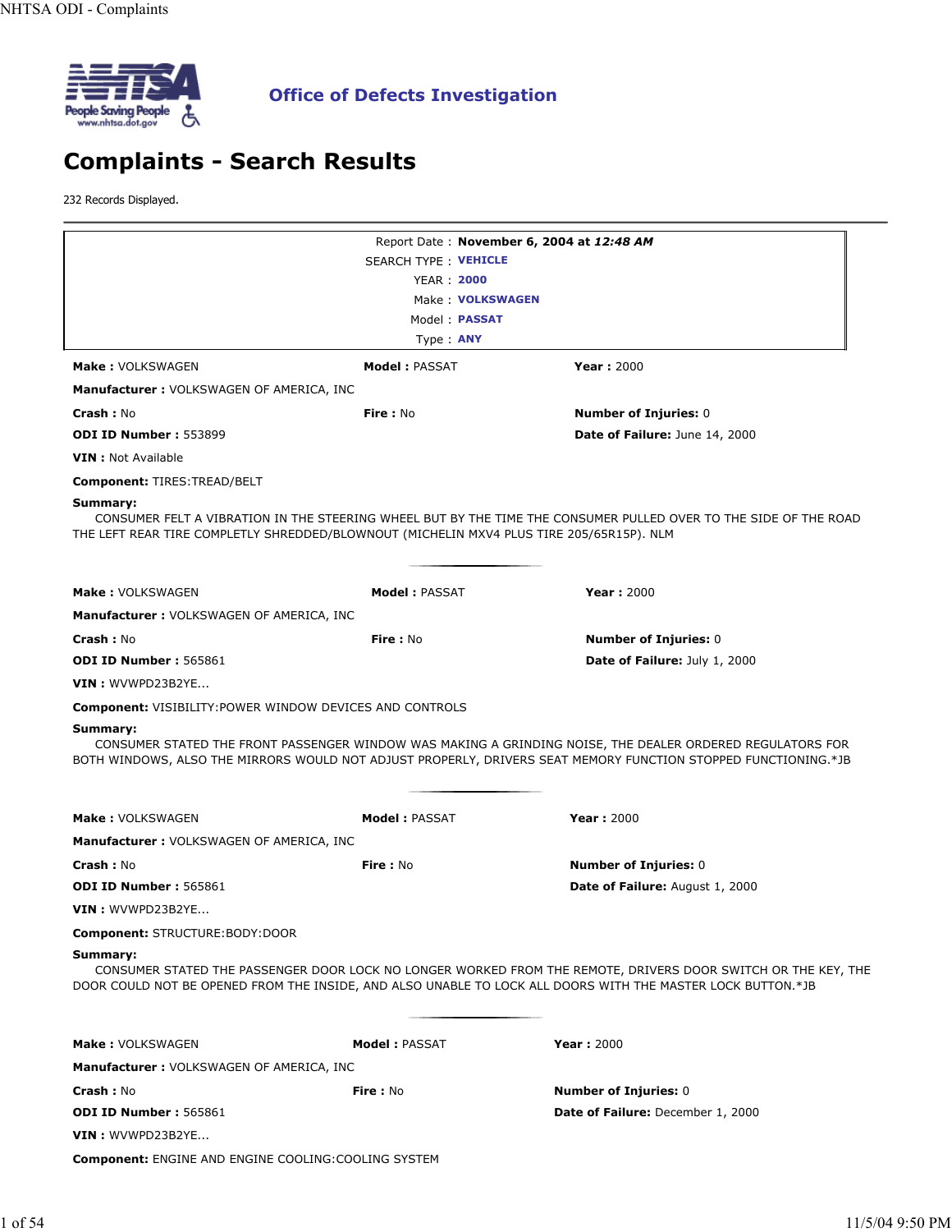**Office of Defects Investigation**

# Complaints - Search Results

232 Records Displayed.

---

Report Date : **November 6, 2004 at *12:48 AM***
SEARCH TYPE : **VEHICLE**
YEAR : **2000**
Make : **VOLKSWAGEN**
Model : **PASSAT**
Type : **ANY**

**Make :** VOLKSWAGEN **Model :** PASSAT **Year :** 2000

**Manufacturer :** VOLKSWAGEN OF AMERICA, INC

**Crash :** No **Fire :** No **Number of Injuries:** 0

**ODI ID Number :** 553899 **Date of Failure:** June 14, 2000

**VIN :** Not Available

**Component:** TIRES:TREAD/BELT

**Summary:**
CONSUMER FELT A VIBRATION IN THE STEERING WHEEL BUT BY THE TIME THE CONSUMER PULLED OVER TO THE SIDE OF THE ROAD THE LEFT REAR TIRE COMPLETLY SHREDDED/BLOWNOUT (MICHELIN MXV4 PLUS TIRE 205/65R15P). NLM

---

**Make :** VOLKSWAGEN **Model :** PASSAT **Year :** 2000

**Manufacturer :** VOLKSWAGEN OF AMERICA, INC

**Crash :** No **Fire :** No **Number of Injuries:** 0

**ODI ID Number :** 565861 **Date of Failure:** July 1, 2000

**VIN :** WVWPD23B2YE...

**Component:** VISIBILITY:POWER WINDOW DEVICES AND CONTROLS

**Summary:**
CONSUMER STATED THE FRONT PASSENGER WINDOW WAS MAKING A GRINDING NOISE, THE DEALER ORDERED REGULATORS FOR BOTH WINDOWS, ALSO THE MIRRORS WOULD NOT ADJUST PROPERLY, DRIVERS SEAT MEMORY FUNCTION STOPPED FUNCTIONING.*JB

---

**Make :** VOLKSWAGEN **Model :** PASSAT **Year :** 2000

**Manufacturer :** VOLKSWAGEN OF AMERICA, INC

**Crash :** No **Fire :** No **Number of Injuries:** 0

**ODI ID Number :** 565861 **Date of Failure:** August 1, 2000

**VIN :** WVWPD23B2YE...

**Component:** STRUCTURE:BODY:DOOR

**Summary:**
CONSUMER STATED THE PASSENGER DOOR LOCK NO LONGER WORKED FROM THE REMOTE, DRIVERS DOOR SWITCH OR THE KEY, THE DOOR COULD NOT BE OPENED FROM THE INSIDE, AND ALSO UNABLE TO LOCK ALL DOORS WITH THE MASTER LOCK BUTTON.*JB

---

**Make :** VOLKSWAGEN **Model :** PASSAT **Year :** 2000

**Manufacturer :** VOLKSWAGEN OF AMERICA, INC

**Crash :** No **Fire :** No **Number of Injuries:** 0

**ODI ID Number :** 565861 **Date of Failure:** December 1, 2000

**VIN :** WVWPD23B2YE...

**Component:** ENGINE AND ENGINE COOLING:COOLING SYSTEM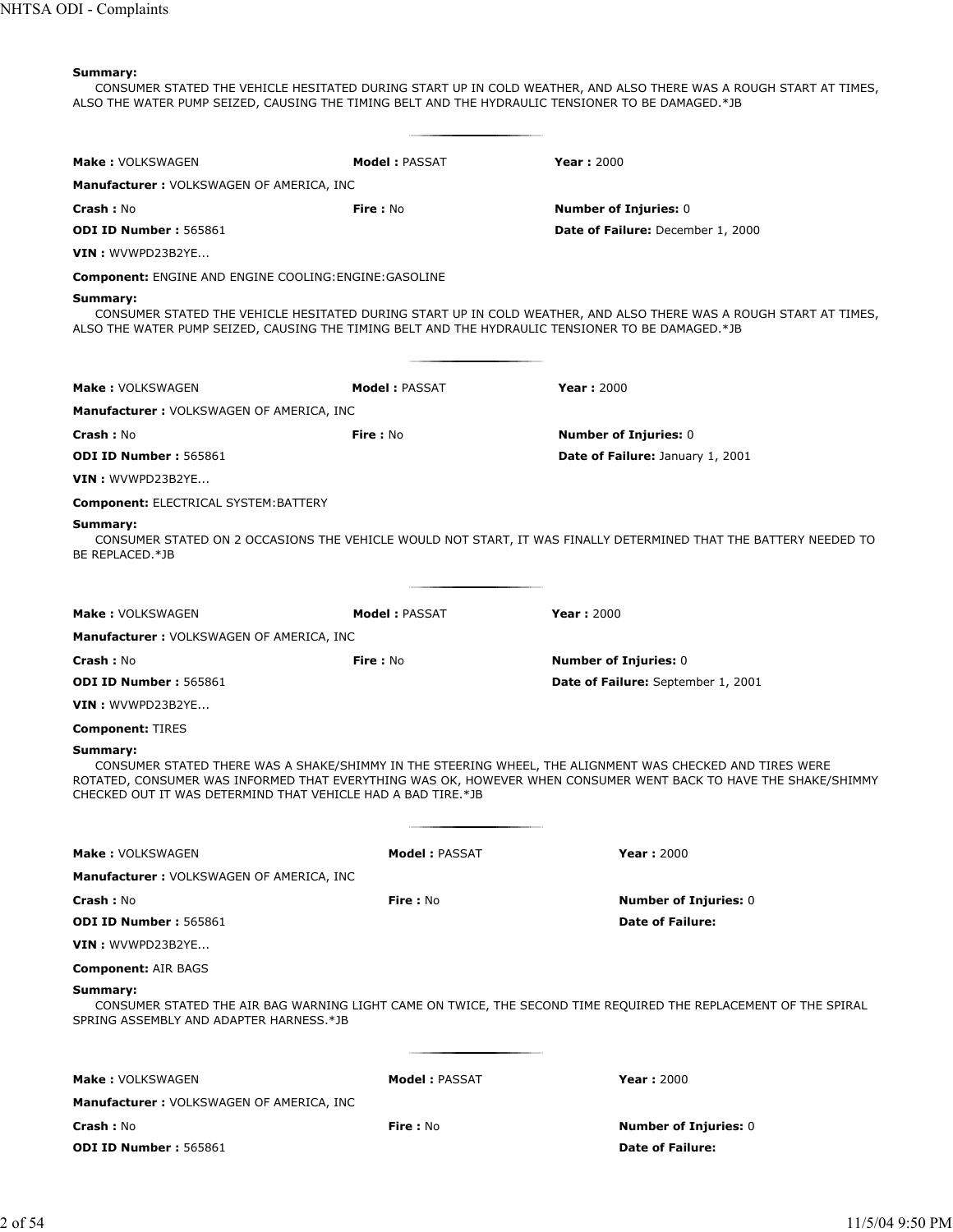**Summary:**

CONSUMER STATED THE VEHICLE HESITATED DURING START UP IN COLD WEATHER, AND ALSO THERE WAS A ROUGH START AT TIMES, ALSO THE WATER PUMP SEIZED, CAUSING THE TIMING BELT AND THE HYDRAULIC TENSIONER TO BE DAMAGED.*JB

---

**Make :** VOLKSWAGEN **Model :** PASSAT **Year :** 2000

**Manufacturer :** VOLKSWAGEN OF AMERICA, INC

**Crash :** No **Fire :** No **Number of Injuries:** 0

**ODI ID Number :** 565861 **Date of Failure:** December 1, 2000

**VIN :** WVWPD23B2YE...

**Component:** ENGINE AND ENGINE COOLING:ENGINE:GASOLINE

**Summary:**

CONSUMER STATED THE VEHICLE HESITATED DURING START UP IN COLD WEATHER, AND ALSO THERE WAS A ROUGH START AT TIMES, ALSO THE WATER PUMP SEIZED, CAUSING THE TIMING BELT AND THE HYDRAULIC TENSIONER TO BE DAMAGED.*JB

---

**Make :** VOLKSWAGEN **Model :** PASSAT **Year :** 2000

**Manufacturer :** VOLKSWAGEN OF AMERICA, INC

**Crash :** No **Fire :** No **Number of Injuries:** 0

**ODI ID Number :** 565861 **Date of Failure:** January 1, 2001

**VIN :** WVWPD23B2YE...

**Component:** ELECTRICAL SYSTEM:BATTERY

**Summary:**

CONSUMER STATED ON 2 OCCASIONS THE VEHICLE WOULD NOT START, IT WAS FINALLY DETERMINED THAT THE BATTERY NEEDED TO BE REPLACED.*JB

---

**Make :** VOLKSWAGEN **Model :** PASSAT **Year :** 2000

**Manufacturer :** VOLKSWAGEN OF AMERICA, INC

**Crash :** No **Fire :** No **Number of Injuries:** 0

**ODI ID Number :** 565861 **Date of Failure:** September 1, 2001

**VIN :** WVWPD23B2YE...

**Component:** TIRES

**Summary:**

CONSUMER STATED THERE WAS A SHAKE/SHIMMY IN THE STEERING WHEEL, THE ALIGNMENT WAS CHECKED AND TIRES WERE ROTATED, CONSUMER WAS INFORMED THAT EVERYTHING WAS OK, HOWEVER WHEN CONSUMER WENT BACK TO HAVE THE SHAKE/SHIMMY CHECKED OUT IT WAS DETERMIND THAT VEHICLE HAD A BAD TIRE.*JB

---

**Make :** VOLKSWAGEN **Model :** PASSAT **Year :** 2000

**Manufacturer :** VOLKSWAGEN OF AMERICA, INC

**Crash :** No **Fire :** No **Number of Injuries:** 0

**ODI ID Number :** 565861 **Date of Failure:**

**VIN :** WVWPD23B2YE...

**Component:** AIR BAGS

**Summary:**

CONSUMER STATED THE AIR BAG WARNING LIGHT CAME ON TWICE, THE SECOND TIME REQUIRED THE REPLACEMENT OF THE SPIRAL SPRING ASSEMBLY AND ADAPTER HARNESS.*JB

---

**Make :** VOLKSWAGEN **Model :** PASSAT **Year :** 2000

**Manufacturer :** VOLKSWAGEN OF AMERICA, INC

**Crash :** No **Fire :** No **Number of Injuries:** 0

**ODI ID Number :** 565861 **Date of Failure:**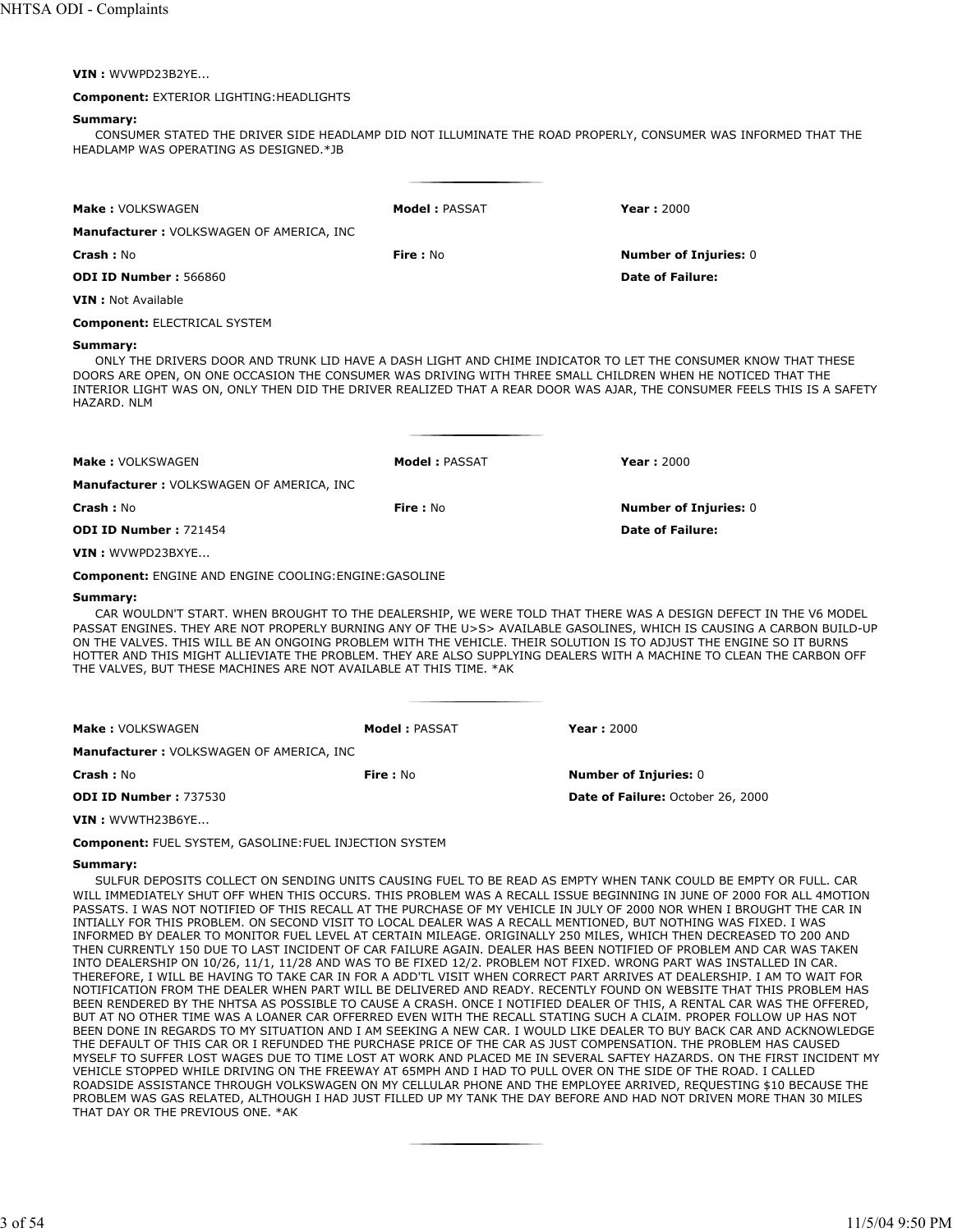**VIN :** WVWPD23B2YE...

**Component:** EXTERIOR LIGHTING:HEADLIGHTS

**Summary:**

CONSUMER STATED THE DRIVER SIDE HEADLAMP DID NOT ILLUMINATE THE ROAD PROPERLY, CONSUMER WAS INFORMED THAT THE HEADLAMP WAS OPERATING AS DESIGNED.*JB

---

| | | |
|---|---|---|
| **Make :** VOLKSWAGEN | **Model :** PASSAT | **Year :** 2000 |
| **Manufacturer :** VOLKSWAGEN OF AMERICA, INC | | |
| **Crash :** No | **Fire :** No | **Number of Injuries:** 0 |
| **ODI ID Number :** 566860 | | **Date of Failure:** |

**VIN :** Not Available

**Component:** ELECTRICAL SYSTEM

**Summary:**

ONLY THE DRIVERS DOOR AND TRUNK LID HAVE A DASH LIGHT AND CHIME INDICATOR TO LET THE CONSUMER KNOW THAT THESE DOORS ARE OPEN, ON ONE OCCASION THE CONSUMER WAS DRIVING WITH THREE SMALL CHILDREN WHEN HE NOTICED THAT THE INTERIOR LIGHT WAS ON, ONLY THEN DID THE DRIVER REALIZED THAT A REAR DOOR WAS AJAR, THE CONSUMER FEELS THIS IS A SAFETY HAZARD. NLM

---

| | | |
|---|---|---|
| **Make :** VOLKSWAGEN | **Model :** PASSAT | **Year :** 2000 |
| **Manufacturer :** VOLKSWAGEN OF AMERICA, INC | | |
| **Crash :** No | **Fire :** No | **Number of Injuries:** 0 |
| **ODI ID Number :** 721454 | | **Date of Failure:** |

**VIN :** WVWPD23BXYE...

**Component:** ENGINE AND ENGINE COOLING:ENGINE:GASOLINE

**Summary:**

CAR WOULDN'T START. WHEN BROUGHT TO THE DEALERSHIP, WE WERE TOLD THAT THERE WAS A DESIGN DEFECT IN THE V6 MODEL PASSAT ENGINES. THEY ARE NOT PROPERLY BURNING ANY OF THE U>S> AVAILABLE GASOLINES, WHICH IS CAUSING A CARBON BUILD-UP ON THE VALVES. THIS WILL BE AN ONGOING PROBLEM WITH THE VEHICLE. THEIR SOLUTION IS TO ADJUST THE ENGINE SO IT BURNS HOTTER AND THIS MIGHT ALLIEVIATE THE PROBLEM. THEY ARE ALSO SUPPLYING DEALERS WITH A MACHINE TO CLEAN THE CARBON OFF THE VALVES, BUT THESE MACHINES ARE NOT AVAILABLE AT THIS TIME. *AK

---

| | | |
|---|---|---|
| **Make :** VOLKSWAGEN | **Model :** PASSAT | **Year :** 2000 |
| **Manufacturer :** VOLKSWAGEN OF AMERICA, INC | | |
| **Crash :** No | **Fire :** No | **Number of Injuries:** 0 |
| **ODI ID Number :** 737530 | | **Date of Failure:** October 26, 2000 |

**VIN :** WVWTH23B6YE...

**Component:** FUEL SYSTEM, GASOLINE:FUEL INJECTION SYSTEM

**Summary:**

SULFUR DEPOSITS COLLECT ON SENDING UNITS CAUSING FUEL TO BE READ AS EMPTY WHEN TANK COULD BE EMPTY OR FULL. CAR WILL IMMEDIATELY SHUT OFF WHEN THIS OCCURS. THIS PROBLEM WAS A RECALL ISSUE BEGINNING IN JUNE OF 2000 FOR ALL 4MOTION PASSATS. I WAS NOT NOTIFIED OF THIS RECALL AT THE PURCHASE OF MY VEHICLE IN JULY OF 2000 NOR WHEN I BROUGHT THE CAR IN INTIALLY FOR THIS PROBLEM. ON SECOND VISIT TO LOCAL DEALER WAS A RECALL MENTIONED, BUT NOTHING WAS FIXED. I WAS INFORMED BY DEALER TO MONITOR FUEL LEVEL AT CERTAIN MILEAGE. ORIGINALLY 250 MILES, WHICH THEN DECREASED TO 200 AND THEN CURRENTLY 150 DUE TO LAST INCIDENT OF CAR FAILURE AGAIN. DEALER HAS BEEN NOTIFIED OF PROBLEM AND CAR WAS TAKEN INTO DEALERSHIP ON 10/26, 11/1, 11/28 AND WAS TO BE FIXED 12/2. PROBLEM NOT FIXED. WRONG PART WAS INSTALLED IN CAR. THEREFORE, I WILL BE HAVING TO TAKE CAR IN FOR A ADD'TL VISIT WHEN CORRECT PART ARRIVES AT DEALERSHIP. I AM TO WAIT FOR NOTIFICATION FROM THE DEALER WHEN PART WILL BE DELIVERED AND READY. RECENTLY FOUND ON WEBSITE THAT THIS PROBLEM HAS BEEN RENDERED BY THE NHTSA AS POSSIBLE TO CAUSE A CRASH. ONCE I NOTIFIED DEALER OF THIS, A RENTAL CAR WAS THE OFFERED, BUT AT NO OTHER TIME WAS A LOANER CAR OFFERRED EVEN WITH THE RECALL STATING SUCH A CLAIM. PROPER FOLLOW UP HAS NOT BEEN DONE IN REGARDS TO MY SITUATION AND I AM SEEKING A NEW CAR. I WOULD LIKE DEALER TO BUY BACK CAR AND ACKNOWLEDGE THE DEFAULT OF THIS CAR OR I REFUNDED THE PURCHASE PRICE OF THE CAR AS JUST COMPENSATION. THE PROBLEM HAS CAUSED MYSELF TO SUFFER LOST WAGES DUE TO TIME LOST AT WORK AND PLACED ME IN SEVERAL SAFTEY HAZARDS. ON THE FIRST INCIDENT MY VEHICLE STOPPED WHILE DRIVING ON THE FREEWAY AT 65MPH AND I HAD TO PULL OVER ON THE SIDE OF THE ROAD. I CALLED ROADSIDE ASSISTANCE THROUGH VOLKSWAGEN ON MY CELLULAR PHONE AND THE EMPLOYEE ARRIVED, REQUESTING $10 BECAUSE THE PROBLEM WAS GAS RELATED, ALTHOUGH I HAD JUST FILLED UP MY TANK THE DAY BEFORE AND HAD NOT DRIVEN MORE THAN 30 MILES THAT DAY OR THE PREVIOUS ONE. *AK

---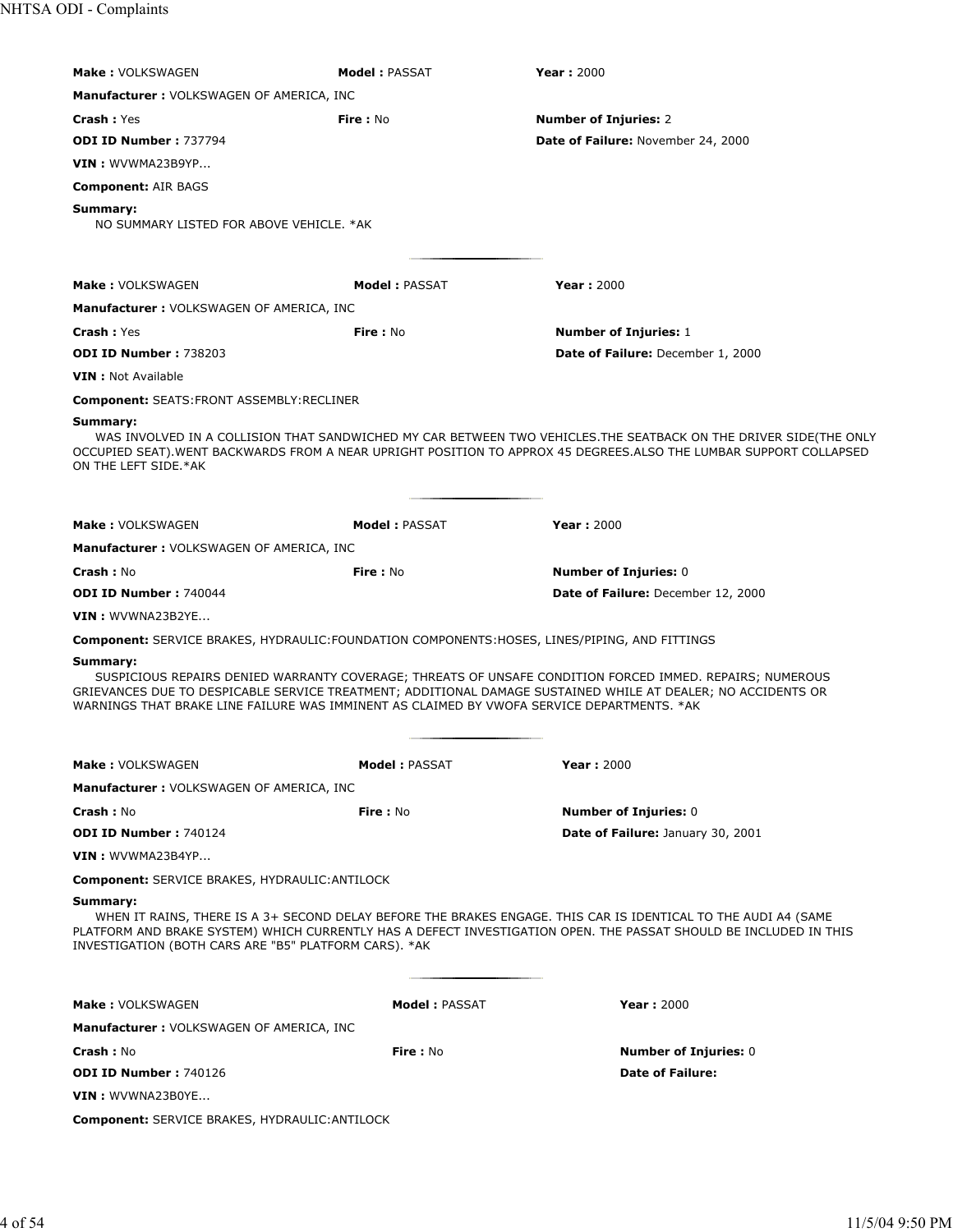**Make :** VOLKSWAGEN **Model :** PASSAT **Year :** 2000

**Manufacturer :** VOLKSWAGEN OF AMERICA, INC

**Crash :** Yes **Fire :** No **Number of Injuries:** 2

**ODI ID Number :** 737794 **Date of Failure:** November 24, 2000

**VIN :** WVWMA23B9YP...

**Component:** AIR BAGS

**Summary:**

NO SUMMARY LISTED FOR ABOVE VEHICLE. *AK

---

**Make :** VOLKSWAGEN **Model :** PASSAT **Year :** 2000

**Manufacturer :** VOLKSWAGEN OF AMERICA, INC

**Crash :** Yes **Fire :** No **Number of Injuries:** 1

**ODI ID Number :** 738203 **Date of Failure:** December 1, 2000

**VIN :** Not Available

**Component:** SEATS:FRONT ASSEMBLY:RECLINER

**Summary:**

WAS INVOLVED IN A COLLISION THAT SANDWICHED MY CAR BETWEEN TWO VEHICLES.THE SEATBACK ON THE DRIVER SIDE(THE ONLY OCCUPIED SEAT).WENT BACKWARDS FROM A NEAR UPRIGHT POSITION TO APPROX 45 DEGREES.ALSO THE LUMBAR SUPPORT COLLAPSED ON THE LEFT SIDE.*AK

---

**Make :** VOLKSWAGEN **Model :** PASSAT **Year :** 2000

**Manufacturer :** VOLKSWAGEN OF AMERICA, INC

**Crash :** No **Fire :** No **Number of Injuries:** 0

**ODI ID Number :** 740044 **Date of Failure:** December 12, 2000

**VIN :** WVWNA23B2YE...

**Component:** SERVICE BRAKES, HYDRAULIC:FOUNDATION COMPONENTS:HOSES, LINES/PIPING, AND FITTINGS

**Summary:**

SUSPICIOUS REPAIRS DENIED WARRANTY COVERAGE; THREATS OF UNSAFE CONDITION FORCED IMMED. REPAIRS; NUMEROUS GRIEVANCES DUE TO DESPICABLE SERVICE TREATMENT; ADDITIONAL DAMAGE SUSTAINED WHILE AT DEALER; NO ACCIDENTS OR WARNINGS THAT BRAKE LINE FAILURE WAS IMMINENT AS CLAIMED BY VWOFA SERVICE DEPARTMENTS. *AK

---

**Make :** VOLKSWAGEN **Model :** PASSAT **Year :** 2000

**Manufacturer :** VOLKSWAGEN OF AMERICA, INC

**Crash :** No **Fire :** No **Number of Injuries:** 0

**ODI ID Number :** 740124 **Date of Failure:** January 30, 2001

**VIN :** WVWMA23B4YP...

**Component:** SERVICE BRAKES, HYDRAULIC:ANTILOCK

**Summary:**

WHEN IT RAINS, THERE IS A 3+ SECOND DELAY BEFORE THE BRAKES ENGAGE. THIS CAR IS IDENTICAL TO THE AUDI A4 (SAME PLATFORM AND BRAKE SYSTEM) WHICH CURRENTLY HAS A DEFECT INVESTIGATION OPEN. THE PASSAT SHOULD BE INCLUDED IN THIS INVESTIGATION (BOTH CARS ARE "B5" PLATFORM CARS). *AK

---

**Make :** VOLKSWAGEN **Model :** PASSAT **Year :** 2000

**Manufacturer :** VOLKSWAGEN OF AMERICA, INC

**Crash :** No **Fire :** No **Number of Injuries:** 0

**ODI ID Number :** 740126 **Date of Failure:**

**VIN :** WVWNA23B0YE...

**Component:** SERVICE BRAKES, HYDRAULIC:ANTILOCK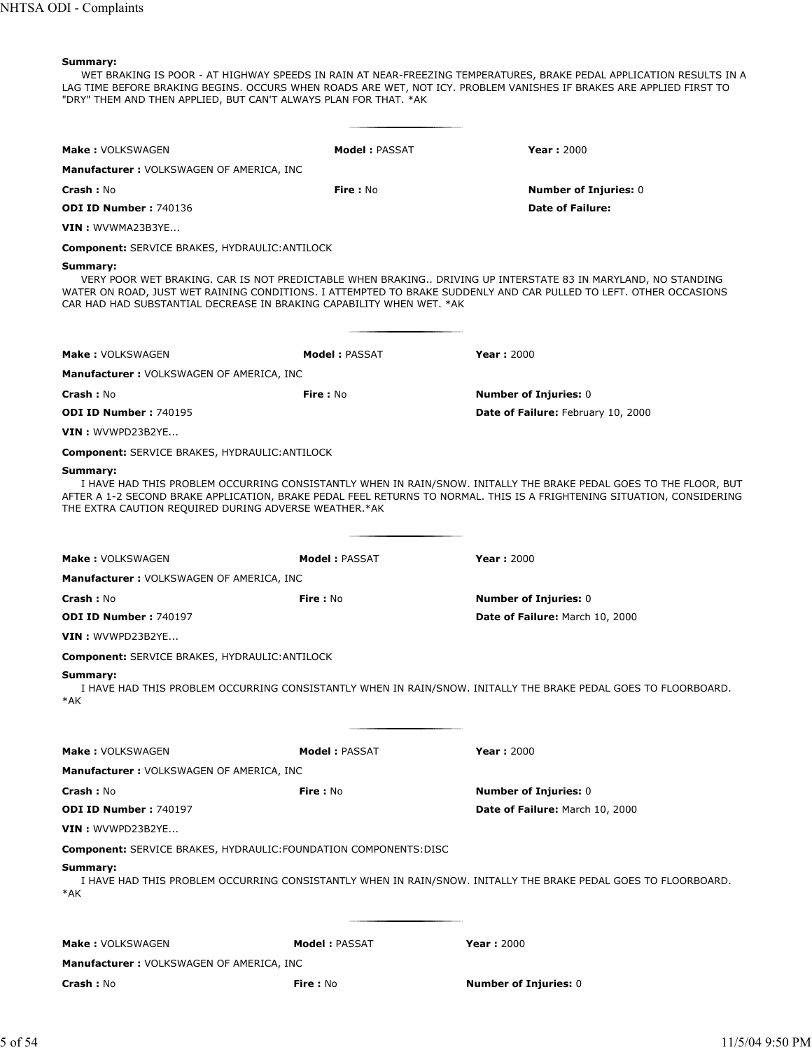**Summary:**

WET BRAKING IS POOR - AT HIGHWAY SPEEDS IN RAIN AT NEAR-FREEZING TEMPERATURES, BRAKE PEDAL APPLICATION RESULTS IN A LAG TIME BEFORE BRAKING BEGINS. OCCURS WHEN ROADS ARE WET, NOT ICY. PROBLEM VANISHES IF BRAKES ARE APPLIED FIRST TO "DRY" THEM AND THEN APPLIED, BUT CAN'T ALWAYS PLAN FOR THAT. *AK

---

**Make :** VOLKSWAGEN **Model :** PASSAT **Year :** 2000

**Manufacturer :** VOLKSWAGEN OF AMERICA, INC

**Crash :** No **Fire :** No **Number of Injuries:** 0

**ODI ID Number :** 740136 **Date of Failure:**

**VIN :** WVWMA23B3YE...

**Component:** SERVICE BRAKES, HYDRAULIC:ANTILOCK

**Summary:**

VERY POOR WET BRAKING. CAR IS NOT PREDICTABLE WHEN BRAKING.. DRIVING UP INTERSTATE 83 IN MARYLAND, NO STANDING WATER ON ROAD, JUST WET RAINING CONDITIONS. I ATTEMPTED TO BRAKE SUDDENLY AND CAR PULLED TO LEFT. OTHER OCCASIONS CAR HAD HAD SUBSTANTIAL DECREASE IN BRAKING CAPABILITY WHEN WET. *AK

---

**Make :** VOLKSWAGEN **Model :** PASSAT **Year :** 2000

**Manufacturer :** VOLKSWAGEN OF AMERICA, INC

**Crash :** No **Fire :** No **Number of Injuries:** 0

**ODI ID Number :** 740195 **Date of Failure:** February 10, 2000

**VIN :** WVWPD23B2YE...

**Component:** SERVICE BRAKES, HYDRAULIC:ANTILOCK

**Summary:**

I HAVE HAD THIS PROBLEM OCCURRING CONSISTANTLY WHEN IN RAIN/SNOW. INITALLY THE BRAKE PEDAL GOES TO THE FLOOR, BUT AFTER A 1-2 SECOND BRAKE APPLICATION, BRAKE PEDAL FEEL RETURNS TO NORMAL. THIS IS A FRIGHTENING SITUATION, CONSIDERING THE EXTRA CAUTION REQUIRED DURING ADVERSE WEATHER.*AK

---

**Make :** VOLKSWAGEN **Model :** PASSAT **Year :** 2000

**Manufacturer :** VOLKSWAGEN OF AMERICA, INC

**Crash :** No **Fire :** No **Number of Injuries:** 0

**ODI ID Number :** 740197 **Date of Failure:** March 10, 2000

**VIN :** WVWPD23B2YE...

**Component:** SERVICE BRAKES, HYDRAULIC:ANTILOCK

**Summary:**

I HAVE HAD THIS PROBLEM OCCURRING CONSISTANTLY WHEN IN RAIN/SNOW. INITALLY THE BRAKE PEDAL GOES TO FLOORBOARD. *AK

---

**Make :** VOLKSWAGEN **Model :** PASSAT **Year :** 2000

**Manufacturer :** VOLKSWAGEN OF AMERICA, INC

**Crash :** No **Fire :** No **Number of Injuries:** 0

**ODI ID Number :** 740197 **Date of Failure:** March 10, 2000

**VIN :** WVWPD23B2YE...

**Component:** SERVICE BRAKES, HYDRAULIC:FOUNDATION COMPONENTS:DISC

**Summary:**

I HAVE HAD THIS PROBLEM OCCURRING CONSISTANTLY WHEN IN RAIN/SNOW. INITALLY THE BRAKE PEDAL GOES TO FLOORBOARD. *AK

---

**Make :** VOLKSWAGEN **Model :** PASSAT **Year :** 2000

**Manufacturer :** VOLKSWAGEN OF AMERICA, INC

**Crash :** No **Fire :** No **Number of Injuries:** 0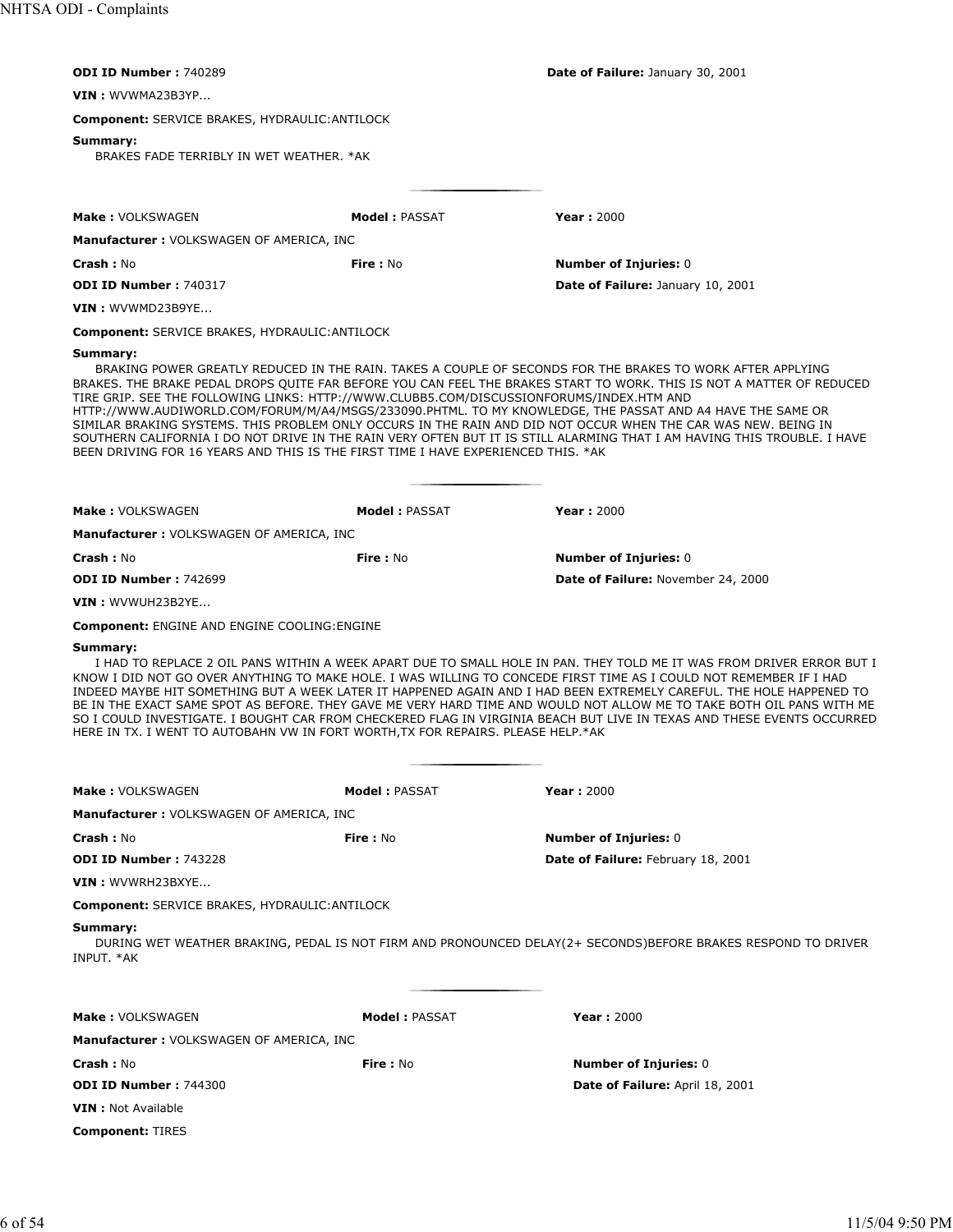**ODI ID Number :** 740289

**Date of Failure:** January 30, 2001

**VIN :** WVWMA23B3YP...

**Component:** SERVICE BRAKES, HYDRAULIC:ANTILOCK

**Summary:**

BRAKES FADE TERRIBLY IN WET WEATHER. *AK

---

**Make :** VOLKSWAGEN **Model :** PASSAT **Year :** 2000

**Manufacturer :** VOLKSWAGEN OF AMERICA, INC

**Crash :** No **Fire :** No **Number of Injuries:** 0

**ODI ID Number :** 740317 **Date of Failure:** January 10, 2001

**VIN :** WVWMD23B9YE...

**Component:** SERVICE BRAKES, HYDRAULIC:ANTILOCK

**Summary:**

BRAKING POWER GREATLY REDUCED IN THE RAIN. TAKES A COUPLE OF SECONDS FOR THE BRAKES TO WORK AFTER APPLYING BRAKES. THE BRAKE PEDAL DROPS QUITE FAR BEFORE YOU CAN FEEL THE BRAKES START TO WORK. THIS IS NOT A MATTER OF REDUCED TIRE GRIP. SEE THE FOLLOWING LINKS: HTTP://WWW.CLUBB5.COM/DISCUSSIONFORUMS/INDEX.HTM AND HTTP://WWW.AUDIWORLD.COM/FORUM/M/A4/MSGS/233090.PHTML. TO MY KNOWLEDGE, THE PASSAT AND A4 HAVE THE SAME OR SIMILAR BRAKING SYSTEMS. THIS PROBLEM ONLY OCCURS IN THE RAIN AND DID NOT OCCUR WHEN THE CAR WAS NEW. BEING IN SOUTHERN CALIFORNIA I DO NOT DRIVE IN THE RAIN VERY OFTEN BUT IT IS STILL ALARMING THAT I AM HAVING THIS TROUBLE. I HAVE BEEN DRIVING FOR 16 YEARS AND THIS IS THE FIRST TIME I HAVE EXPERIENCED THIS. *AK

---

**Make :** VOLKSWAGEN **Model :** PASSAT **Year :** 2000

**Manufacturer :** VOLKSWAGEN OF AMERICA, INC

**Crash :** No **Fire :** No **Number of Injuries:** 0

**ODI ID Number :** 742699 **Date of Failure:** November 24, 2000

**VIN :** WVWUH23B2YE...

**Component:** ENGINE AND ENGINE COOLING:ENGINE

**Summary:**

I HAD TO REPLACE 2 OIL PANS WITHIN A WEEK APART DUE TO SMALL HOLE IN PAN. THEY TOLD ME IT WAS FROM DRIVER ERROR BUT I KNOW I DID NOT GO OVER ANYTHING TO MAKE HOLE. I WAS WILLING TO CONCEDE FIRST TIME AS I COULD NOT REMEMBER IF I HAD INDEED MAYBE HIT SOMETHING BUT A WEEK LATER IT HAPPENED AGAIN AND I HAD BEEN EXTREMELY CAREFUL. THE HOLE HAPPENED TO BE IN THE EXACT SAME SPOT AS BEFORE. THEY GAVE ME VERY HARD TIME AND WOULD NOT ALLOW ME TO TAKE BOTH OIL PANS WITH ME SO I COULD INVESTIGATE. I BOUGHT CAR FROM CHECKERED FLAG IN VIRGINIA BEACH BUT LIVE IN TEXAS AND THESE EVENTS OCCURRED HERE IN TX. I WENT TO AUTOBAHN VW IN FORT WORTH,TX FOR REPAIRS. PLEASE HELP.*AK

---

**Make :** VOLKSWAGEN **Model :** PASSAT **Year :** 2000

**Manufacturer :** VOLKSWAGEN OF AMERICA, INC

**Crash :** No **Fire :** No **Number of Injuries:** 0

**ODI ID Number :** 743228 **Date of Failure:** February 18, 2001

**VIN :** WVWRH23BXYE...

**Component:** SERVICE BRAKES, HYDRAULIC:ANTILOCK

**Summary:**

DURING WET WEATHER BRAKING, PEDAL IS NOT FIRM AND PRONOUNCED DELAY(2+ SECONDS)BEFORE BRAKES RESPOND TO DRIVER INPUT. *AK

---

**Make :** VOLKSWAGEN **Model :** PASSAT **Year :** 2000

**Manufacturer :** VOLKSWAGEN OF AMERICA, INC

**Crash :** No **Fire :** No **Number of Injuries:** 0

**ODI ID Number :** 744300 **Date of Failure:** April 18, 2001

**VIN :** Not Available

**Component:** TIRES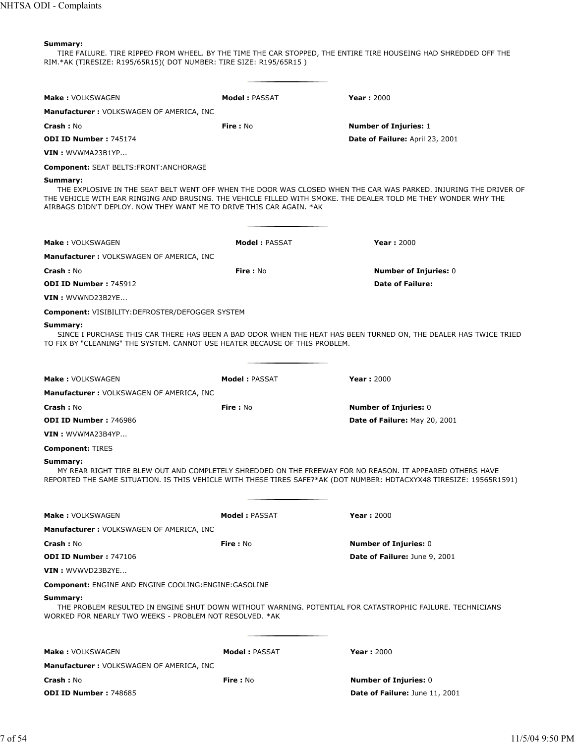**Summary:**

TIRE FAILURE. TIRE RIPPED FROM WHEEL. BY THE TIME THE CAR STOPPED, THE ENTIRE TIRE HOUSEING HAD SHREDDED OFF THE RIM.*AK (TIRESIZE: R195/65R15)( DOT NUMBER: TIRE SIZE: R195/65R15 )

---

| | | |
|---|---|---|
| **Make :** VOLKSWAGEN | **Model :** PASSAT | **Year :** 2000 |
| **Manufacturer :** VOLKSWAGEN OF AMERICA, INC | | |
| **Crash :** No | **Fire :** No | **Number of Injuries:** 1 |
| **ODI ID Number :** 745174 | | **Date of Failure:** April 23, 2001 |
| **VIN :** WVWMA23B1YP... | | |

**Component:** SEAT BELTS:FRONT:ANCHORAGE

**Summary:**

THE EXPLOSIVE IN THE SEAT BELT WENT OFF WHEN THE DOOR WAS CLOSED WHEN THE CAR WAS PARKED. INJURING THE DRIVER OF THE VEHICLE WITH EAR RINGING AND BRUSING. THE VEHICLE FILLED WITH SMOKE. THE DEALER TOLD ME THEY WONDER WHY THE AIRBAGS DIDN'T DEPLOY. NOW THEY WANT ME TO DRIVE THIS CAR AGAIN. *AK

---

| | | |
|---|---|---|
| **Make :** VOLKSWAGEN | **Model :** PASSAT | **Year :** 2000 |
| **Manufacturer :** VOLKSWAGEN OF AMERICA, INC | | |
| **Crash :** No | **Fire :** No | **Number of Injuries:** 0 |
| **ODI ID Number :** 745912 | | **Date of Failure:** |
| **VIN :** WVWND23B2YE... | | |

**Component:** VISIBILITY:DEFROSTER/DEFOGGER SYSTEM

**Summary:**

SINCE I PURCHASE THIS CAR THERE HAS BEEN A BAD ODOR WHEN THE HEAT HAS BEEN TURNED ON, THE DEALER HAS TWICE TRIED TO FIX BY "CLEANING" THE SYSTEM. CANNOT USE HEATER BECAUSE OF THIS PROBLEM.

---

| | | |
|---|---|---|
| **Make :** VOLKSWAGEN | **Model :** PASSAT | **Year :** 2000 |
| **Manufacturer :** VOLKSWAGEN OF AMERICA, INC | | |
| **Crash :** No | **Fire :** No | **Number of Injuries:** 0 |
| **ODI ID Number :** 746986 | | **Date of Failure:** May 20, 2001 |
| **VIN :** WVWMA23B4YP... | | |

**Component:** TIRES

**Summary:**

MY REAR RIGHT TIRE BLEW OUT AND COMPLETELY SHREDDED ON THE FREEWAY FOR NO REASON. IT APPEARED OTHERS HAVE REPORTED THE SAME SITUATION. IS THIS VEHICLE WITH THESE TIRES SAFE?*AK (DOT NUMBER: HDTACXYX48 TIRESIZE: 19565R1591)

---

| | | |
|---|---|---|
| **Make :** VOLKSWAGEN | **Model :** PASSAT | **Year :** 2000 |
| **Manufacturer :** VOLKSWAGEN OF AMERICA, INC | | |
| **Crash :** No | **Fire :** No | **Number of Injuries:** 0 |
| **ODI ID Number :** 747106 | | **Date of Failure:** June 9, 2001 |
| **VIN :** WVWVD23B2YE... | | |

**Component:** ENGINE AND ENGINE COOLING:ENGINE:GASOLINE

**Summary:**

THE PROBLEM RESULTED IN ENGINE SHUT DOWN WITHOUT WARNING. POTENTIAL FOR CATASTROPHIC FAILURE. TECHNICIANS WORKED FOR NEARLY TWO WEEKS - PROBLEM NOT RESOLVED. *AK

---

| | | |
|---|---|---|
| **Make :** VOLKSWAGEN | **Model :** PASSAT | **Year :** 2000 |
| **Manufacturer :** VOLKSWAGEN OF AMERICA, INC | | |
| **Crash :** No | **Fire :** No | **Number of Injuries:** 0 |
| **ODI ID Number :** 748685 | | **Date of Failure:** June 11, 2001 |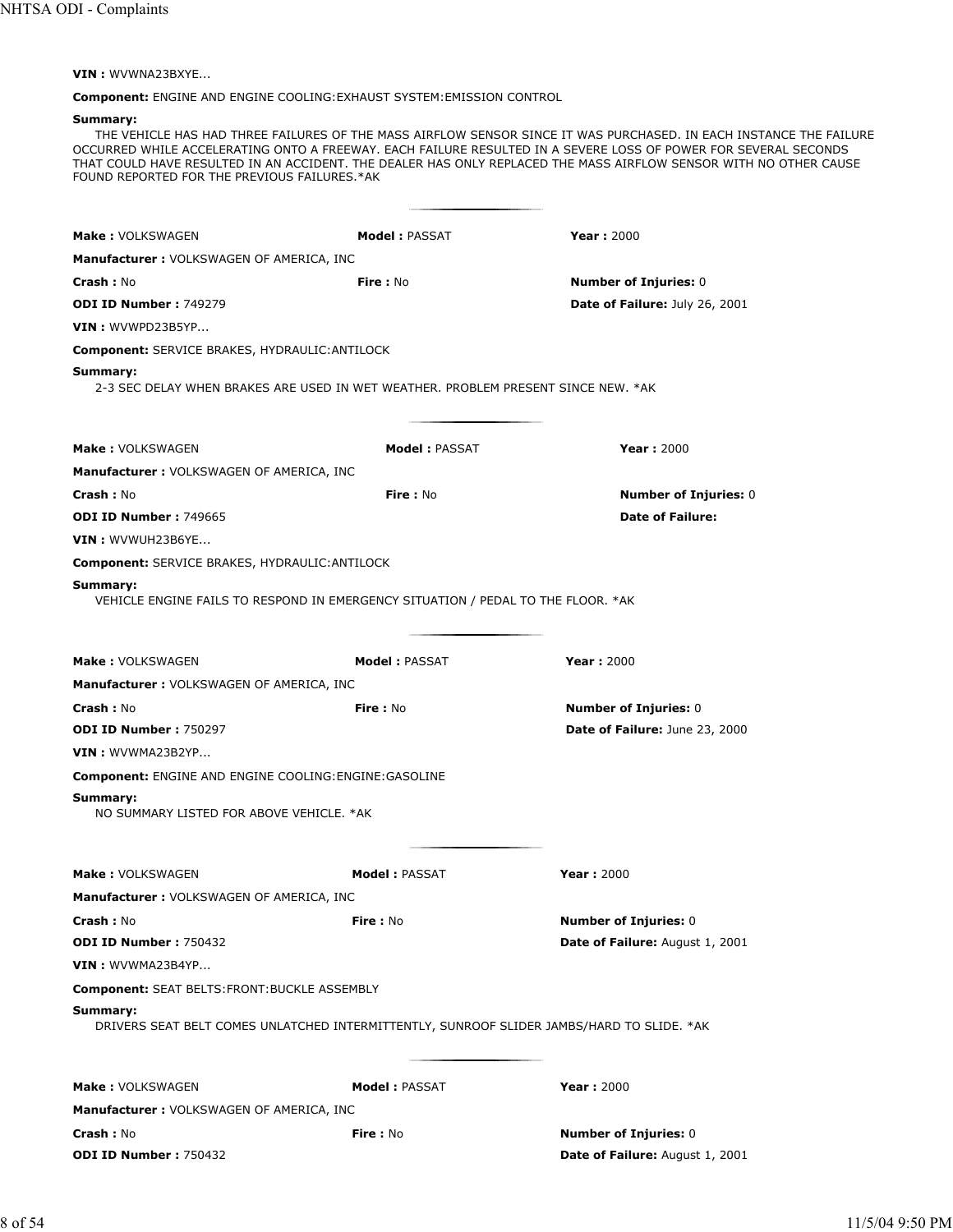**VIN :** WVWNA23BXYE...

**Component:** ENGINE AND ENGINE COOLING:EXHAUST SYSTEM:EMISSION CONTROL

**Summary:**
THE VEHICLE HAS HAD THREE FAILURES OF THE MASS AIRFLOW SENSOR SINCE IT WAS PURCHASED. IN EACH INSTANCE THE FAILURE OCCURRED WHILE ACCELERATING ONTO A FREEWAY. EACH FAILURE RESULTED IN A SEVERE LOSS OF POWER FOR SEVERAL SECONDS THAT COULD HAVE RESULTED IN AN ACCIDENT. THE DEALER HAS ONLY REPLACED THE MASS AIRFLOW SENSOR WITH NO OTHER CAUSE FOUND REPORTED FOR THE PREVIOUS FAILURES.*AK

---

**Make :** VOLKSWAGEN **Model :** PASSAT **Year :** 2000

**Manufacturer :** VOLKSWAGEN OF AMERICA, INC

**Crash :** No **Fire :** No **Number of Injuries:** 0

**ODI ID Number :** 749279 **Date of Failure:** July 26, 2001

**VIN :** WVWPD23B5YP...

**Component:** SERVICE BRAKES, HYDRAULIC:ANTILOCK

**Summary:**
2-3 SEC DELAY WHEN BRAKES ARE USED IN WET WEATHER. PROBLEM PRESENT SINCE NEW. *AK

---

**Make :** VOLKSWAGEN **Model :** PASSAT **Year :** 2000

**Manufacturer :** VOLKSWAGEN OF AMERICA, INC

**Crash :** No **Fire :** No **Number of Injuries:** 0

**ODI ID Number :** 749665 **Date of Failure:**

**VIN :** WVWUH23B6YE...

**Component:** SERVICE BRAKES, HYDRAULIC:ANTILOCK

**Summary:**
VEHICLE ENGINE FAILS TO RESPOND IN EMERGENCY SITUATION / PEDAL TO THE FLOOR. *AK

---

**Make :** VOLKSWAGEN **Model :** PASSAT **Year :** 2000

**Manufacturer :** VOLKSWAGEN OF AMERICA, INC

**Crash :** No **Fire :** No **Number of Injuries:** 0

**ODI ID Number :** 750297 **Date of Failure:** June 23, 2000

**VIN :** WVWMA23B2YP...

**Component:** ENGINE AND ENGINE COOLING:ENGINE:GASOLINE

**Summary:**
NO SUMMARY LISTED FOR ABOVE VEHICLE. *AK

---

**Make :** VOLKSWAGEN **Model :** PASSAT **Year :** 2000

**Manufacturer :** VOLKSWAGEN OF AMERICA, INC

**Crash :** No **Fire :** No **Number of Injuries:** 0

**ODI ID Number :** 750432 **Date of Failure:** August 1, 2001

**VIN :** WVWMA23B4YP...

**Component:** SEAT BELTS:FRONT:BUCKLE ASSEMBLY

**Summary:**
DRIVERS SEAT BELT COMES UNLATCHED INTERMITTENTLY, SUNROOF SLIDER JAMBS/HARD TO SLIDE. *AK

---

**Make :** VOLKSWAGEN **Model :** PASSAT **Year :** 2000

**Manufacturer :** VOLKSWAGEN OF AMERICA, INC

**Crash :** No **Fire :** No **Number of Injuries:** 0

**ODI ID Number :** 750432 **Date of Failure:** August 1, 2001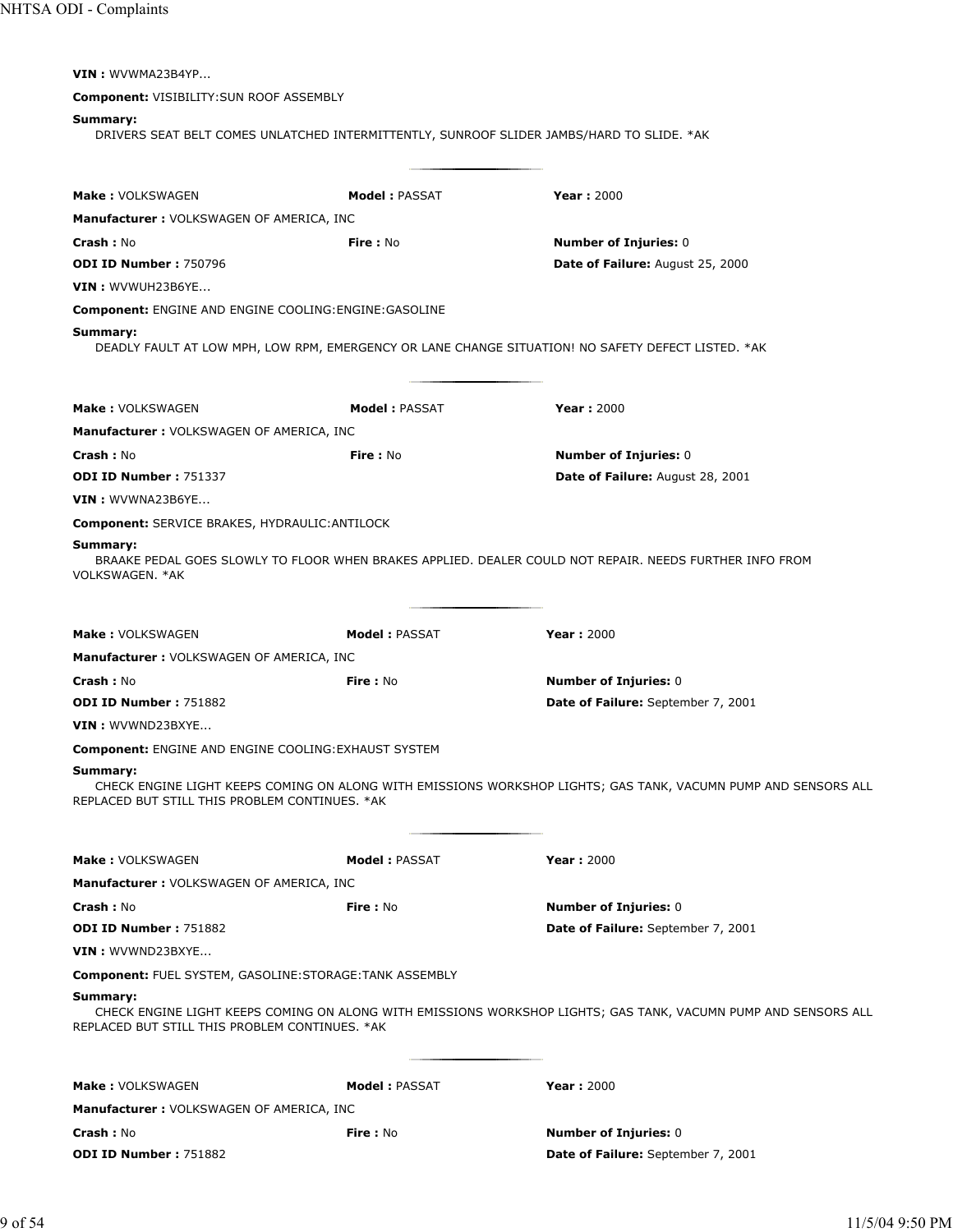**VIN :** WVWMA23B4YP...

**Component:** VISIBILITY:SUN ROOF ASSEMBLY

**Summary:**
DRIVERS SEAT BELT COMES UNLATCHED INTERMITTENTLY, SUNROOF SLIDER JAMBS/HARD TO SLIDE. *AK

---

**Make :** VOLKSWAGEN **Model :** PASSAT **Year :** 2000

**Manufacturer :** VOLKSWAGEN OF AMERICA, INC

**Crash :** No **Fire :** No **Number of Injuries:** 0

**ODI ID Number :** 750796 **Date of Failure:** August 25, 2000

**VIN :** WVWUH23B6YE...

**Component:** ENGINE AND ENGINE COOLING:ENGINE:GASOLINE

**Summary:**
DEADLY FAULT AT LOW MPH, LOW RPM, EMERGENCY OR LANE CHANGE SITUATION! NO SAFETY DEFECT LISTED. *AK

---

**Make :** VOLKSWAGEN **Model :** PASSAT **Year :** 2000

**Manufacturer :** VOLKSWAGEN OF AMERICA, INC

**Crash :** No **Fire :** No **Number of Injuries:** 0

**ODI ID Number :** 751337 **Date of Failure:** August 28, 2001

**VIN :** WVWNA23B6YE...

**Component:** SERVICE BRAKES, HYDRAULIC:ANTILOCK

**Summary:**
BRAAKE PEDAL GOES SLOWLY TO FLOOR WHEN BRAKES APPLIED. DEALER COULD NOT REPAIR. NEEDS FURTHER INFO FROM VOLKSWAGEN. *AK

---

**Make :** VOLKSWAGEN **Model :** PASSAT **Year :** 2000

**Manufacturer :** VOLKSWAGEN OF AMERICA, INC

**Crash :** No **Fire :** No **Number of Injuries:** 0

**ODI ID Number :** 751882 **Date of Failure:** September 7, 2001

**VIN :** WVWND23BXYE...

**Component:** ENGINE AND ENGINE COOLING:EXHAUST SYSTEM

**Summary:**
CHECK ENGINE LIGHT KEEPS COMING ON ALONG WITH EMISSIONS WORKSHOP LIGHTS; GAS TANK, VACUMN PUMP AND SENSORS ALL REPLACED BUT STILL THIS PROBLEM CONTINUES. *AK

---

**Make :** VOLKSWAGEN **Model :** PASSAT **Year :** 2000

**Manufacturer :** VOLKSWAGEN OF AMERICA, INC

**Crash :** No **Fire :** No **Number of Injuries:** 0

**ODI ID Number :** 751882 **Date of Failure:** September 7, 2001

**VIN :** WVWND23BXYE...

**Component:** FUEL SYSTEM, GASOLINE:STORAGE:TANK ASSEMBLY

**Summary:**
CHECK ENGINE LIGHT KEEPS COMING ON ALONG WITH EMISSIONS WORKSHOP LIGHTS; GAS TANK, VACUMN PUMP AND SENSORS ALL REPLACED BUT STILL THIS PROBLEM CONTINUES. *AK

---

**Make :** VOLKSWAGEN **Model :** PASSAT **Year :** 2000

**Manufacturer :** VOLKSWAGEN OF AMERICA, INC

**Crash :** No **Fire :** No **Number of Injuries:** 0

**ODI ID Number :** 751882 **Date of Failure:** September 7, 2001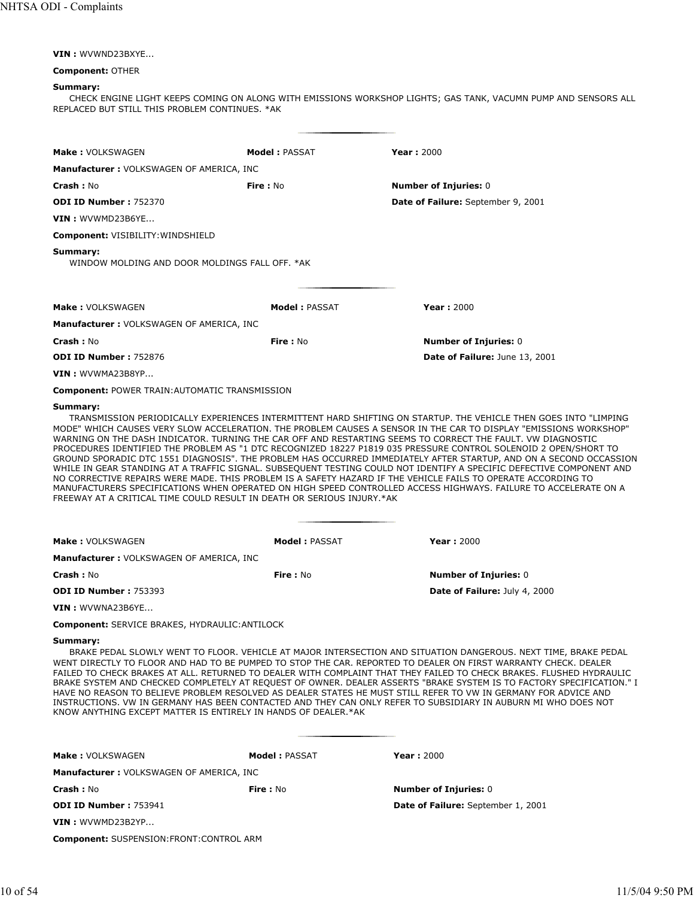**VIN :** WVWND23BXYE...

**Component:** OTHER

**Summary:**
CHECK ENGINE LIGHT KEEPS COMING ON ALONG WITH EMISSIONS WORKSHOP LIGHTS; GAS TANK, VACUMN PUMP AND SENSORS ALL REPLACED BUT STILL THIS PROBLEM CONTINUES. *AK

---

| | | |
|---|---|---|
| **Make :** VOLKSWAGEN | **Model :** PASSAT | **Year :** 2000 |
| **Manufacturer :** VOLKSWAGEN OF AMERICA, INC | | |
| **Crash :** No | **Fire :** No | **Number of Injuries:** 0 |
| **ODI ID Number :** 752370 | | **Date of Failure:** September 9, 2001 |

**VIN :** WVWMD23B6YE...

**Component:** VISIBILITY:WINDSHIELD

**Summary:**
WINDOW MOLDING AND DOOR MOLDINGS FALL OFF. *AK

---

| | | |
|---|---|---|
| **Make :** VOLKSWAGEN | **Model :** PASSAT | **Year :** 2000 |
| **Manufacturer :** VOLKSWAGEN OF AMERICA, INC | | |
| **Crash :** No | **Fire :** No | **Number of Injuries:** 0 |
| **ODI ID Number :** 752876 | | **Date of Failure:** June 13, 2001 |

**VIN :** WVWMA23B8YP...

**Component:** POWER TRAIN:AUTOMATIC TRANSMISSION

**Summary:**
TRANSMISSION PERIODICALLY EXPERIENCES INTERMITTENT HARD SHIFTING ON STARTUP. THE VEHICLE THEN GOES INTO "LIMPING MODE" WHICH CAUSES VERY SLOW ACCELERATION. THE PROBLEM CAUSES A SENSOR IN THE CAR TO DISPLAY "EMISSIONS WORKSHOP" WARNING ON THE DASH INDICATOR. TURNING THE CAR OFF AND RESTARTING SEEMS TO CORRECT THE FAULT. VW DIAGNOSTIC PROCEDURES IDENTIFIED THE PROBLEM AS "1 DTC RECOGNIZED 18227 P1819 035 PRESSURE CONTROL SOLENOID 2 OPEN/SHORT TO GROUND SPORADIC DTC 1551 DIAGNOSIS". THE PROBLEM HAS OCCURRED IMMEDIATELY AFTER STARTUP, AND ON A SECOND OCCASSION WHILE IN GEAR STANDING AT A TRAFFIC SIGNAL. SUBSEQUENT TESTING COULD NOT IDENTIFY A SPECIFIC DEFECTIVE COMPONENT AND NO CORRECTIVE REPAIRS WERE MADE. THIS PROBLEM IS A SAFETY HAZARD IF THE VEHICLE FAILS TO OPERATE ACCORDING TO MANUFACTURERS SPECIFICATIONS WHEN OPERATED ON HIGH SPEED CONTROLLED ACCESS HIGHWAYS. FAILURE TO ACCELERATE ON A FREEWAY AT A CRITICAL TIME COULD RESULT IN DEATH OR SERIOUS INJURY.*AK

---

| | | |
|---|---|---|
| **Make :** VOLKSWAGEN | **Model :** PASSAT | **Year :** 2000 |
| **Manufacturer :** VOLKSWAGEN OF AMERICA, INC | | |
| **Crash :** No | **Fire :** No | **Number of Injuries:** 0 |
| **ODI ID Number :** 753393 | | **Date of Failure:** July 4, 2000 |

**VIN :** WVWNA23B6YE...

**Component:** SERVICE BRAKES, HYDRAULIC:ANTILOCK

**Summary:**
BRAKE PEDAL SLOWLY WENT TO FLOOR. VEHICLE AT MAJOR INTERSECTION AND SITUATION DANGEROUS. NEXT TIME, BRAKE PEDAL WENT DIRECTLY TO FLOOR AND HAD TO BE PUMPED TO STOP THE CAR. REPORTED TO DEALER ON FIRST WARRANTY CHECK. DEALER FAILED TO CHECK BRAKES AT ALL. RETURNED TO DEALER WITH COMPLAINT THAT THEY FAILED TO CHECK BRAKES. FLUSHED HYDRAULIC BRAKE SYSTEM AND CHECKED COMPLETELY AT REQUEST OF OWNER. DEALER ASSERTS "BRAKE SYSTEM IS TO FACTORY SPECIFICATION." I HAVE NO REASON TO BELIEVE PROBLEM RESOLVED AS DEALER STATES HE MUST STILL REFER TO VW IN GERMANY FOR ADVICE AND INSTRUCTIONS. VW IN GERMANY HAS BEEN CONTACTED AND THEY CAN ONLY REFER TO SUBSIDIARY IN AUBURN MI WHO DOES NOT KNOW ANYTHING EXCEPT MATTER IS ENTIRELY IN HANDS OF DEALER.*AK

---

| | | |
|---|---|---|
| **Make :** VOLKSWAGEN | **Model :** PASSAT | **Year :** 2000 |
| **Manufacturer :** VOLKSWAGEN OF AMERICA, INC | | |
| **Crash :** No | **Fire :** No | **Number of Injuries:** 0 |
| **ODI ID Number :** 753941 | | **Date of Failure:** September 1, 2001 |

**VIN :** WVWMD23B2YP...

**Component:** SUSPENSION:FRONT:CONTROL ARM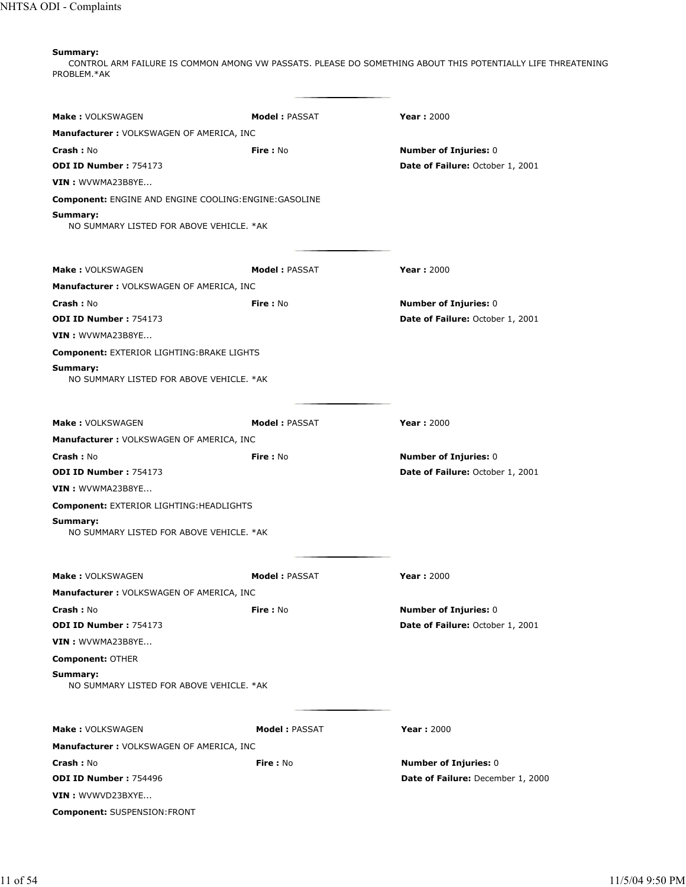**Summary:**
CONTROL ARM FAILURE IS COMMON AMONG VW PASSATS. PLEASE DO SOMETHING ABOUT THIS POTENTIALLY LIFE THREATENING PROBLEM.*AK

---

**Make :** VOLKSWAGEN **Model :** PASSAT **Year :** 2000

**Manufacturer :** VOLKSWAGEN OF AMERICA, INC

**Crash :** No **Fire :** No **Number of Injuries:** 0

**ODI ID Number :** 754173 **Date of Failure:** October 1, 2001

**VIN :** WVWMA23B8YE...

**Component:** ENGINE AND ENGINE COOLING:ENGINE:GASOLINE

**Summary:**
NO SUMMARY LISTED FOR ABOVE VEHICLE. *AK

---

**Make :** VOLKSWAGEN **Model :** PASSAT **Year :** 2000

**Manufacturer :** VOLKSWAGEN OF AMERICA, INC

**Crash :** No **Fire :** No **Number of Injuries:** 0

**ODI ID Number :** 754173 **Date of Failure:** October 1, 2001

**VIN :** WVWMA23B8YE...

**Component:** EXTERIOR LIGHTING:BRAKE LIGHTS

**Summary:**
NO SUMMARY LISTED FOR ABOVE VEHICLE. *AK

---

**Make :** VOLKSWAGEN **Model :** PASSAT **Year :** 2000

**Manufacturer :** VOLKSWAGEN OF AMERICA, INC

**Crash :** No **Fire :** No **Number of Injuries:** 0

**ODI ID Number :** 754173 **Date of Failure:** October 1, 2001

**VIN :** WVWMA23B8YE...

**Component:** EXTERIOR LIGHTING:HEADLIGHTS

**Summary:**
NO SUMMARY LISTED FOR ABOVE VEHICLE. *AK

---

**Make :** VOLKSWAGEN **Model :** PASSAT **Year :** 2000

**Manufacturer :** VOLKSWAGEN OF AMERICA, INC

**Crash :** No **Fire :** No **Number of Injuries:** 0

**ODI ID Number :** 754173 **Date of Failure:** October 1, 2001

**VIN :** WVWMA23B8YE...

**Component:** OTHER

**Summary:**
NO SUMMARY LISTED FOR ABOVE VEHICLE. *AK

---

**Make :** VOLKSWAGEN **Model :** PASSAT **Year :** 2000

**Manufacturer :** VOLKSWAGEN OF AMERICA, INC

**Crash :** No **Fire :** No **Number of Injuries:** 0

**ODI ID Number :** 754496 **Date of Failure:** December 1, 2000

**VIN :** WVWVD23BXYE...

**Component:** SUSPENSION:FRONT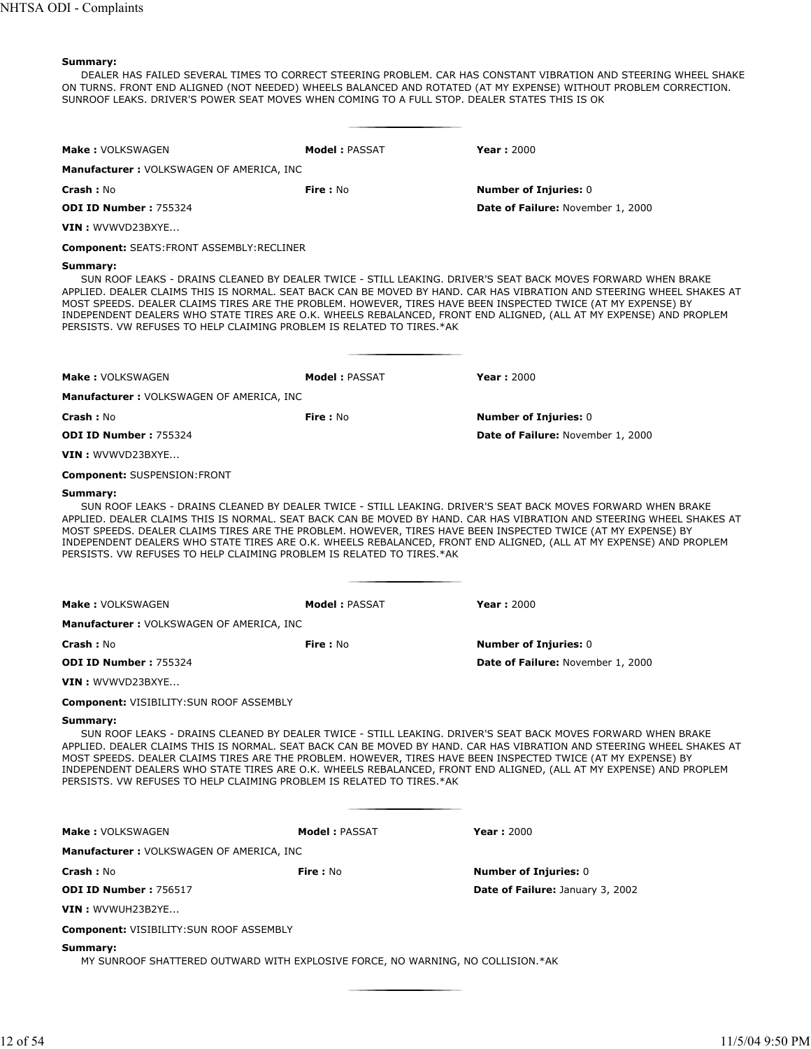**Summary:**

DEALER HAS FAILED SEVERAL TIMES TO CORRECT STEERING PROBLEM. CAR HAS CONSTANT VIBRATION AND STEERING WHEEL SHAKE ON TURNS. FRONT END ALIGNED (NOT NEEDED) WHEELS BALANCED AND ROTATED (AT MY EXPENSE) WITHOUT PROBLEM CORRECTION. SUNROOF LEAKS. DRIVER'S POWER SEAT MOVES WHEN COMING TO A FULL STOP. DEALER STATES THIS IS OK

---

**Make :** VOLKSWAGEN **Model :** PASSAT **Year :** 2000

**Manufacturer :** VOLKSWAGEN OF AMERICA, INC

**Crash :** No **Fire :** No **Number of Injuries:** 0

**ODI ID Number :** 755324 **Date of Failure:** November 1, 2000

**VIN :** WVWVD23BXYE...

**Component:** SEATS:FRONT ASSEMBLY:RECLINER

**Summary:**

SUN ROOF LEAKS - DRAINS CLEANED BY DEALER TWICE - STILL LEAKING. DRIVER'S SEAT BACK MOVES FORWARD WHEN BRAKE APPLIED. DEALER CLAIMS THIS IS NORMAL. SEAT BACK CAN BE MOVED BY HAND. CAR HAS VIBRATION AND STEERING WHEEL SHAKES AT MOST SPEEDS. DEALER CLAIMS TIRES ARE THE PROBLEM. HOWEVER, TIRES HAVE BEEN INSPECTED TWICE (AT MY EXPENSE) BY INDEPENDENT DEALERS WHO STATE TIRES ARE O.K. WHEELS REBALANCED, FRONT END ALIGNED, (ALL AT MY EXPENSE) AND PROPLEM PERSISTS. VW REFUSES TO HELP CLAIMING PROBLEM IS RELATED TO TIRES.*AK

---

**Make :** VOLKSWAGEN **Model :** PASSAT **Year :** 2000

**Manufacturer :** VOLKSWAGEN OF AMERICA, INC

**Crash :** No **Fire :** No **Number of Injuries:** 0

**ODI ID Number :** 755324 **Date of Failure:** November 1, 2000

**VIN :** WVWVD23BXYE...

**Component:** SUSPENSION:FRONT

**Summary:**

SUN ROOF LEAKS - DRAINS CLEANED BY DEALER TWICE - STILL LEAKING. DRIVER'S SEAT BACK MOVES FORWARD WHEN BRAKE APPLIED. DEALER CLAIMS THIS IS NORMAL. SEAT BACK CAN BE MOVED BY HAND. CAR HAS VIBRATION AND STEERING WHEEL SHAKES AT MOST SPEEDS. DEALER CLAIMS TIRES ARE THE PROBLEM. HOWEVER, TIRES HAVE BEEN INSPECTED TWICE (AT MY EXPENSE) BY INDEPENDENT DEALERS WHO STATE TIRES ARE O.K. WHEELS REBALANCED, FRONT END ALIGNED, (ALL AT MY EXPENSE) AND PROPLEM PERSISTS. VW REFUSES TO HELP CLAIMING PROBLEM IS RELATED TO TIRES.*AK

---

**Make :** VOLKSWAGEN **Model :** PASSAT **Year :** 2000

**Manufacturer :** VOLKSWAGEN OF AMERICA, INC

**Crash :** No **Fire :** No **Number of Injuries:** 0

**ODI ID Number :** 755324 **Date of Failure:** November 1, 2000

**VIN :** WVWVD23BXYE...

**Component:** VISIBILITY:SUN ROOF ASSEMBLY

**Summary:**

SUN ROOF LEAKS - DRAINS CLEANED BY DEALER TWICE - STILL LEAKING. DRIVER'S SEAT BACK MOVES FORWARD WHEN BRAKE APPLIED. DEALER CLAIMS THIS IS NORMAL. SEAT BACK CAN BE MOVED BY HAND. CAR HAS VIBRATION AND STEERING WHEEL SHAKES AT MOST SPEEDS. DEALER CLAIMS TIRES ARE THE PROBLEM. HOWEVER, TIRES HAVE BEEN INSPECTED TWICE (AT MY EXPENSE) BY INDEPENDENT DEALERS WHO STATE TIRES ARE O.K. WHEELS REBALANCED, FRONT END ALIGNED, (ALL AT MY EXPENSE) AND PROPLEM PERSISTS. VW REFUSES TO HELP CLAIMING PROBLEM IS RELATED TO TIRES.*AK

---

**Make :** VOLKSWAGEN **Model :** PASSAT **Year :** 2000

**Manufacturer :** VOLKSWAGEN OF AMERICA, INC

**Crash :** No **Fire :** No **Number of Injuries:** 0

**ODI ID Number :** 756517 **Date of Failure:** January 3, 2002

**VIN :** WVWUH23B2YE...

**Component:** VISIBILITY:SUN ROOF ASSEMBLY

**Summary:**

MY SUNROOF SHATTERED OUTWARD WITH EXPLOSIVE FORCE, NO WARNING, NO COLLISION.*AK

---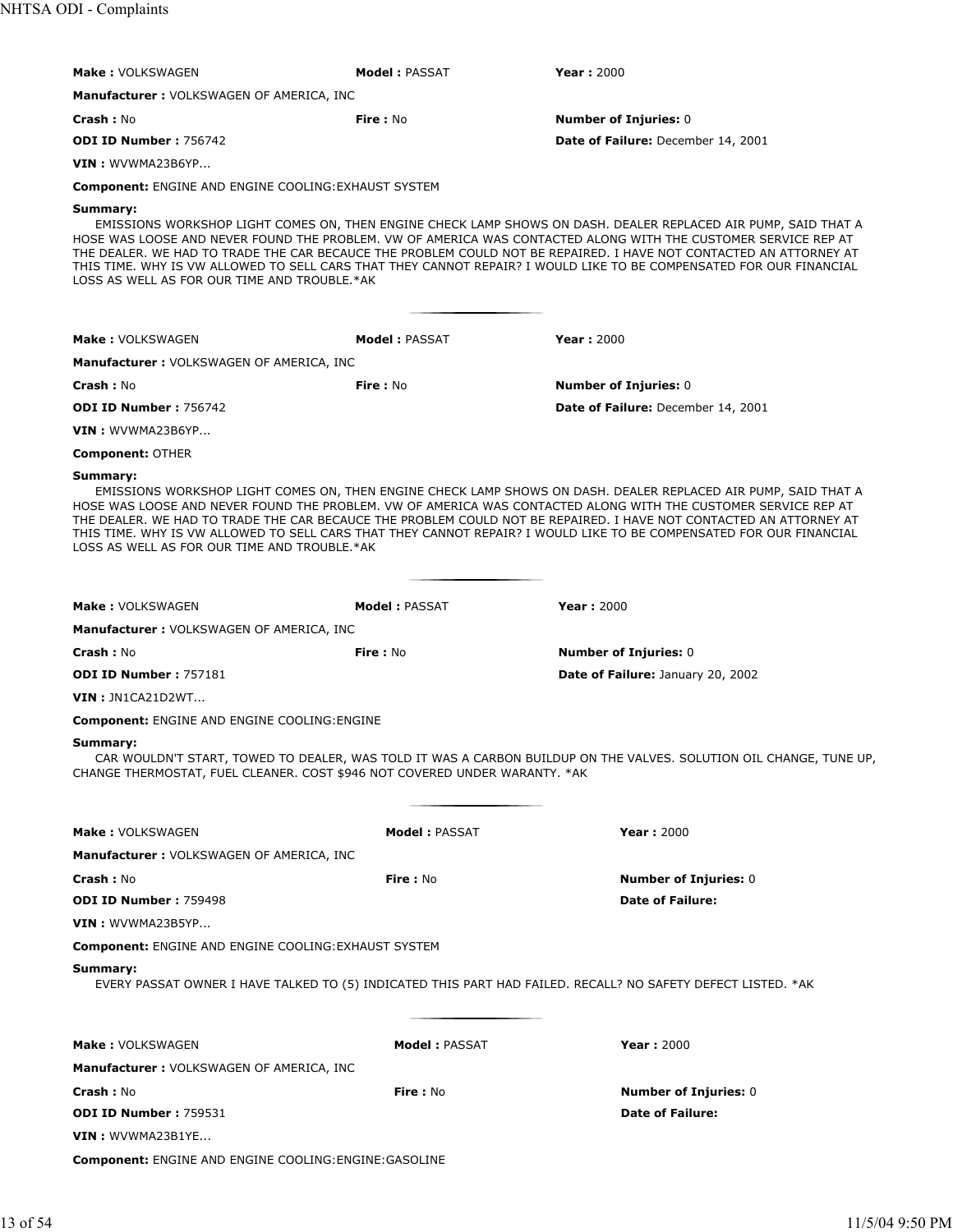**Make :** VOLKSWAGEN **Model :** PASSAT **Year :** 2000

**Manufacturer :** VOLKSWAGEN OF AMERICA, INC

**Crash :** No **Fire :** No **Number of Injuries:** 0

**ODI ID Number :** 756742 **Date of Failure:** December 14, 2001

**VIN :** WVWMA23B6YP...

**Component:** ENGINE AND ENGINE COOLING:EXHAUST SYSTEM

**Summary:**

EMISSIONS WORKSHOP LIGHT COMES ON, THEN ENGINE CHECK LAMP SHOWS ON DASH. DEALER REPLACED AIR PUMP, SAID THAT A HOSE WAS LOOSE AND NEVER FOUND THE PROBLEM. VW OF AMERICA WAS CONTACTED ALONG WITH THE CUSTOMER SERVICE REP AT THE DEALER. WE HAD TO TRADE THE CAR BECAUCE THE PROBLEM COULD NOT BE REPAIRED. I HAVE NOT CONTACTED AN ATTORNEY AT THIS TIME. WHY IS VW ALLOWED TO SELL CARS THAT THEY CANNOT REPAIR? I WOULD LIKE TO BE COMPENSATED FOR OUR FINANCIAL LOSS AS WELL AS FOR OUR TIME AND TROUBLE.*AK

---

**Make :** VOLKSWAGEN **Model :** PASSAT **Year :** 2000

**Manufacturer :** VOLKSWAGEN OF AMERICA, INC

**Crash :** No **Fire :** No **Number of Injuries:** 0

**ODI ID Number :** 756742 **Date of Failure:** December 14, 2001

**VIN :** WVWMA23B6YP...

**Component:** OTHER

**Summary:**

EMISSIONS WORKSHOP LIGHT COMES ON, THEN ENGINE CHECK LAMP SHOWS ON DASH. DEALER REPLACED AIR PUMP, SAID THAT A HOSE WAS LOOSE AND NEVER FOUND THE PROBLEM. VW OF AMERICA WAS CONTACTED ALONG WITH THE CUSTOMER SERVICE REP AT THE DEALER. WE HAD TO TRADE THE CAR BECAUCE THE PROBLEM COULD NOT BE REPAIRED. I HAVE NOT CONTACTED AN ATTORNEY AT THIS TIME. WHY IS VW ALLOWED TO SELL CARS THAT THEY CANNOT REPAIR? I WOULD LIKE TO BE COMPENSATED FOR OUR FINANCIAL LOSS AS WELL AS FOR OUR TIME AND TROUBLE.*AK

---

**Make :** VOLKSWAGEN **Model :** PASSAT **Year :** 2000

**Manufacturer :** VOLKSWAGEN OF AMERICA, INC

**Crash :** No **Fire :** No **Number of Injuries:** 0

**ODI ID Number :** 757181 **Date of Failure:** January 20, 2002

**VIN :** JN1CA21D2WT...

**Component:** ENGINE AND ENGINE COOLING:ENGINE

**Summary:**

CAR WOULDN'T START, TOWED TO DEALER, WAS TOLD IT WAS A CARBON BUILDUP ON THE VALVES. SOLUTION OIL CHANGE, TUNE UP, CHANGE THERMOSTAT, FUEL CLEANER. COST $946 NOT COVERED UNDER WARANTY. *AK

---

**Make :** VOLKSWAGEN **Model :** PASSAT **Year :** 2000

**Manufacturer :** VOLKSWAGEN OF AMERICA, INC

**Crash :** No **Fire :** No **Number of Injuries:** 0

**ODI ID Number :** 759498 **Date of Failure:**

**VIN :** WVWMA23B5YP...

**Component:** ENGINE AND ENGINE COOLING:EXHAUST SYSTEM

**Summary:**

EVERY PASSAT OWNER I HAVE TALKED TO (5) INDICATED THIS PART HAD FAILED. RECALL? NO SAFETY DEFECT LISTED. *AK

---

**Make :** VOLKSWAGEN **Model :** PASSAT **Year :** 2000

**Manufacturer :** VOLKSWAGEN OF AMERICA, INC

**Crash :** No **Fire :** No **Number of Injuries:** 0

**ODI ID Number :** 759531 **Date of Failure:**

**VIN :** WVWMA23B1YE...

**Component:** ENGINE AND ENGINE COOLING:ENGINE:GASOLINE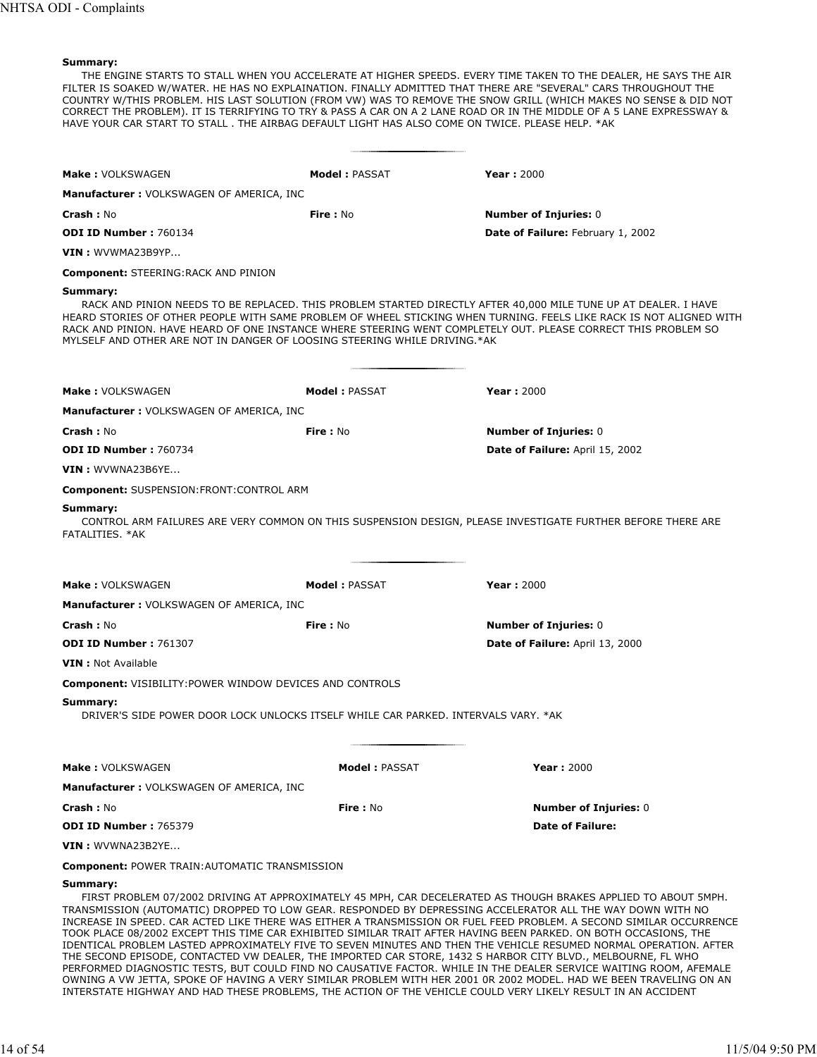**Summary:**

THE ENGINE STARTS TO STALL WHEN YOU ACCELERATE AT HIGHER SPEEDS. EVERY TIME TAKEN TO THE DEALER, HE SAYS THE AIR FILTER IS SOAKED W/WATER. HE HAS NO EXPLAINATION. FINALLY ADMITTED THAT THERE ARE "SEVERAL" CARS THROUGHOUT THE COUNTRY W/THIS PROBLEM. HIS LAST SOLUTION (FROM VW) WAS TO REMOVE THE SNOW GRILL (WHICH MAKES NO SENSE & DID NOT CORRECT THE PROBLEM). IT IS TERRIFYING TO TRY & PASS A CAR ON A 2 LANE ROAD OR IN THE MIDDLE OF A 5 LANE EXPRESSWAY & HAVE YOUR CAR START TO STALL . THE AIRBAG DEFAULT LIGHT HAS ALSO COME ON TWICE. PLEASE HELP. *AK

---

**Make :** VOLKSWAGEN **Model :** PASSAT **Year :** 2000

**Manufacturer :** VOLKSWAGEN OF AMERICA, INC

**Crash :** No **Fire :** No **Number of Injuries:** 0

**ODI ID Number :** 760134 **Date of Failure:** February 1, 2002

**VIN :** WVWMA23B9YP...

**Component:** STEERING:RACK AND PINION

**Summary:**

RACK AND PINION NEEDS TO BE REPLACED. THIS PROBLEM STARTED DIRECTLY AFTER 40,000 MILE TUNE UP AT DEALER. I HAVE HEARD STORIES OF OTHER PEOPLE WITH SAME PROBLEM OF WHEEL STICKING WHEN TURNING. FEELS LIKE RACK IS NOT ALIGNED WITH RACK AND PINION. HAVE HEARD OF ONE INSTANCE WHERE STEERING WENT COMPLETELY OUT. PLEASE CORRECT THIS PROBLEM SO MYLSELF AND OTHER ARE NOT IN DANGER OF LOOSING STEERING WHILE DRIVING.*AK

---

**Make :** VOLKSWAGEN **Model :** PASSAT **Year :** 2000

**Manufacturer :** VOLKSWAGEN OF AMERICA, INC

**Crash :** No **Fire :** No **Number of Injuries:** 0

**ODI ID Number :** 760734 **Date of Failure:** April 15, 2002

**VIN :** WVWNA23B6YE...

**Component:** SUSPENSION:FRONT:CONTROL ARM

**Summary:**

CONTROL ARM FAILURES ARE VERY COMMON ON THIS SUSPENSION DESIGN, PLEASE INVESTIGATE FURTHER BEFORE THERE ARE FATALITIES. *AK

---

**Make :** VOLKSWAGEN **Model :** PASSAT **Year :** 2000

**Manufacturer :** VOLKSWAGEN OF AMERICA, INC

**Crash :** No **Fire :** No **Number of Injuries:** 0

**ODI ID Number :** 761307 **Date of Failure:** April 13, 2000

**VIN :** Not Available

**Component:** VISIBILITY:POWER WINDOW DEVICES AND CONTROLS

**Summary:**

DRIVER'S SIDE POWER DOOR LOCK UNLOCKS ITSELF WHILE CAR PARKED. INTERVALS VARY. *AK

---

**Make :** VOLKSWAGEN **Model :** PASSAT **Year :** 2000

**Manufacturer :** VOLKSWAGEN OF AMERICA, INC

**Crash :** No **Fire :** No **Number of Injuries:** 0

**ODI ID Number :** 765379 **Date of Failure:**

**VIN :** WVWNA23B2YE...

**Component:** POWER TRAIN:AUTOMATIC TRANSMISSION

**Summary:**

FIRST PROBLEM 07/2002 DRIVING AT APPROXIMATELY 45 MPH, CAR DECELERATED AS THOUGH BRAKES APPLIED TO ABOUT 5MPH. TRANSMISSION (AUTOMATIC) DROPPED TO LOW GEAR. RESPONDED BY DEPRESSING ACCELERATOR ALL THE WAY DOWN WITH NO INCREASE IN SPEED. CAR ACTED LIKE THERE WAS EITHER A TRANSMISSION OR FUEL FEED PROBLEM. A SECOND SIMILAR OCCURRENCE TOOK PLACE 08/2002 EXCEPT THIS TIME CAR EXHIBITED SIMILAR TRAIT AFTER HAVING BEEN PARKED. ON BOTH OCCASIONS, THE IDENTICAL PROBLEM LASTED APPROXIMATELY FIVE TO SEVEN MINUTES AND THEN THE VEHICLE RESUMED NORMAL OPERATION. AFTER THE SECOND EPISODE, CONTACTED VW DEALER, THE IMPORTED CAR STORE, 1432 S HARBOR CITY BLVD., MELBOURNE, FL WHO PERFORMED DIAGNOSTIC TESTS, BUT COULD FIND NO CAUSATIVE FACTOR. WHILE IN THE DEALER SERVICE WAITING ROOM, AFEMALE OWNING A VW JETTA, SPOKE OF HAVING A VERY SIMILAR PROBLEM WITH HER 2001 0R 2002 MODEL. HAD WE BEEN TRAVELING ON AN INTERSTATE HIGHWAY AND HAD THESE PROBLEMS, THE ACTION OF THE VEHICLE COULD VERY LIKELY RESULT IN AN ACCIDENT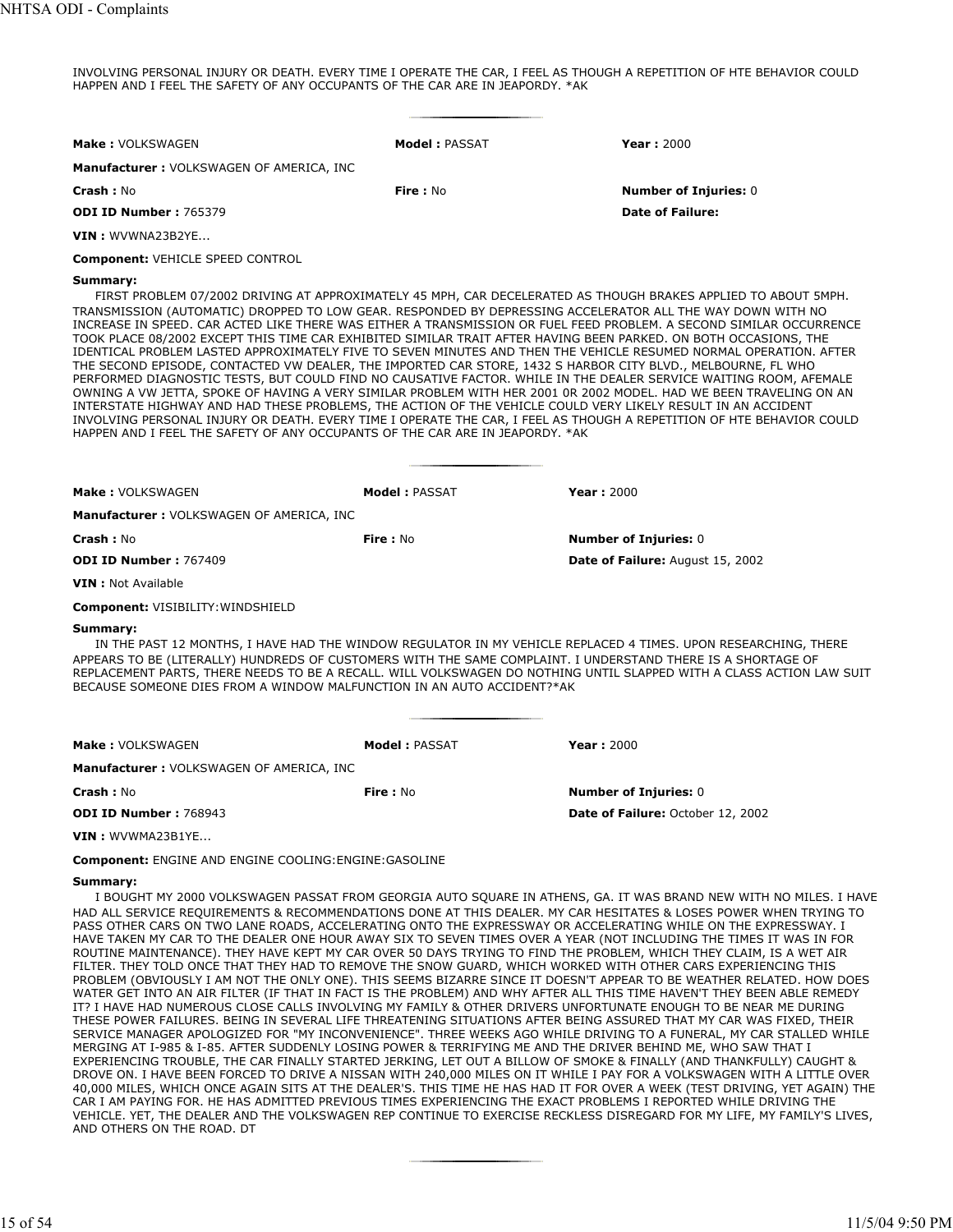INVOLVING PERSONAL INJURY OR DEATH. EVERY TIME I OPERATE THE CAR, I FEEL AS THOUGH A REPETITION OF HTE BEHAVIOR COULD HAPPEN AND I FEEL THE SAFETY OF ANY OCCUPANTS OF THE CAR ARE IN JEAPORDY. *AK

---

**Make :** VOLKSWAGEN **Model :** PASSAT **Year :** 2000

**Manufacturer :** VOLKSWAGEN OF AMERICA, INC

**Crash :** No **Fire :** No **Number of Injuries:** 0

**ODI ID Number :** 765379 **Date of Failure:**

**VIN :** WVWNA23B2YE...

**Component:** VEHICLE SPEED CONTROL

**Summary:**

FIRST PROBLEM 07/2002 DRIVING AT APPROXIMATELY 45 MPH, CAR DECELERATED AS THOUGH BRAKES APPLIED TO ABOUT 5MPH. TRANSMISSION (AUTOMATIC) DROPPED TO LOW GEAR. RESPONDED BY DEPRESSING ACCELERATOR ALL THE WAY DOWN WITH NO INCREASE IN SPEED. CAR ACTED LIKE THERE WAS EITHER A TRANSMISSION OR FUEL FEED PROBLEM. A SECOND SIMILAR OCCURRENCE TOOK PLACE 08/2002 EXCEPT THIS TIME CAR EXHIBITED SIMILAR TRAIT AFTER HAVING BEEN PARKED. ON BOTH OCCASIONS, THE IDENTICAL PROBLEM LASTED APPROXIMATELY FIVE TO SEVEN MINUTES AND THEN THE VEHICLE RESUMED NORMAL OPERATION. AFTER THE SECOND EPISODE, CONTACTED VW DEALER, THE IMPORTED CAR STORE, 1432 S HARBOR CITY BLVD., MELBOURNE, FL WHO PERFORMED DIAGNOSTIC TESTS, BUT COULD FIND NO CAUSATIVE FACTOR. WHILE IN THE DEALER SERVICE WAITING ROOM, AFEMALE OWNING A VW JETTA, SPOKE OF HAVING A VERY SIMILAR PROBLEM WITH HER 2001 0R 2002 MODEL. HAD WE BEEN TRAVELING ON AN INTERSTATE HIGHWAY AND HAD THESE PROBLEMS, THE ACTION OF THE VEHICLE COULD VERY LIKELY RESULT IN AN ACCIDENT INVOLVING PERSONAL INJURY OR DEATH. EVERY TIME I OPERATE THE CAR, I FEEL AS THOUGH A REPETITION OF HTE BEHAVIOR COULD HAPPEN AND I FEEL THE SAFETY OF ANY OCCUPANTS OF THE CAR ARE IN JEAPORDY. *AK

---

**Make :** VOLKSWAGEN **Model :** PASSAT **Year :** 2000

**Manufacturer :** VOLKSWAGEN OF AMERICA, INC

**Crash :** No **Fire :** No **Number of Injuries:** 0

**ODI ID Number :** 767409 **Date of Failure:** August 15, 2002

**VIN :** Not Available

**Component:** VISIBILITY:WINDSHIELD

**Summary:**

IN THE PAST 12 MONTHS, I HAVE HAD THE WINDOW REGULATOR IN MY VEHICLE REPLACED 4 TIMES. UPON RESEARCHING, THERE APPEARS TO BE (LITERALLY) HUNDREDS OF CUSTOMERS WITH THE SAME COMPLAINT. I UNDERSTAND THERE IS A SHORTAGE OF REPLACEMENT PARTS, THERE NEEDS TO BE A RECALL. WILL VOLKSWAGEN DO NOTHING UNTIL SLAPPED WITH A CLASS ACTION LAW SUIT BECAUSE SOMEONE DIES FROM A WINDOW MALFUNCTION IN AN AUTO ACCIDENT?*AK

---

**Make :** VOLKSWAGEN **Model :** PASSAT **Year :** 2000

**Manufacturer :** VOLKSWAGEN OF AMERICA, INC

**Crash :** No **Fire :** No **Number of Injuries:** 0

**ODI ID Number :** 768943 **Date of Failure:** October 12, 2002

**VIN :** WVWMA23B1YE...

**Component:** ENGINE AND ENGINE COOLING:ENGINE:GASOLINE

**Summary:**

I BOUGHT MY 2000 VOLKSWAGEN PASSAT FROM GEORGIA AUTO SQUARE IN ATHENS, GA. IT WAS BRAND NEW WITH NO MILES. I HAVE HAD ALL SERVICE REQUIREMENTS & RECOMMENDATIONS DONE AT THIS DEALER. MY CAR HESITATES & LOSES POWER WHEN TRYING TO PASS OTHER CARS ON TWO LANE ROADS, ACCELERATING ONTO THE EXPRESSWAY OR ACCELERATING WHILE ON THE EXPRESSWAY. I HAVE TAKEN MY CAR TO THE DEALER ONE HOUR AWAY SIX TO SEVEN TIMES OVER A YEAR (NOT INCLUDING THE TIMES IT WAS IN FOR ROUTINE MAINTENANCE). THEY HAVE KEPT MY CAR OVER 50 DAYS TRYING TO FIND THE PROBLEM, WHICH THEY CLAIM, IS A WET AIR FILTER. THEY TOLD ONCE THAT THEY HAD TO REMOVE THE SNOW GUARD, WHICH WORKED WITH OTHER CARS EXPERIENCING THIS PROBLEM (OBVIOUSLY I AM NOT THE ONLY ONE). THIS SEEMS BIZARRE SINCE IT DOESN'T APPEAR TO BE WEATHER RELATED. HOW DOES WATER GET INTO AN AIR FILTER (IF THAT IN FACT IS THE PROBLEM) AND WHY AFTER ALL THIS TIME HAVEN'T THEY BEEN ABLE REMEDY IT? I HAVE HAD NUMEROUS CLOSE CALLS INVOLVING MY FAMILY & OTHER DRIVERS UNFORTUNATE ENOUGH TO BE NEAR ME DURING THESE POWER FAILURES. BEING IN SEVERAL LIFE THREATENING SITUATIONS AFTER BEING ASSURED THAT MY CAR WAS FIXED, THEIR SERVICE MANAGER APOLOGIZED FOR "MY INCONVENIENCE". THREE WEEKS AGO WHILE DRIVING TO A FUNERAL, MY CAR STALLED WHILE MERGING AT I-985 & I-85. AFTER SUDDENLY LOSING POWER & TERRIFYING ME AND THE DRIVER BEHIND ME, WHO SAW THAT I EXPERIENCING TROUBLE, THE CAR FINALLY STARTED JERKING, LET OUT A BILLOW OF SMOKE & FINALLY (AND THANKFULLY) CAUGHT & DROVE ON. I HAVE BEEN FORCED TO DRIVE A NISSAN WITH 240,000 MILES ON IT WHILE I PAY FOR A VOLKSWAGEN WITH A LITTLE OVER 40,000 MILES, WHICH ONCE AGAIN SITS AT THE DEALER'S. THIS TIME HE HAS HAD IT FOR OVER A WEEK (TEST DRIVING, YET AGAIN) THE CAR I AM PAYING FOR. HE HAS ADMITTED PREVIOUS TIMES EXPERIENCING THE EXACT PROBLEMS I REPORTED WHILE DRIVING THE VEHICLE. YET, THE DEALER AND THE VOLKSWAGEN REP CONTINUE TO EXERCISE RECKLESS DISREGARD FOR MY LIFE, MY FAMILY'S LIVES, AND OTHERS ON THE ROAD. DT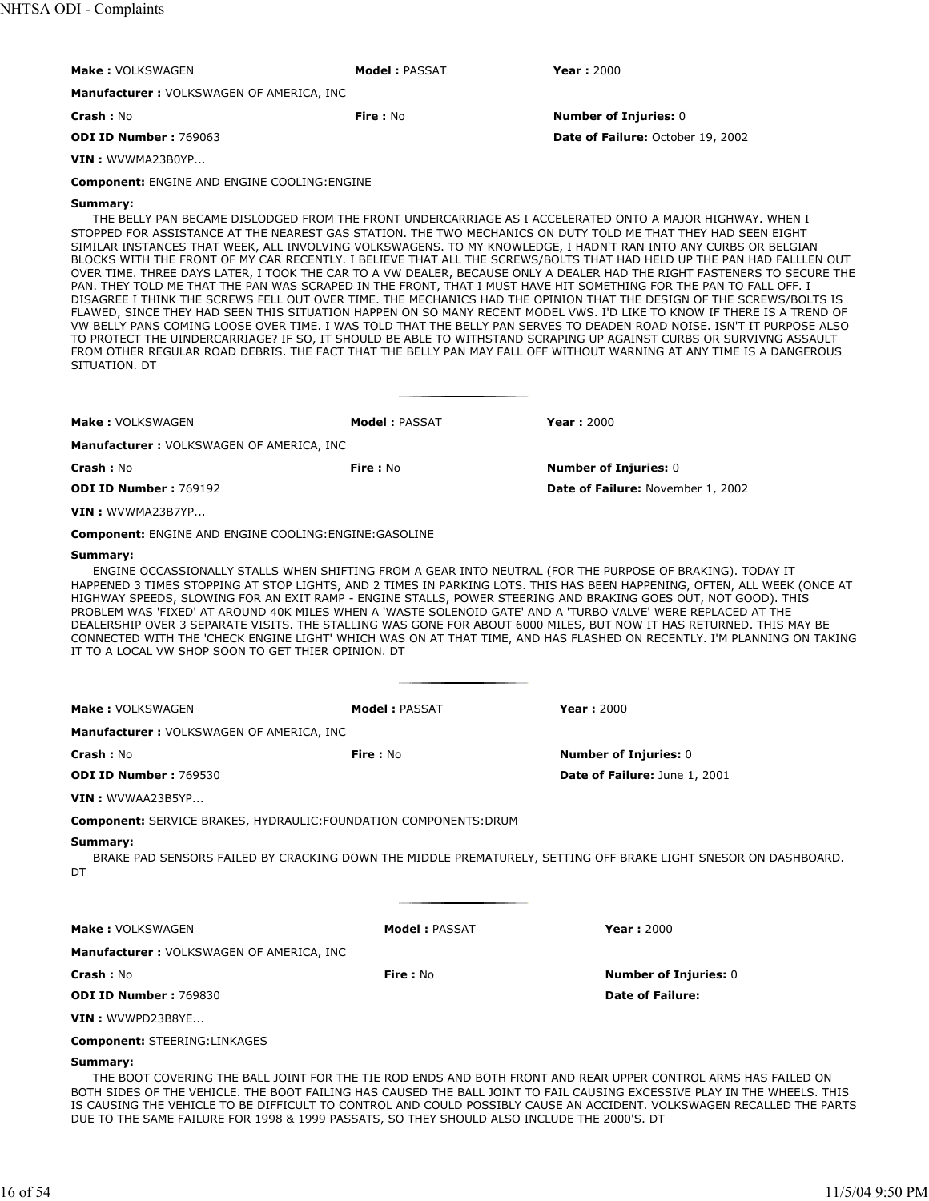**Make :** VOLKSWAGEN **Model :** PASSAT **Year :** 2000

**Manufacturer :** VOLKSWAGEN OF AMERICA, INC

**Crash :** No **Fire :** No **Number of Injuries:** 0

**ODI ID Number :** 769063 **Date of Failure:** October 19, 2002

**VIN :** WVWMA23B0YP...

**Component:** ENGINE AND ENGINE COOLING:ENGINE

**Summary:**

THE BELLY PAN BECAME DISLODGED FROM THE FRONT UNDERCARRIAGE AS I ACCELERATED ONTO A MAJOR HIGHWAY. WHEN I STOPPED FOR ASSISTANCE AT THE NEAREST GAS STATION. THE TWO MECHANICS ON DUTY TOLD ME THAT THEY HAD SEEN EIGHT SIMILAR INSTANCES THAT WEEK, ALL INVOLVING VOLKSWAGENS. TO MY KNOWLEDGE, I HADN'T RAN INTO ANY CURBS OR BELGIAN BLOCKS WITH THE FRONT OF MY CAR RECENTLY. I BELIEVE THAT ALL THE SCREWS/BOLTS THAT HAD HELD UP THE PAN HAD FALLLEN OUT OVER TIME. THREE DAYS LATER, I TOOK THE CAR TO A VW DEALER, BECAUSE ONLY A DEALER HAD THE RIGHT FASTENERS TO SECURE THE PAN. THEY TOLD ME THAT THE PAN WAS SCRAPED IN THE FRONT, THAT I MUST HAVE HIT SOMETHING FOR THE PAN TO FALL OFF. I DISAGREE I THINK THE SCREWS FELL OUT OVER TIME. THE MECHANICS HAD THE OPINION THAT THE DESIGN OF THE SCREWS/BOLTS IS FLAWED, SINCE THEY HAD SEEN THIS SITUATION HAPPEN ON SO MANY RECENT MODEL VWS. I'D LIKE TO KNOW IF THERE IS A TREND OF VW BELLY PANS COMING LOOSE OVER TIME. I WAS TOLD THAT THE BELLY PAN SERVES TO DEADEN ROAD NOISE. ISN'T IT PURPOSE ALSO TO PROTECT THE UINDERCARRIAGE? IF SO, IT SHOULD BE ABLE TO WITHSTAND SCRAPING UP AGAINST CURBS OR SURVIVNG ASSAULT FROM OTHER REGULAR ROAD DEBRIS. THE FACT THAT THE BELLY PAN MAY FALL OFF WITHOUT WARNING AT ANY TIME IS A DANGEROUS SITUATION. DT

---

**Make :** VOLKSWAGEN **Model :** PASSAT **Year :** 2000

**Manufacturer :** VOLKSWAGEN OF AMERICA, INC

**Crash :** No **Fire :** No **Number of Injuries:** 0

**ODI ID Number :** 769192 **Date of Failure:** November 1, 2002

**VIN :** WVWMA23B7YP...

**Component:** ENGINE AND ENGINE COOLING:ENGINE:GASOLINE

**Summary:**

ENGINE OCCASSIONALLY STALLS WHEN SHIFTING FROM A GEAR INTO NEUTRAL (FOR THE PURPOSE OF BRAKING). TODAY IT HAPPENED 3 TIMES STOPPING AT STOP LIGHTS, AND 2 TIMES IN PARKING LOTS. THIS HAS BEEN HAPPENING, OFTEN, ALL WEEK (ONCE AT HIGHWAY SPEEDS, SLOWING FOR AN EXIT RAMP - ENGINE STALLS, POWER STEERING AND BRAKING GOES OUT, NOT GOOD). THIS PROBLEM WAS 'FIXED' AT AROUND 40K MILES WHEN A 'WASTE SOLENOID GATE' AND A 'TURBO VALVE' WERE REPLACED AT THE DEALERSHIP OVER 3 SEPARATE VISITS. THE STALLING WAS GONE FOR ABOUT 6000 MILES, BUT NOW IT HAS RETURNED. THIS MAY BE CONNECTED WITH THE 'CHECK ENGINE LIGHT' WHICH WAS ON AT THAT TIME, AND HAS FLASHED ON RECENTLY. I'M PLANNING ON TAKING IT TO A LOCAL VW SHOP SOON TO GET THIER OPINION. DT

---

**Make :** VOLKSWAGEN **Model :** PASSAT **Year :** 2000

**Manufacturer :** VOLKSWAGEN OF AMERICA, INC

**Crash :** No **Fire :** No **Number of Injuries:** 0

**ODI ID Number :** 769530 **Date of Failure:** June 1, 2001

**VIN :** WVWAA23B5YP...

**Component:** SERVICE BRAKES, HYDRAULIC:FOUNDATION COMPONENTS:DRUM

**Summary:**

BRAKE PAD SENSORS FAILED BY CRACKING DOWN THE MIDDLE PREMATURELY, SETTING OFF BRAKE LIGHT SNESOR ON DASHBOARD. DT

---

**Make :** VOLKSWAGEN **Model :** PASSAT **Year :** 2000

**Manufacturer :** VOLKSWAGEN OF AMERICA, INC

**Crash :** No **Fire :** No **Number of Injuries:** 0

**ODI ID Number :** 769830 **Date of Failure:**

**VIN :** WVWPD23B8YE...

**Component:** STEERING:LINKAGES

**Summary:**

THE BOOT COVERING THE BALL JOINT FOR THE TIE ROD ENDS AND BOTH FRONT AND REAR UPPER CONTROL ARMS HAS FAILED ON BOTH SIDES OF THE VEHICLE. THE BOOT FAILING HAS CAUSED THE BALL JOINT TO FAIL CAUSING EXCESSIVE PLAY IN THE WHEELS. THIS IS CAUSING THE VEHICLE TO BE DIFFICULT TO CONTROL AND COULD POSSIBLY CAUSE AN ACCIDENT. VOLKSWAGEN RECALLED THE PARTS DUE TO THE SAME FAILURE FOR 1998 & 1999 PASSATS, SO THEY SHOULD ALSO INCLUDE THE 2000'S. DT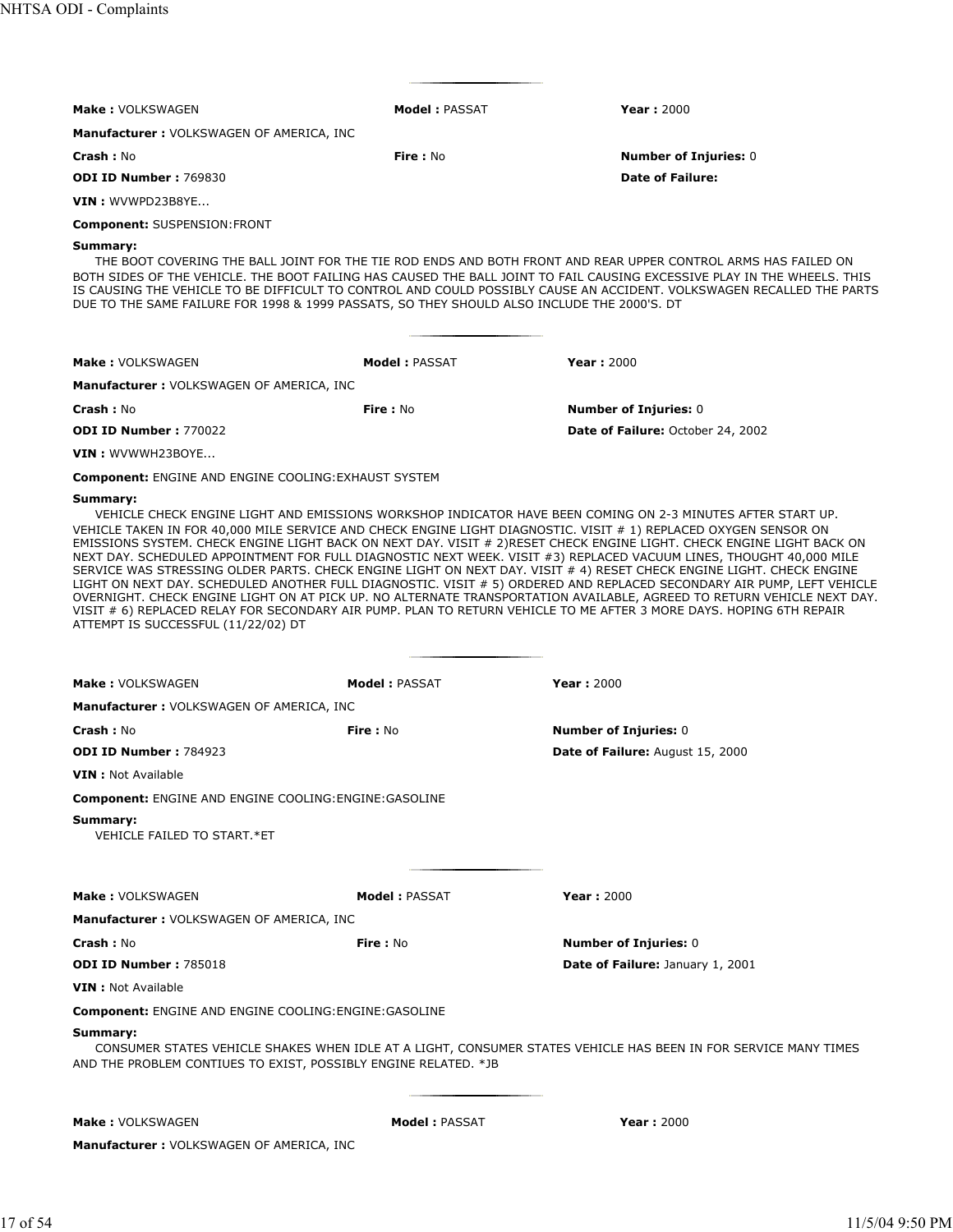**Make :** VOLKSWAGEN **Model :** PASSAT **Year :** 2000

**Manufacturer :** VOLKSWAGEN OF AMERICA, INC

**Crash :** No **Fire :** No **Number of Injuries:** 0

**ODI ID Number :** 769830 **Date of Failure:**

**VIN :** WVWPD23B8YE...

**Component:** SUSPENSION:FRONT

**Summary:**

THE BOOT COVERING THE BALL JOINT FOR THE TIE ROD ENDS AND BOTH FRONT AND REAR UPPER CONTROL ARMS HAS FAILED ON BOTH SIDES OF THE VEHICLE. THE BOOT FAILING HAS CAUSED THE BALL JOINT TO FAIL CAUSING EXCESSIVE PLAY IN THE WHEELS. THIS IS CAUSING THE VEHICLE TO BE DIFFICULT TO CONTROL AND COULD POSSIBLY CAUSE AN ACCIDENT. VOLKSWAGEN RECALLED THE PARTS DUE TO THE SAME FAILURE FOR 1998 & 1999 PASSATS, SO THEY SHOULD ALSO INCLUDE THE 2000'S. DT

---

**Make :** VOLKSWAGEN **Model :** PASSAT **Year :** 2000

**Manufacturer :** VOLKSWAGEN OF AMERICA, INC

**Crash :** No **Fire :** No **Number of Injuries:** 0

**ODI ID Number :** 770022 **Date of Failure:** October 24, 2002

**VIN :** WVWWH23BOYE...

**Component:** ENGINE AND ENGINE COOLING:EXHAUST SYSTEM

**Summary:**

VEHICLE CHECK ENGINE LIGHT AND EMISSIONS WORKSHOP INDICATOR HAVE BEEN COMING ON 2-3 MINUTES AFTER START UP. VEHICLE TAKEN IN FOR 40,000 MILE SERVICE AND CHECK ENGINE LIGHT DIAGNOSTIC. VISIT # 1) REPLACED OXYGEN SENSOR ON EMISSIONS SYSTEM. CHECK ENGINE LIGHT BACK ON NEXT DAY. VISIT # 2)RESET CHECK ENGINE LIGHT. CHECK ENGINE LIGHT BACK ON NEXT DAY. SCHEDULED APPOINTMENT FOR FULL DIAGNOSTIC NEXT WEEK. VISIT #3) REPLACED VACUUM LINES, THOUGHT 40,000 MILE SERVICE WAS STRESSING OLDER PARTS. CHECK ENGINE LIGHT ON NEXT DAY. VISIT # 4) RESET CHECK ENGINE LIGHT. CHECK ENGINE LIGHT ON NEXT DAY. SCHEDULED ANOTHER FULL DIAGNOSTIC. VISIT # 5) ORDERED AND REPLACED SECONDARY AIR PUMP, LEFT VEHICLE OVERNIGHT. CHECK ENGINE LIGHT ON AT PICK UP. NO ALTERNATE TRANSPORTATION AVAILABLE, AGREED TO RETURN VEHICLE NEXT DAY. VISIT # 6) REPLACED RELAY FOR SECONDARY AIR PUMP. PLAN TO RETURN VEHICLE TO ME AFTER 3 MORE DAYS. HOPING 6TH REPAIR ATTEMPT IS SUCCESSFUL (11/22/02) DT

---

**Make :** VOLKSWAGEN **Model :** PASSAT **Year :** 2000

**Manufacturer :** VOLKSWAGEN OF AMERICA, INC

**Crash :** No **Fire :** No **Number of Injuries:** 0

**ODI ID Number :** 784923 **Date of Failure:** August 15, 2000

**VIN :** Not Available

**Component:** ENGINE AND ENGINE COOLING:ENGINE:GASOLINE

**Summary:**

VEHICLE FAILED TO START.*ET

---

**Make :** VOLKSWAGEN **Model :** PASSAT **Year :** 2000

**Manufacturer :** VOLKSWAGEN OF AMERICA, INC

**Crash :** No **Fire :** No **Number of Injuries:** 0

**ODI ID Number :** 785018 **Date of Failure:** January 1, 2001

**VIN :** Not Available

**Component:** ENGINE AND ENGINE COOLING:ENGINE:GASOLINE

**Summary:**

CONSUMER STATES VEHICLE SHAKES WHEN IDLE AT A LIGHT, CONSUMER STATES VEHICLE HAS BEEN IN FOR SERVICE MANY TIMES AND THE PROBLEM CONTIUES TO EXIST, POSSIBLY ENGINE RELATED. *JB

---

**Make :** VOLKSWAGEN **Model :** PASSAT **Year :** 2000

**Manufacturer :** VOLKSWAGEN OF AMERICA, INC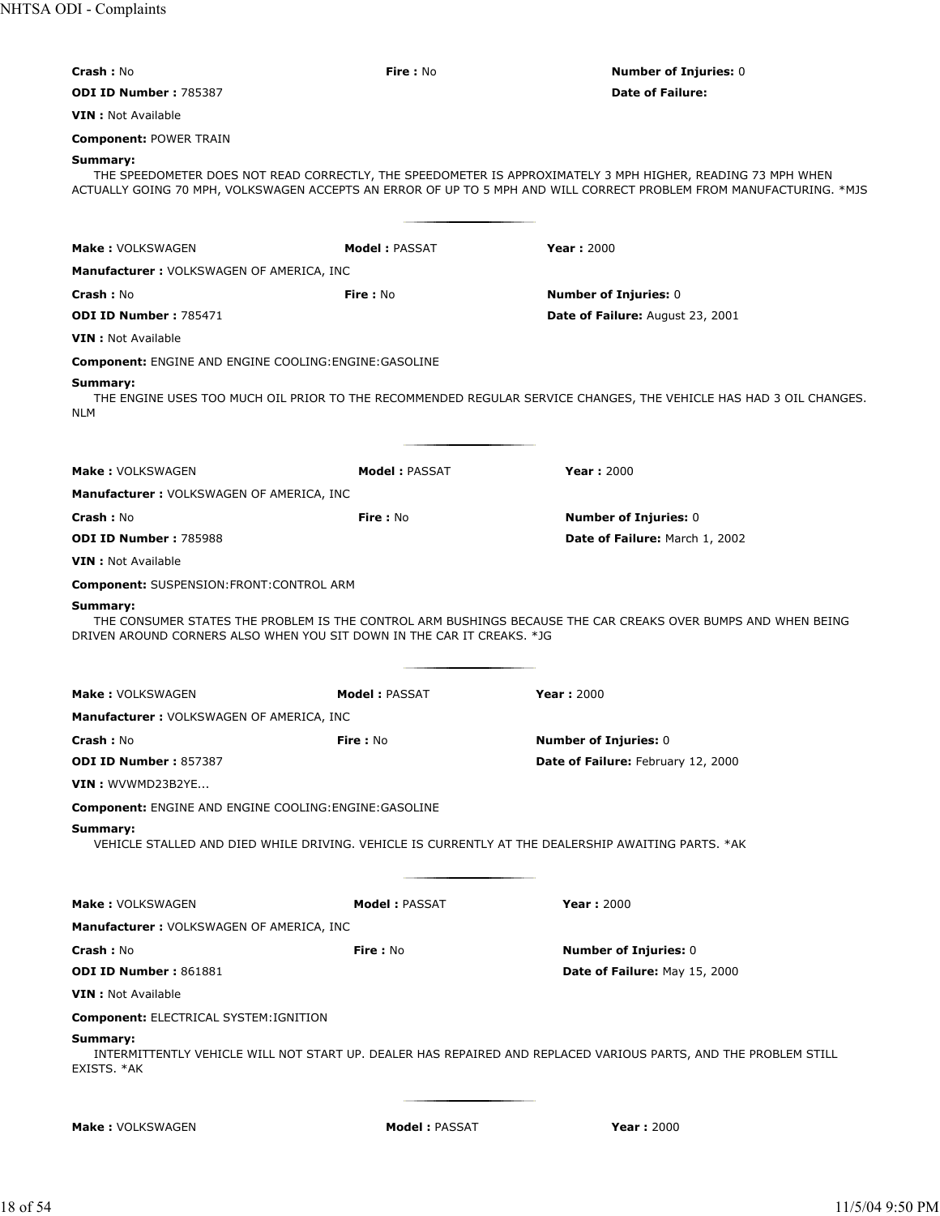**Crash :** No **Fire :** No **Number of Injuries:** 0

**ODI ID Number :** 785387 **Date of Failure:**

**VIN :** Not Available

**Component:** POWER TRAIN

**Summary:**

THE SPEEDOMETER DOES NOT READ CORRECTLY, THE SPEEDOMETER IS APPROXIMATELY 3 MPH HIGHER, READING 73 MPH WHEN ACTUALLY GOING 70 MPH, VOLKSWAGEN ACCEPTS AN ERROR OF UP TO 5 MPH AND WILL CORRECT PROBLEM FROM MANUFACTURING. *MJS

---

**Make :** VOLKSWAGEN **Model :** PASSAT **Year :** 2000

**Manufacturer :** VOLKSWAGEN OF AMERICA, INC

**Crash :** No **Fire :** No **Number of Injuries:** 0

**ODI ID Number :** 785471 **Date of Failure:** August 23, 2001

**VIN :** Not Available

**Component:** ENGINE AND ENGINE COOLING:ENGINE:GASOLINE

**Summary:**

THE ENGINE USES TOO MUCH OIL PRIOR TO THE RECOMMENDED REGULAR SERVICE CHANGES, THE VEHICLE HAS HAD 3 OIL CHANGES. NLM

---

**Make :** VOLKSWAGEN **Model :** PASSAT **Year :** 2000

**Manufacturer :** VOLKSWAGEN OF AMERICA, INC

**Crash :** No **Fire :** No **Number of Injuries:** 0

**ODI ID Number :** 785988 **Date of Failure:** March 1, 2002

**VIN :** Not Available

**Component:** SUSPENSION:FRONT:CONTROL ARM

**Summary:**

THE CONSUMER STATES THE PROBLEM IS THE CONTROL ARM BUSHINGS BECAUSE THE CAR CREAKS OVER BUMPS AND WHEN BEING DRIVEN AROUND CORNERS ALSO WHEN YOU SIT DOWN IN THE CAR IT CREAKS. *JG

---

**Make :** VOLKSWAGEN **Model :** PASSAT **Year :** 2000

**Manufacturer :** VOLKSWAGEN OF AMERICA, INC

**Crash :** No **Fire :** No **Number of Injuries:** 0

**ODI ID Number :** 857387 **Date of Failure:** February 12, 2000

**VIN :** WVWMD23B2YE...

**Component:** ENGINE AND ENGINE COOLING:ENGINE:GASOLINE

**Summary:**

VEHICLE STALLED AND DIED WHILE DRIVING. VEHICLE IS CURRENTLY AT THE DEALERSHIP AWAITING PARTS. *AK

---

**Make :** VOLKSWAGEN **Model :** PASSAT **Year :** 2000

**Manufacturer :** VOLKSWAGEN OF AMERICA, INC

**Crash :** No **Fire :** No **Number of Injuries:** 0

**ODI ID Number :** 861881 **Date of Failure:** May 15, 2000

**VIN :** Not Available

**Component:** ELECTRICAL SYSTEM:IGNITION

**Summary:**

INTERMITTENTLY VEHICLE WILL NOT START UP. DEALER HAS REPAIRED AND REPLACED VARIOUS PARTS, AND THE PROBLEM STILL EXISTS. *AK

---

**Make :** VOLKSWAGEN **Model :** PASSAT **Year :** 2000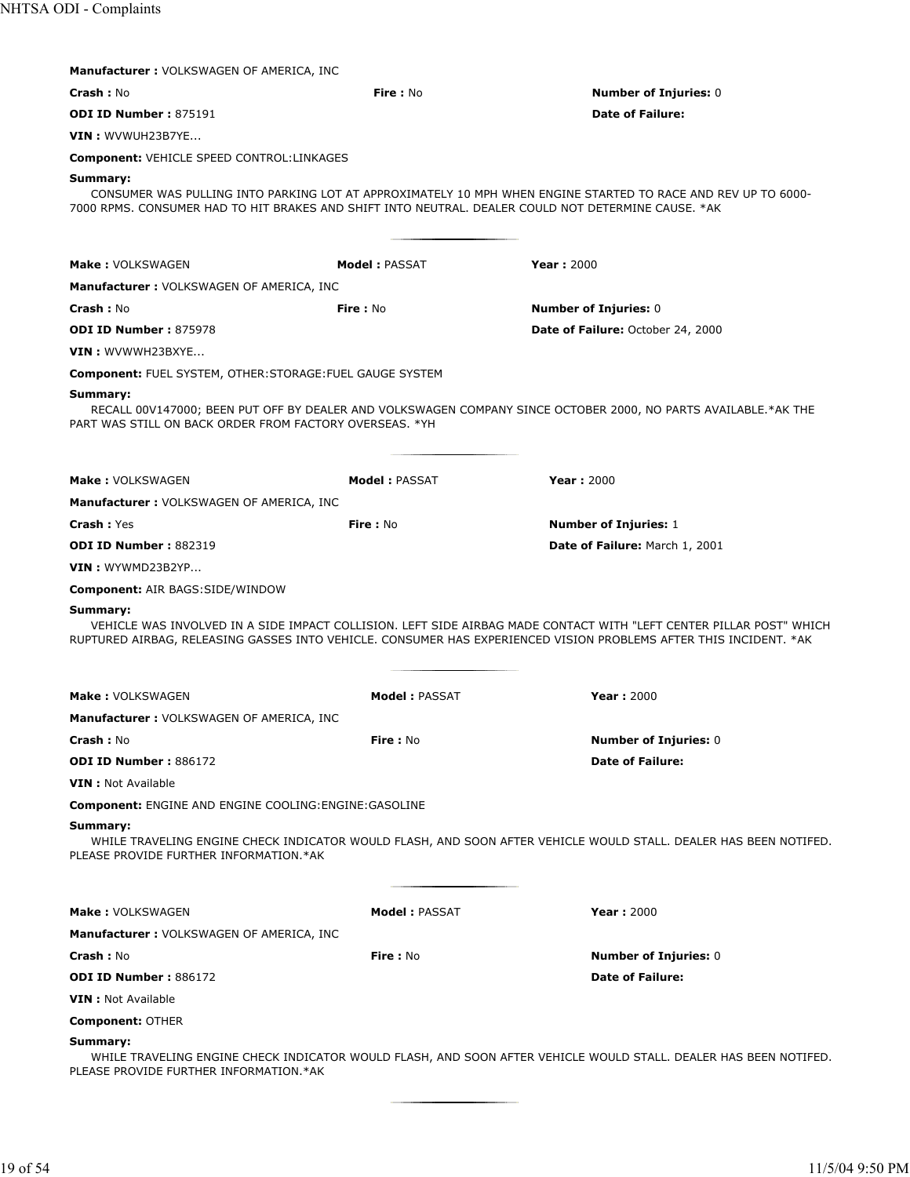**Manufacturer :** VOLKSWAGEN OF AMERICA, INC

**Crash :** No **Fire :** No **Number of Injuries:** 0

**ODI ID Number :** 875191 **Date of Failure:**

**VIN :** WVWUH23B7YE...

**Component:** VEHICLE SPEED CONTROL:LINKAGES

**Summary:**

CONSUMER WAS PULLING INTO PARKING LOT AT APPROXIMATELY 10 MPH WHEN ENGINE STARTED TO RACE AND REV UP TO 6000-7000 RPMS. CONSUMER HAD TO HIT BRAKES AND SHIFT INTO NEUTRAL. DEALER COULD NOT DETERMINE CAUSE. *AK

---

**Make :** VOLKSWAGEN **Model :** PASSAT **Year :** 2000

**Manufacturer :** VOLKSWAGEN OF AMERICA, INC

**Crash :** No **Fire :** No **Number of Injuries:** 0

**ODI ID Number :** 875978 **Date of Failure:** October 24, 2000

**VIN :** WVWWH23BXYE...

**Component:** FUEL SYSTEM, OTHER:STORAGE:FUEL GAUGE SYSTEM

**Summary:**

RECALL 00V147000; BEEN PUT OFF BY DEALER AND VOLKSWAGEN COMPANY SINCE OCTOBER 2000, NO PARTS AVAILABLE.*AK THE PART WAS STILL ON BACK ORDER FROM FACTORY OVERSEAS. *YH

---

**Make :** VOLKSWAGEN **Model :** PASSAT **Year :** 2000

**Manufacturer :** VOLKSWAGEN OF AMERICA, INC

**Crash :** Yes **Fire :** No **Number of Injuries:** 1

**ODI ID Number :** 882319 **Date of Failure:** March 1, 2001

**VIN :** WYWMD23B2YP...

**Component:** AIR BAGS:SIDE/WINDOW

**Summary:**

VEHICLE WAS INVOLVED IN A SIDE IMPACT COLLISION. LEFT SIDE AIRBAG MADE CONTACT WITH "LEFT CENTER PILLAR POST" WHICH RUPTURED AIRBAG, RELEASING GASSES INTO VEHICLE. CONSUMER HAS EXPERIENCED VISION PROBLEMS AFTER THIS INCIDENT. *AK

---

**Make :** VOLKSWAGEN **Model :** PASSAT **Year :** 2000

**Manufacturer :** VOLKSWAGEN OF AMERICA, INC

**Crash :** No **Fire :** No **Number of Injuries:** 0

**ODI ID Number :** 886172 **Date of Failure:**

**VIN :** Not Available

**Component:** ENGINE AND ENGINE COOLING:ENGINE:GASOLINE

**Summary:**

WHILE TRAVELING ENGINE CHECK INDICATOR WOULD FLASH, AND SOON AFTER VEHICLE WOULD STALL. DEALER HAS BEEN NOTIFED. PLEASE PROVIDE FURTHER INFORMATION.*AK

---

**Make :** VOLKSWAGEN **Model :** PASSAT **Year :** 2000

**Manufacturer :** VOLKSWAGEN OF AMERICA, INC

**Crash :** No **Fire :** No **Number of Injuries:** 0

**ODI ID Number :** 886172 **Date of Failure:**

**VIN :** Not Available

**Component:** OTHER

**Summary:**

WHILE TRAVELING ENGINE CHECK INDICATOR WOULD FLASH, AND SOON AFTER VEHICLE WOULD STALL. DEALER HAS BEEN NOTIFED. PLEASE PROVIDE FURTHER INFORMATION.*AK

---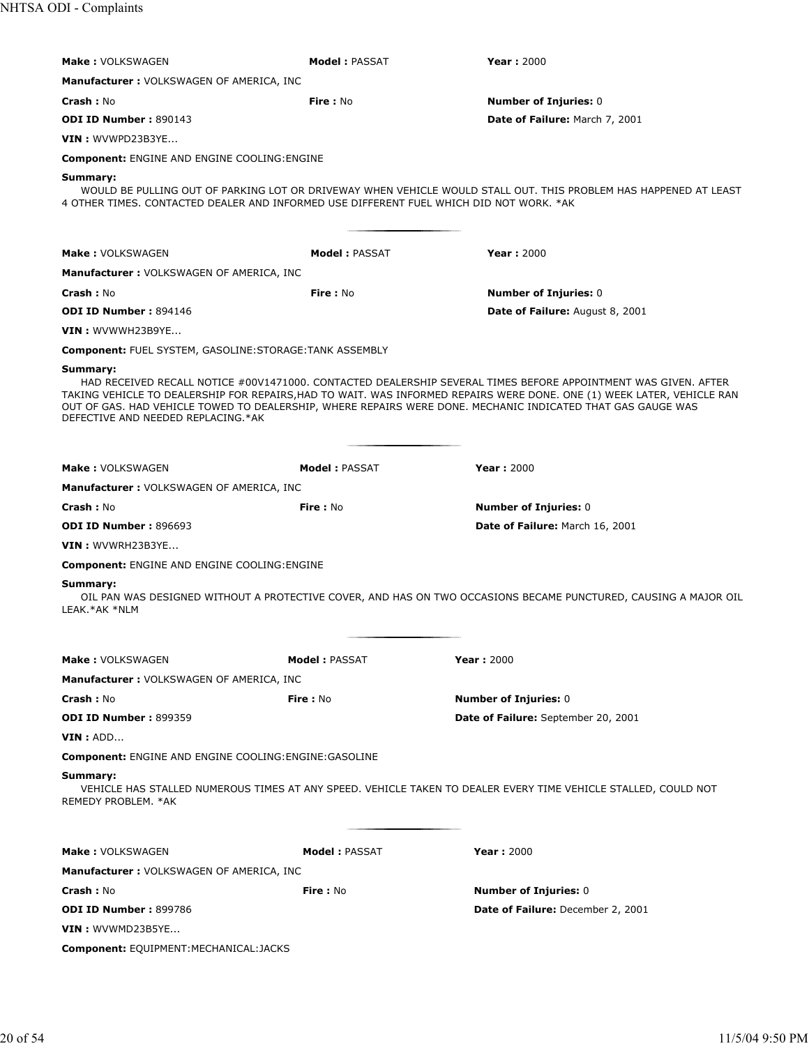**Make :** VOLKSWAGEN **Model :** PASSAT **Year :** 2000

**Manufacturer :** VOLKSWAGEN OF AMERICA, INC

**Crash :** No **Fire :** No **Number of Injuries:** 0

**ODI ID Number :** 890143 **Date of Failure:** March 7, 2001

**VIN :** WVWPD23B3YE...

**Component:** ENGINE AND ENGINE COOLING:ENGINE

**Summary:**

WOULD BE PULLING OUT OF PARKING LOT OR DRIVEWAY WHEN VEHICLE WOULD STALL OUT. THIS PROBLEM HAS HAPPENED AT LEAST 4 OTHER TIMES. CONTACTED DEALER AND INFORMED USE DIFFERENT FUEL WHICH DID NOT WORK. *AK

---

**Make :** VOLKSWAGEN **Model :** PASSAT **Year :** 2000

**Manufacturer :** VOLKSWAGEN OF AMERICA, INC

**Crash :** No **Fire :** No **Number of Injuries:** 0

**ODI ID Number :** 894146 **Date of Failure:** August 8, 2001

**VIN :** WVWWH23B9YE...

**Component:** FUEL SYSTEM, GASOLINE:STORAGE:TANK ASSEMBLY

**Summary:**

HAD RECEIVED RECALL NOTICE #00V1471000. CONTACTED DEALERSHIP SEVERAL TIMES BEFORE APPOINTMENT WAS GIVEN. AFTER TAKING VEHICLE TO DEALERSHIP FOR REPAIRS,HAD TO WAIT. WAS INFORMED REPAIRS WERE DONE. ONE (1) WEEK LATER, VEHICLE RAN OUT OF GAS. HAD VEHICLE TOWED TO DEALERSHIP, WHERE REPAIRS WERE DONE. MECHANIC INDICATED THAT GAS GAUGE WAS DEFECTIVE AND NEEDED REPLACING.*AK

---

**Make :** VOLKSWAGEN **Model :** PASSAT **Year :** 2000

**Manufacturer :** VOLKSWAGEN OF AMERICA, INC

**Crash :** No **Fire :** No **Number of Injuries:** 0

**ODI ID Number :** 896693 **Date of Failure:** March 16, 2001

**VIN :** WVWRH23B3YE...

**Component:** ENGINE AND ENGINE COOLING:ENGINE

**Summary:**

OIL PAN WAS DESIGNED WITHOUT A PROTECTIVE COVER, AND HAS ON TWO OCCASIONS BECAME PUNCTURED, CAUSING A MAJOR OIL LEAK.*AK *NLM

---

**Make :** VOLKSWAGEN **Model :** PASSAT **Year :** 2000

**Manufacturer :** VOLKSWAGEN OF AMERICA, INC

**Crash :** No **Fire :** No **Number of Injuries:** 0

**ODI ID Number :** 899359 **Date of Failure:** September 20, 2001

**VIN :** ADD...

**Component:** ENGINE AND ENGINE COOLING:ENGINE:GASOLINE

**Summary:**

VEHICLE HAS STALLED NUMEROUS TIMES AT ANY SPEED. VEHICLE TAKEN TO DEALER EVERY TIME VEHICLE STALLED, COULD NOT REMEDY PROBLEM. *AK

---

**Make :** VOLKSWAGEN **Model :** PASSAT **Year :** 2000

**Manufacturer :** VOLKSWAGEN OF AMERICA, INC

**Crash :** No **Fire :** No **Number of Injuries:** 0

**ODI ID Number :** 899786 **Date of Failure:** December 2, 2001

**VIN :** WVWMD23B5YE...

**Component:** EQUIPMENT:MECHANICAL:JACKS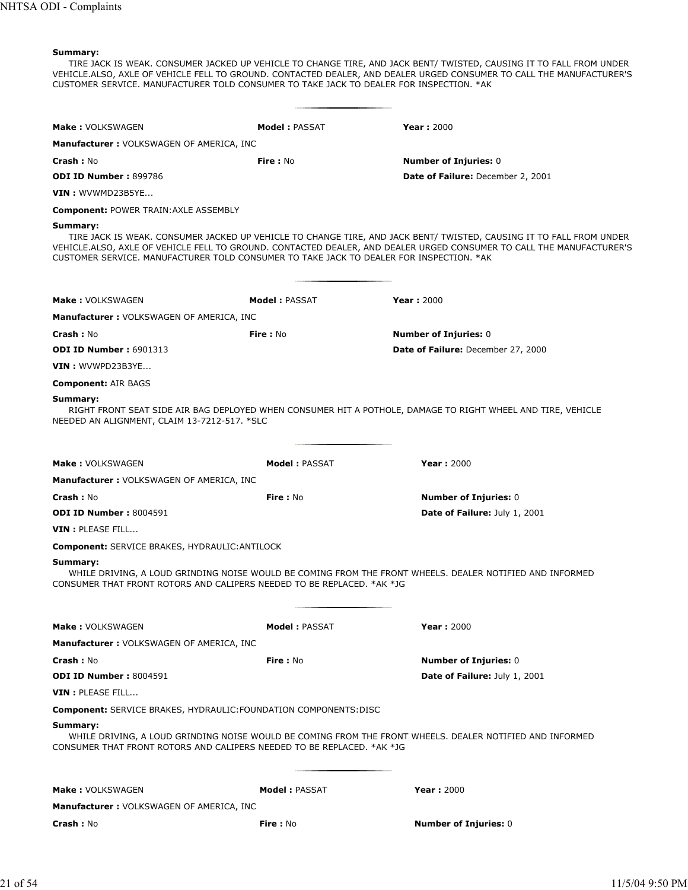**Summary:**

TIRE JACK IS WEAK. CONSUMER JACKED UP VEHICLE TO CHANGE TIRE, AND JACK BENT/ TWISTED, CAUSING IT TO FALL FROM UNDER VEHICLE.ALSO, AXLE OF VEHICLE FELL TO GROUND. CONTACTED DEALER, AND DEALER URGED CONSUMER TO CALL THE MANUFACTURER'S CUSTOMER SERVICE. MANUFACTURER TOLD CONSUMER TO TAKE JACK TO DEALER FOR INSPECTION. *AK

---

**Make :** VOLKSWAGEN **Model :** PASSAT **Year :** 2000

**Manufacturer :** VOLKSWAGEN OF AMERICA, INC

**Crash :** No **Fire :** No **Number of Injuries:** 0

**ODI ID Number :** 899786 **Date of Failure:** December 2, 2001

**VIN :** WVWMD23B5YE...

**Component:** POWER TRAIN:AXLE ASSEMBLY

**Summary:**

TIRE JACK IS WEAK. CONSUMER JACKED UP VEHICLE TO CHANGE TIRE, AND JACK BENT/ TWISTED, CAUSING IT TO FALL FROM UNDER VEHICLE.ALSO, AXLE OF VEHICLE FELL TO GROUND. CONTACTED DEALER, AND DEALER URGED CONSUMER TO CALL THE MANUFACTURER'S CUSTOMER SERVICE. MANUFACTURER TOLD CONSUMER TO TAKE JACK TO DEALER FOR INSPECTION. *AK

---

**Make :** VOLKSWAGEN **Model :** PASSAT **Year :** 2000

**Manufacturer :** VOLKSWAGEN OF AMERICA, INC

**Crash :** No **Fire :** No **Number of Injuries:** 0

**ODI ID Number :** 6901313 **Date of Failure:** December 27, 2000

**VIN :** WVWPD23B3YE...

**Component:** AIR BAGS

**Summary:**

RIGHT FRONT SEAT SIDE AIR BAG DEPLOYED WHEN CONSUMER HIT A POTHOLE, DAMAGE TO RIGHT WHEEL AND TIRE, VEHICLE NEEDED AN ALIGNMENT, CLAIM 13-7212-517. *SLC

---

**Make :** VOLKSWAGEN **Model :** PASSAT **Year :** 2000

**Manufacturer :** VOLKSWAGEN OF AMERICA, INC

**Crash :** No **Fire :** No **Number of Injuries:** 0

**ODI ID Number :** 8004591 **Date of Failure:** July 1, 2001

**VIN :** PLEASE FILL...

**Component:** SERVICE BRAKES, HYDRAULIC:ANTILOCK

**Summary:**

WHILE DRIVING, A LOUD GRINDING NOISE WOULD BE COMING FROM THE FRONT WHEELS. DEALER NOTIFIED AND INFORMED CONSUMER THAT FRONT ROTORS AND CALIPERS NEEDED TO BE REPLACED. *AK *JG

---

**Make :** VOLKSWAGEN **Model :** PASSAT **Year :** 2000

**Manufacturer :** VOLKSWAGEN OF AMERICA, INC

**Crash :** No **Fire :** No **Number of Injuries:** 0

**ODI ID Number :** 8004591 **Date of Failure:** July 1, 2001

**VIN :** PLEASE FILL...

**Component:** SERVICE BRAKES, HYDRAULIC:FOUNDATION COMPONENTS:DISC

**Summary:**

WHILE DRIVING, A LOUD GRINDING NOISE WOULD BE COMING FROM THE FRONT WHEELS. DEALER NOTIFIED AND INFORMED CONSUMER THAT FRONT ROTORS AND CALIPERS NEEDED TO BE REPLACED. *AK *JG

---

**Make :** VOLKSWAGEN **Model :** PASSAT **Year :** 2000

**Manufacturer :** VOLKSWAGEN OF AMERICA, INC

**Crash :** No **Fire :** No **Number of Injuries:** 0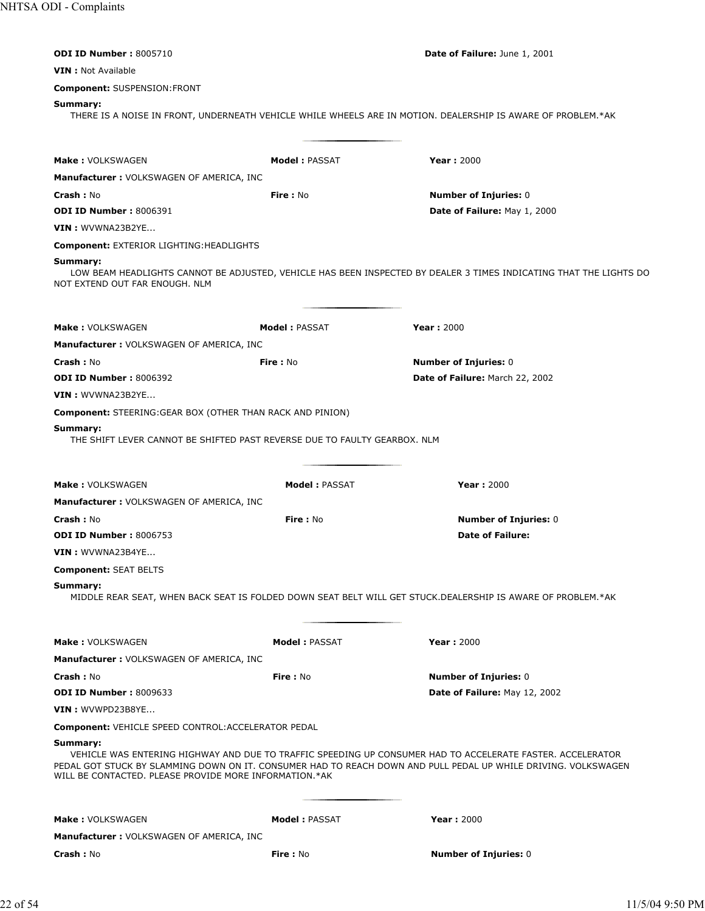**ODI ID Number :** 8005710 **Date of Failure:** June 1, 2001

**VIN :** Not Available

**Component:** SUSPENSION:FRONT

**Summary:**

THERE IS A NOISE IN FRONT, UNDERNEATH VEHICLE WHILE WHEELS ARE IN MOTION. DEALERSHIP IS AWARE OF PROBLEM.*AK

---

**Make :** VOLKSWAGEN **Model :** PASSAT **Year :** 2000

**Manufacturer :** VOLKSWAGEN OF AMERICA, INC

**Crash :** No **Fire :** No **Number of Injuries:** 0

**ODI ID Number :** 8006391 **Date of Failure:** May 1, 2000

**VIN :** WVWNA23B2YE...

**Component:** EXTERIOR LIGHTING:HEADLIGHTS

**Summary:**

LOW BEAM HEADLIGHTS CANNOT BE ADJUSTED, VEHICLE HAS BEEN INSPECTED BY DEALER 3 TIMES INDICATING THAT THE LIGHTS DO NOT EXTEND OUT FAR ENOUGH. NLM

---

**Make :** VOLKSWAGEN **Model :** PASSAT **Year :** 2000

**Manufacturer :** VOLKSWAGEN OF AMERICA, INC

**Crash :** No **Fire :** No **Number of Injuries:** 0

**ODI ID Number :** 8006392 **Date of Failure:** March 22, 2002

**VIN :** WVWNA23B2YE...

**Component:** STEERING:GEAR BOX (OTHER THAN RACK AND PINION)

**Summary:**

THE SHIFT LEVER CANNOT BE SHIFTED PAST REVERSE DUE TO FAULTY GEARBOX. NLM

---

**Make :** VOLKSWAGEN **Model :** PASSAT **Year :** 2000

**Manufacturer :** VOLKSWAGEN OF AMERICA, INC

**Crash :** No **Fire :** No **Number of Injuries:** 0

**ODI ID Number :** 8006753 **Date of Failure:**

**VIN :** WVWNA23B4YE...

**Component:** SEAT BELTS

**Summary:**

MIDDLE REAR SEAT, WHEN BACK SEAT IS FOLDED DOWN SEAT BELT WILL GET STUCK.DEALERSHIP IS AWARE OF PROBLEM.*AK

---

**Make :** VOLKSWAGEN **Model :** PASSAT **Year :** 2000

**Manufacturer :** VOLKSWAGEN OF AMERICA, INC

**Crash :** No **Fire :** No **Number of Injuries:** 0

**ODI ID Number :** 8009633 **Date of Failure:** May 12, 2002

**VIN :** WVWPD23B8YE...

**Component:** VEHICLE SPEED CONTROL:ACCELERATOR PEDAL

**Summary:**

VEHICLE WAS ENTERING HIGHWAY AND DUE TO TRAFFIC SPEEDING UP CONSUMER HAD TO ACCELERATE FASTER. ACCELERATOR PEDAL GOT STUCK BY SLAMMING DOWN ON IT. CONSUMER HAD TO REACH DOWN AND PULL PEDAL UP WHILE DRIVING. VOLKSWAGEN WILL BE CONTACTED. PLEASE PROVIDE MORE INFORMATION.*AK

---

**Make :** VOLKSWAGEN **Model :** PASSAT **Year :** 2000

**Manufacturer :** VOLKSWAGEN OF AMERICA, INC

**Crash :** No **Fire :** No **Number of Injuries:** 0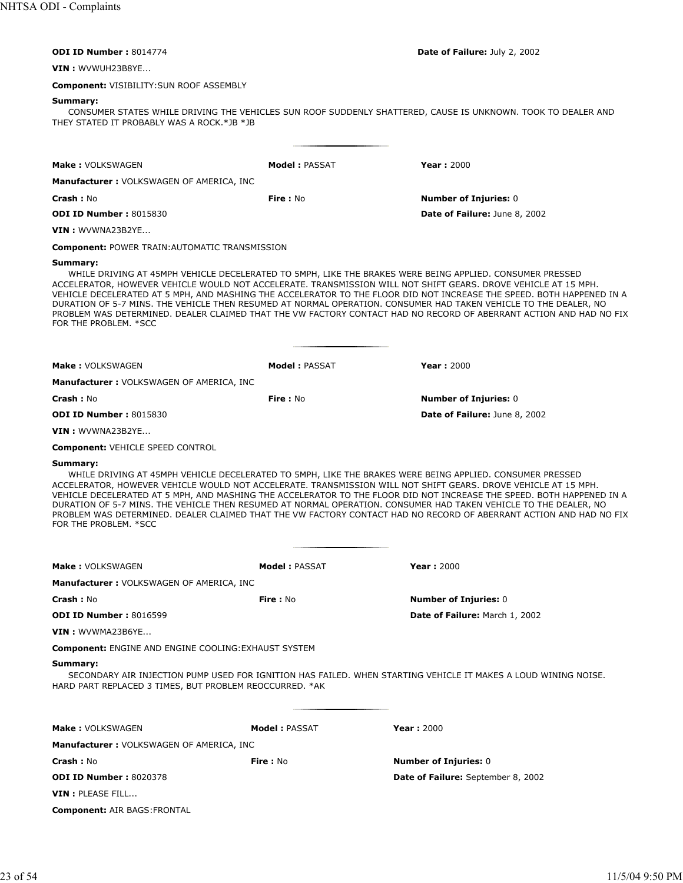**ODI ID Number :** 8014774 **Date of Failure:** July 2, 2002

**VIN :** WVWUH23B8YE...

**Component:** VISIBILITY:SUN ROOF ASSEMBLY

**Summary:**

CONSUMER STATES WHILE DRIVING THE VEHICLES SUN ROOF SUDDENLY SHATTERED, CAUSE IS UNKNOWN. TOOK TO DEALER AND THEY STATED IT PROBABLY WAS A ROCK.*JB *JB

---

| | | |
|---|---|---|
| **Make :** VOLKSWAGEN | **Model :** PASSAT | **Year :** 2000 |
| **Manufacturer :** VOLKSWAGEN OF AMERICA, INC | | |
| **Crash :** No | **Fire :** No | **Number of Injuries:** 0 |
| **ODI ID Number :** 8015830 | | **Date of Failure:** June 8, 2002 |

**VIN :** WVWNA23B2YE...

**Component:** POWER TRAIN:AUTOMATIC TRANSMISSION

**Summary:**

WHILE DRIVING AT 45MPH VEHICLE DECELERATED TO 5MPH, LIKE THE BRAKES WERE BEING APPLIED. CONSUMER PRESSED ACCELERATOR, HOWEVER VEHICLE WOULD NOT ACCELERATE. TRANSMISSION WILL NOT SHIFT GEARS. DROVE VEHICLE AT 15 MPH. VEHICLE DECELERATED AT 5 MPH, AND MASHING THE ACCELERATOR TO THE FLOOR DID NOT INCREASE THE SPEED. BOTH HAPPENED IN A DURATION OF 5-7 MINS. THE VEHICLE THEN RESUMED AT NORMAL OPERATION. CONSUMER HAD TAKEN VEHICLE TO THE DEALER, NO PROBLEM WAS DETERMINED. DEALER CLAIMED THAT THE VW FACTORY CONTACT HAD NO RECORD OF ABERRANT ACTION AND HAD NO FIX FOR THE PROBLEM. *SCC

---

| | | |
|---|---|---|
| **Make :** VOLKSWAGEN | **Model :** PASSAT | **Year :** 2000 |
| **Manufacturer :** VOLKSWAGEN OF AMERICA, INC | | |
| **Crash :** No | **Fire :** No | **Number of Injuries:** 0 |
| **ODI ID Number :** 8015830 | | **Date of Failure:** June 8, 2002 |

**VIN :** WVWNA23B2YE...

**Component:** VEHICLE SPEED CONTROL

**Summary:**

WHILE DRIVING AT 45MPH VEHICLE DECELERATED TO 5MPH, LIKE THE BRAKES WERE BEING APPLIED. CONSUMER PRESSED ACCELERATOR, HOWEVER VEHICLE WOULD NOT ACCELERATE. TRANSMISSION WILL NOT SHIFT GEARS. DROVE VEHICLE AT 15 MPH. VEHICLE DECELERATED AT 5 MPH, AND MASHING THE ACCELERATOR TO THE FLOOR DID NOT INCREASE THE SPEED. BOTH HAPPENED IN A DURATION OF 5-7 MINS. THE VEHICLE THEN RESUMED AT NORMAL OPERATION. CONSUMER HAD TAKEN VEHICLE TO THE DEALER, NO PROBLEM WAS DETERMINED. DEALER CLAIMED THAT THE VW FACTORY CONTACT HAD NO RECORD OF ABERRANT ACTION AND HAD NO FIX FOR THE PROBLEM. *SCC

---

| | | |
|---|---|---|
| **Make :** VOLKSWAGEN | **Model :** PASSAT | **Year :** 2000 |
| **Manufacturer :** VOLKSWAGEN OF AMERICA, INC | | |
| **Crash :** No | **Fire :** No | **Number of Injuries:** 0 |
| **ODI ID Number :** 8016599 | | **Date of Failure:** March 1, 2002 |

**VIN :** WVWMA23B6YE...

**Component:** ENGINE AND ENGINE COOLING:EXHAUST SYSTEM

**Summary:**

SECONDARY AIR INJECTION PUMP USED FOR IGNITION HAS FAILED. WHEN STARTING VEHICLE IT MAKES A LOUD WINING NOISE. HARD PART REPLACED 3 TIMES, BUT PROBLEM REOCCURRED. *AK

---

| | | |
|---|---|---|
| **Make :** VOLKSWAGEN | **Model :** PASSAT | **Year :** 2000 |
| **Manufacturer :** VOLKSWAGEN OF AMERICA, INC | | |
| **Crash :** No | **Fire :** No | **Number of Injuries:** 0 |
| **ODI ID Number :** 8020378 | | **Date of Failure:** September 8, 2002 |

**VIN :** PLEASE FILL...

**Component:** AIR BAGS:FRONTAL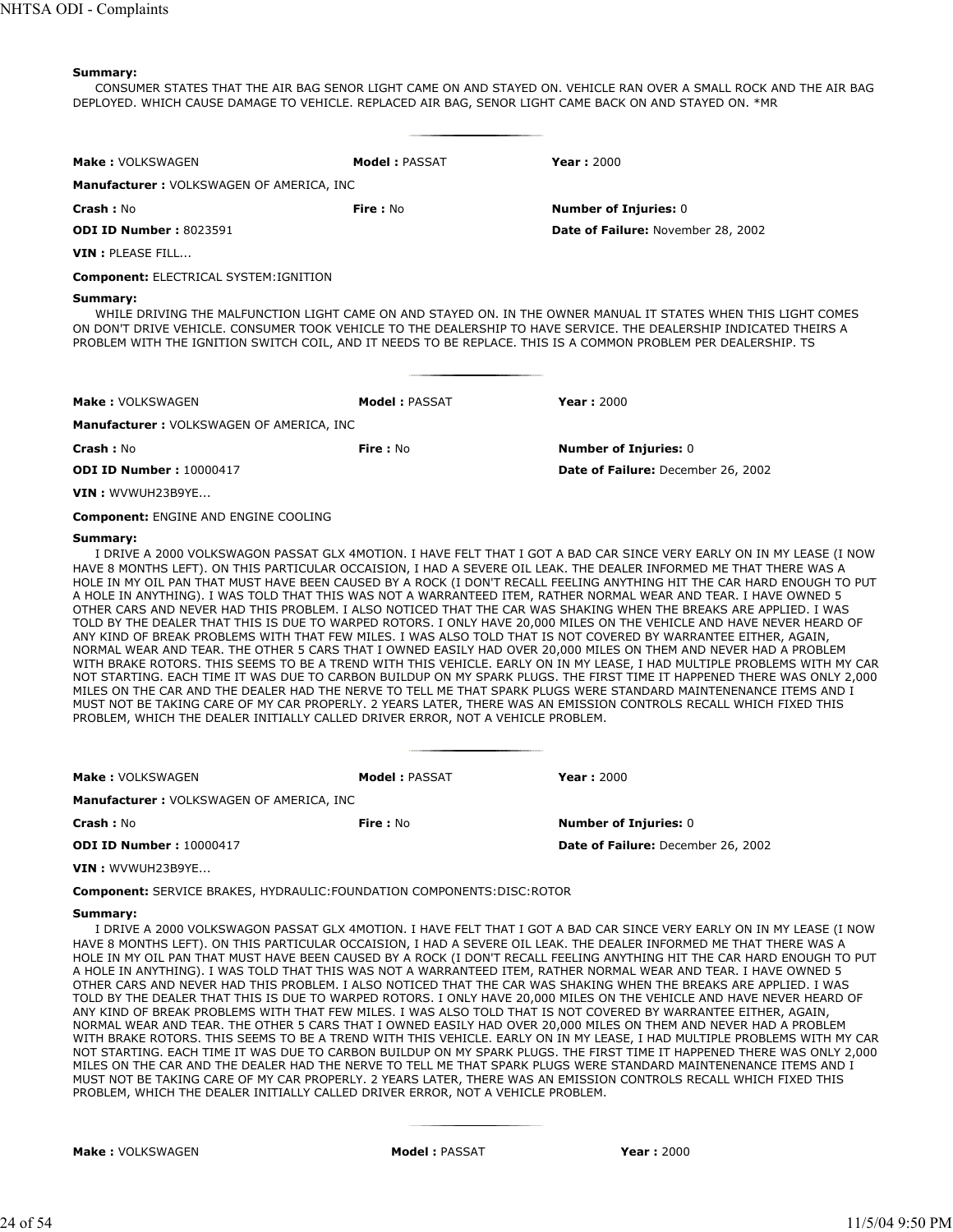**Summary:**

CONSUMER STATES THAT THE AIR BAG SENOR LIGHT CAME ON AND STAYED ON. VEHICLE RAN OVER A SMALL ROCK AND THE AIR BAG DEPLOYED. WHICH CAUSE DAMAGE TO VEHICLE. REPLACED AIR BAG, SENOR LIGHT CAME BACK ON AND STAYED ON. *MR

---

**Make :** VOLKSWAGEN **Model :** PASSAT **Year :** 2000

**Manufacturer :** VOLKSWAGEN OF AMERICA, INC

**Crash :** No **Fire :** No **Number of Injuries:** 0

**ODI ID Number :** 8023591 **Date of Failure:** November 28, 2002

**VIN :** PLEASE FILL...

**Component:** ELECTRICAL SYSTEM:IGNITION

**Summary:**

WHILE DRIVING THE MALFUNCTION LIGHT CAME ON AND STAYED ON. IN THE OWNER MANUAL IT STATES WHEN THIS LIGHT COMES ON DON'T DRIVE VEHICLE. CONSUMER TOOK VEHICLE TO THE DEALERSHIP TO HAVE SERVICE. THE DEALERSHIP INDICATED THEIRS A PROBLEM WITH THE IGNITION SWITCH COIL, AND IT NEEDS TO BE REPLACE. THIS IS A COMMON PROBLEM PER DEALERSHIP. TS

---

**Make :** VOLKSWAGEN **Model :** PASSAT **Year :** 2000

**Manufacturer :** VOLKSWAGEN OF AMERICA, INC

**Crash :** No **Fire :** No **Number of Injuries:** 0

**ODI ID Number :** 10000417 **Date of Failure:** December 26, 2002

**VIN :** WVWUH23B9YE...

**Component:** ENGINE AND ENGINE COOLING

**Summary:**

I DRIVE A 2000 VOLKSWAGON PASSAT GLX 4MOTION. I HAVE FELT THAT I GOT A BAD CAR SINCE VERY EARLY ON IN MY LEASE (I NOW HAVE 8 MONTHS LEFT). ON THIS PARTICULAR OCCAISION, I HAD A SEVERE OIL LEAK. THE DEALER INFORMED ME THAT THERE WAS A HOLE IN MY OIL PAN THAT MUST HAVE BEEN CAUSED BY A ROCK (I DON'T RECALL FEELING ANYTHING HIT THE CAR HARD ENOUGH TO PUT A HOLE IN ANYTHING). I WAS TOLD THAT THIS WAS NOT A WARRANTEED ITEM, RATHER NORMAL WEAR AND TEAR. I HAVE OWNED 5 OTHER CARS AND NEVER HAD THIS PROBLEM. I ALSO NOTICED THAT THE CAR WAS SHAKING WHEN THE BREAKS ARE APPLIED. I WAS TOLD BY THE DEALER THAT THIS IS DUE TO WARPED ROTORS. I ONLY HAVE 20,000 MILES ON THE VEHICLE AND HAVE NEVER HEARD OF ANY KIND OF BREAK PROBLEMS WITH THAT FEW MILES. I WAS ALSO TOLD THAT IS NOT COVERED BY WARRANTEE EITHER, AGAIN, NORMAL WEAR AND TEAR. THE OTHER 5 CARS THAT I OWNED EASILY HAD OVER 20,000 MILES ON THEM AND NEVER HAD A PROBLEM WITH BRAKE ROTORS. THIS SEEMS TO BE A TREND WITH THIS VEHICLE. EARLY ON IN MY LEASE, I HAD MULTIPLE PROBLEMS WITH MY CAR NOT STARTING. EACH TIME IT WAS DUE TO CARBON BUILDUP ON MY SPARK PLUGS. THE FIRST TIME IT HAPPENED THERE WAS ONLY 2,000 MILES ON THE CAR AND THE DEALER HAD THE NERVE TO TELL ME THAT SPARK PLUGS WERE STANDARD MAINTENENANCE ITEMS AND I MUST NOT BE TAKING CARE OF MY CAR PROPERLY. 2 YEARS LATER, THERE WAS AN EMISSION CONTROLS RECALL WHICH FIXED THIS PROBLEM, WHICH THE DEALER INITIALLY CALLED DRIVER ERROR, NOT A VEHICLE PROBLEM.

---

**Make :** VOLKSWAGEN **Model :** PASSAT **Year :** 2000

**Manufacturer :** VOLKSWAGEN OF AMERICA, INC

**Crash :** No **Fire :** No **Number of Injuries:** 0

**ODI ID Number :** 10000417 **Date of Failure:** December 26, 2002

**VIN :** WVWUH23B9YE...

**Component:** SERVICE BRAKES, HYDRAULIC:FOUNDATION COMPONENTS:DISC:ROTOR

**Summary:**

I DRIVE A 2000 VOLKSWAGON PASSAT GLX 4MOTION. I HAVE FELT THAT I GOT A BAD CAR SINCE VERY EARLY ON IN MY LEASE (I NOW HAVE 8 MONTHS LEFT). ON THIS PARTICULAR OCCAISION, I HAD A SEVERE OIL LEAK. THE DEALER INFORMED ME THAT THERE WAS A HOLE IN MY OIL PAN THAT MUST HAVE BEEN CAUSED BY A ROCK (I DON'T RECALL FEELING ANYTHING HIT THE CAR HARD ENOUGH TO PUT A HOLE IN ANYTHING). I WAS TOLD THAT THIS WAS NOT A WARRANTEED ITEM, RATHER NORMAL WEAR AND TEAR. I HAVE OWNED 5 OTHER CARS AND NEVER HAD THIS PROBLEM. I ALSO NOTICED THAT THE CAR WAS SHAKING WHEN THE BREAKS ARE APPLIED. I WAS TOLD BY THE DEALER THAT THIS IS DUE TO WARPED ROTORS. I ONLY HAVE 20,000 MILES ON THE VEHICLE AND HAVE NEVER HEARD OF ANY KIND OF BREAK PROBLEMS WITH THAT FEW MILES. I WAS ALSO TOLD THAT IS NOT COVERED BY WARRANTEE EITHER, AGAIN, NORMAL WEAR AND TEAR. THE OTHER 5 CARS THAT I OWNED EASILY HAD OVER 20,000 MILES ON THEM AND NEVER HAD A PROBLEM WITH BRAKE ROTORS. THIS SEEMS TO BE A TREND WITH THIS VEHICLE. EARLY ON IN MY LEASE, I HAD MULTIPLE PROBLEMS WITH MY CAR NOT STARTING. EACH TIME IT WAS DUE TO CARBON BUILDUP ON MY SPARK PLUGS. THE FIRST TIME IT HAPPENED THERE WAS ONLY 2,000 MILES ON THE CAR AND THE DEALER HAD THE NERVE TO TELL ME THAT SPARK PLUGS WERE STANDARD MAINTENENANCE ITEMS AND I MUST NOT BE TAKING CARE OF MY CAR PROPERLY. 2 YEARS LATER, THERE WAS AN EMISSION CONTROLS RECALL WHICH FIXED THIS PROBLEM, WHICH THE DEALER INITIALLY CALLED DRIVER ERROR, NOT A VEHICLE PROBLEM.

---

**Make :** VOLKSWAGEN **Model :** PASSAT **Year :** 2000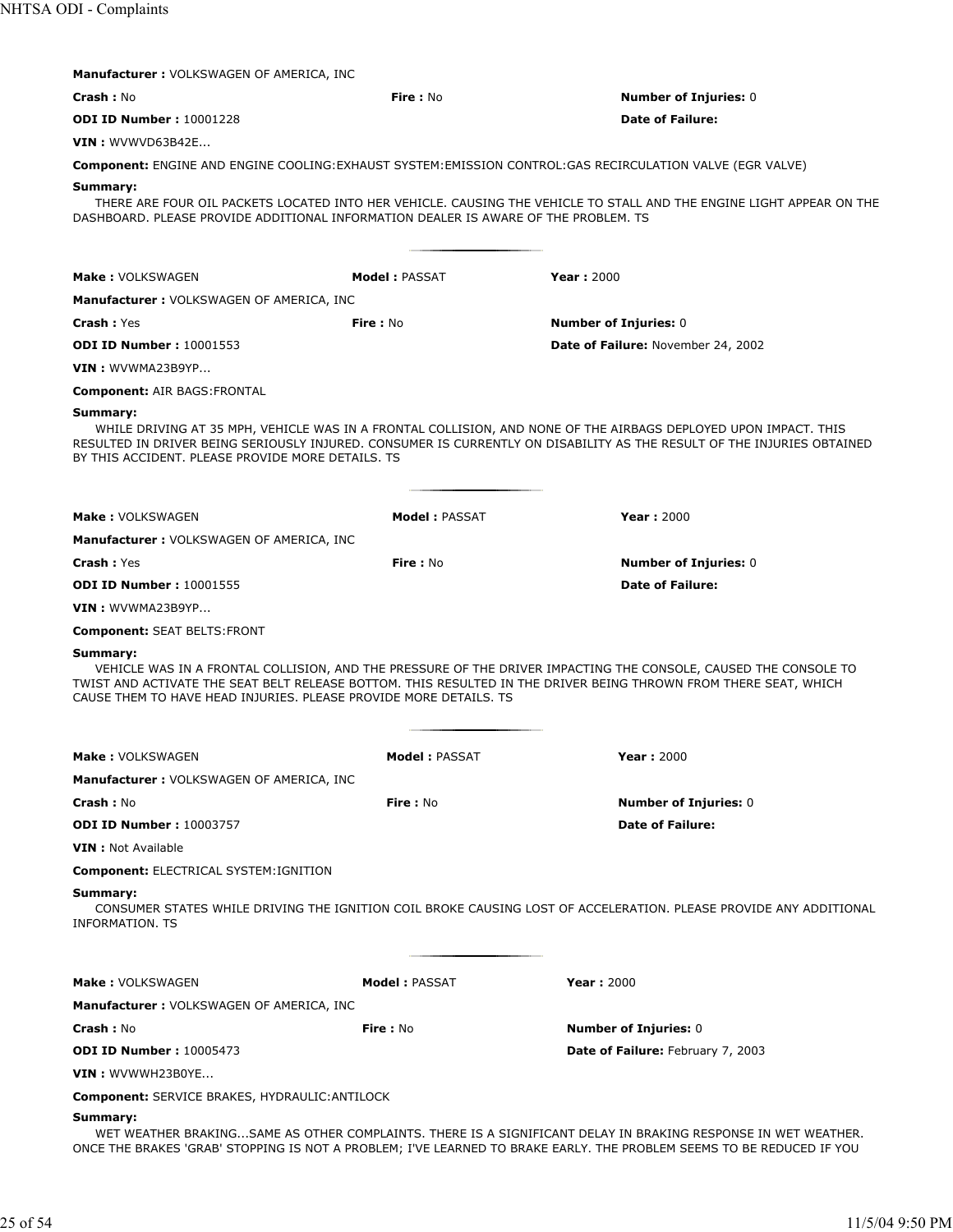**Manufacturer :** VOLKSWAGEN OF AMERICA, INC

**Crash :** No **Fire :** No **Number of Injuries:** 0

**ODI ID Number :** 10001228 **Date of Failure:**

**VIN :** WVWVD63B42E...

**Component:** ENGINE AND ENGINE COOLING:EXHAUST SYSTEM:EMISSION CONTROL:GAS RECIRCULATION VALVE (EGR VALVE)

**Summary:**

THERE ARE FOUR OIL PACKETS LOCATED INTO HER VEHICLE. CAUSING THE VEHICLE TO STALL AND THE ENGINE LIGHT APPEAR ON THE DASHBOARD. PLEASE PROVIDE ADDITIONAL INFORMATION DEALER IS AWARE OF THE PROBLEM. TS

---

**Make :** VOLKSWAGEN **Model :** PASSAT **Year :** 2000

**Manufacturer :** VOLKSWAGEN OF AMERICA, INC

**Crash :** Yes **Fire :** No **Number of Injuries:** 0

**ODI ID Number :** 10001553 **Date of Failure:** November 24, 2002

**VIN :** WVWMA23B9YP...

**Component:** AIR BAGS:FRONTAL

**Summary:**

WHILE DRIVING AT 35 MPH, VEHICLE WAS IN A FRONTAL COLLISION, AND NONE OF THE AIRBAGS DEPLOYED UPON IMPACT. THIS RESULTED IN DRIVER BEING SERIOUSLY INJURED. CONSUMER IS CURRENTLY ON DISABILITY AS THE RESULT OF THE INJURIES OBTAINED BY THIS ACCIDENT. PLEASE PROVIDE MORE DETAILS. TS

---

**Make :** VOLKSWAGEN **Model :** PASSAT **Year :** 2000

**Manufacturer :** VOLKSWAGEN OF AMERICA, INC

**Crash :** Yes **Fire :** No **Number of Injuries:** 0

**ODI ID Number :** 10001555 **Date of Failure:**

**VIN :** WVWMA23B9YP...

**Component:** SEAT BELTS:FRONT

**Summary:**

VEHICLE WAS IN A FRONTAL COLLISION, AND THE PRESSURE OF THE DRIVER IMPACTING THE CONSOLE, CAUSED THE CONSOLE TO TWIST AND ACTIVATE THE SEAT BELT RELEASE BOTTOM. THIS RESULTED IN THE DRIVER BEING THROWN FROM THERE SEAT, WHICH CAUSE THEM TO HAVE HEAD INJURIES. PLEASE PROVIDE MORE DETAILS. TS

---

**Make :** VOLKSWAGEN **Model :** PASSAT **Year :** 2000

**Manufacturer :** VOLKSWAGEN OF AMERICA, INC

**Crash :** No **Fire :** No **Number of Injuries:** 0

**ODI ID Number :** 10003757 **Date of Failure:**

**VIN :** Not Available

**Component:** ELECTRICAL SYSTEM:IGNITION

**Summary:**

CONSUMER STATES WHILE DRIVING THE IGNITION COIL BROKE CAUSING LOST OF ACCELERATION. PLEASE PROVIDE ANY ADDITIONAL INFORMATION. TS

---

**Make :** VOLKSWAGEN **Model :** PASSAT **Year :** 2000

**Manufacturer :** VOLKSWAGEN OF AMERICA, INC

**Crash :** No **Fire :** No **Number of Injuries:** 0

**ODI ID Number :** 10005473 **Date of Failure:** February 7, 2003

**VIN :** WVWWH23B0YE...

**Component:** SERVICE BRAKES, HYDRAULIC:ANTILOCK

**Summary:**

WET WEATHER BRAKING...SAME AS OTHER COMPLAINTS. THERE IS A SIGNIFICANT DELAY IN BRAKING RESPONSE IN WET WEATHER. ONCE THE BRAKES 'GRAB' STOPPING IS NOT A PROBLEM; I'VE LEARNED TO BRAKE EARLY. THE PROBLEM SEEMS TO BE REDUCED IF YOU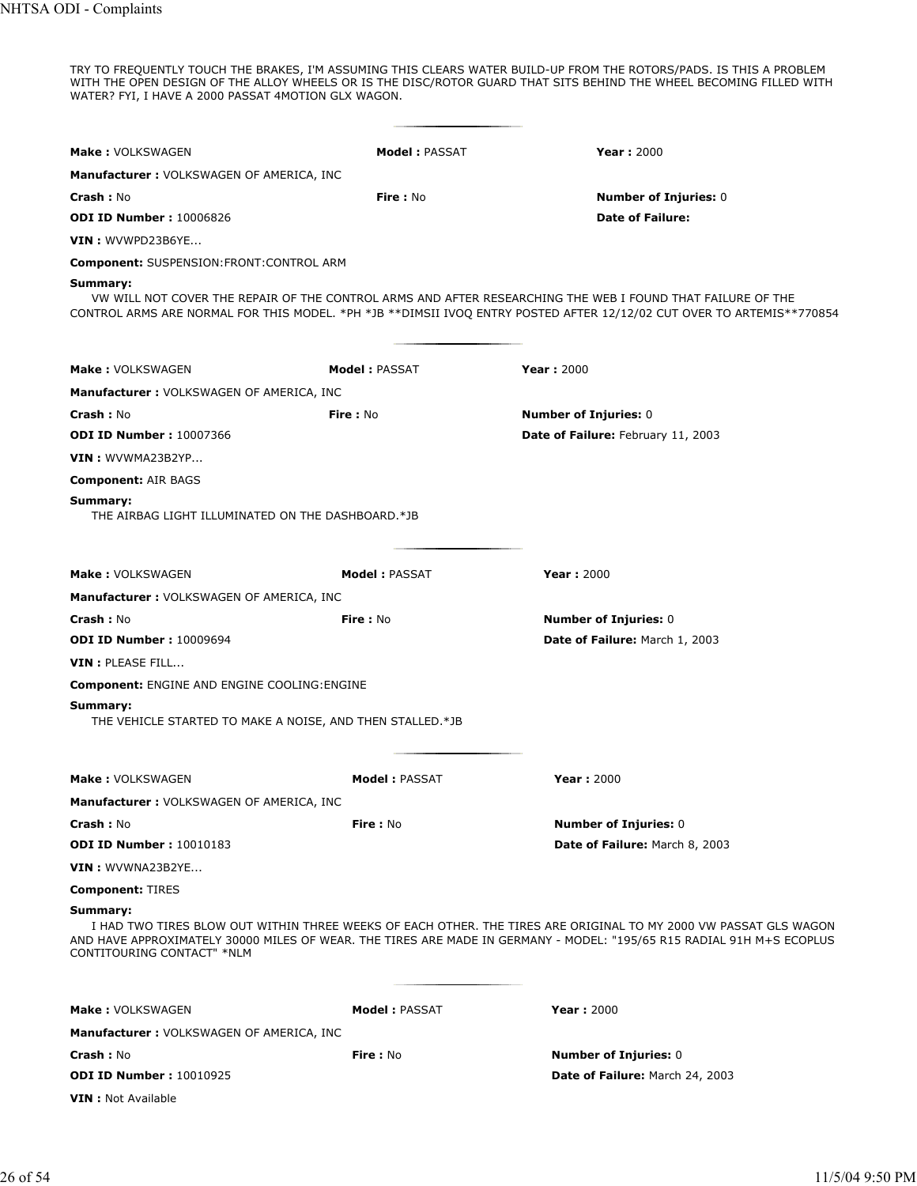TRY TO FREQUENTLY TOUCH THE BRAKES, I'M ASSUMING THIS CLEARS WATER BUILD-UP FROM THE ROTORS/PADS. IS THIS A PROBLEM WITH THE OPEN DESIGN OF THE ALLOY WHEELS OR IS THE DISC/ROTOR GUARD THAT SITS BEHIND THE WHEEL BECOMING FILLED WITH WATER? FYI, I HAVE A 2000 PASSAT 4MOTION GLX WAGON.

---

**Make :** VOLKSWAGEN **Model :** PASSAT **Year :** 2000

**Manufacturer :** VOLKSWAGEN OF AMERICA, INC

**Crash :** No **Fire :** No **Number of Injuries:** 0

**ODI ID Number :** 10006826 **Date of Failure:**

**VIN :** WVWPD23B6YE...

**Component:** SUSPENSION:FRONT:CONTROL ARM

**Summary:**

VW WILL NOT COVER THE REPAIR OF THE CONTROL ARMS AND AFTER RESEARCHING THE WEB I FOUND THAT FAILURE OF THE CONTROL ARMS ARE NORMAL FOR THIS MODEL. *PH *JB **DIMSII IVOQ ENTRY POSTED AFTER 12/12/02 CUT OVER TO ARTEMIS**770854

---

**Make :** VOLKSWAGEN **Model :** PASSAT **Year :** 2000

**Manufacturer :** VOLKSWAGEN OF AMERICA, INC

**Crash :** No **Fire :** No **Number of Injuries:** 0

**ODI ID Number :** 10007366 **Date of Failure:** February 11, 2003

**VIN :** WVWMA23B2YP...

**Component:** AIR BAGS

**Summary:**

THE AIRBAG LIGHT ILLUMINATED ON THE DASHBOARD.*JB

---

**Make :** VOLKSWAGEN **Model :** PASSAT **Year :** 2000

**Manufacturer :** VOLKSWAGEN OF AMERICA, INC

**Crash :** No **Fire :** No **Number of Injuries:** 0

**ODI ID Number :** 10009694 **Date of Failure:** March 1, 2003

**VIN :** PLEASE FILL...

**Component:** ENGINE AND ENGINE COOLING:ENGINE

**Summary:**

THE VEHICLE STARTED TO MAKE A NOISE, AND THEN STALLED.*JB

---

**Make :** VOLKSWAGEN **Model :** PASSAT **Year :** 2000

**Manufacturer :** VOLKSWAGEN OF AMERICA, INC

**Crash :** No **Fire :** No **Number of Injuries:** 0

**ODI ID Number :** 10010183 **Date of Failure:** March 8, 2003

**VIN :** WVWNA23B2YE...

**Component:** TIRES

**Summary:**

I HAD TWO TIRES BLOW OUT WITHIN THREE WEEKS OF EACH OTHER. THE TIRES ARE ORIGINAL TO MY 2000 VW PASSAT GLS WAGON AND HAVE APPROXIMATELY 30000 MILES OF WEAR. THE TIRES ARE MADE IN GERMANY - MODEL: "195/65 R15 RADIAL 91H M+S ECOPLUS CONTITOURING CONTACT" *NLM

---

**Make :** VOLKSWAGEN **Model :** PASSAT **Year :** 2000

**Manufacturer :** VOLKSWAGEN OF AMERICA, INC

**Crash :** No **Fire :** No **Number of Injuries:** 0

**ODI ID Number :** 10010925 **Date of Failure:** March 24, 2003

**VIN :** Not Available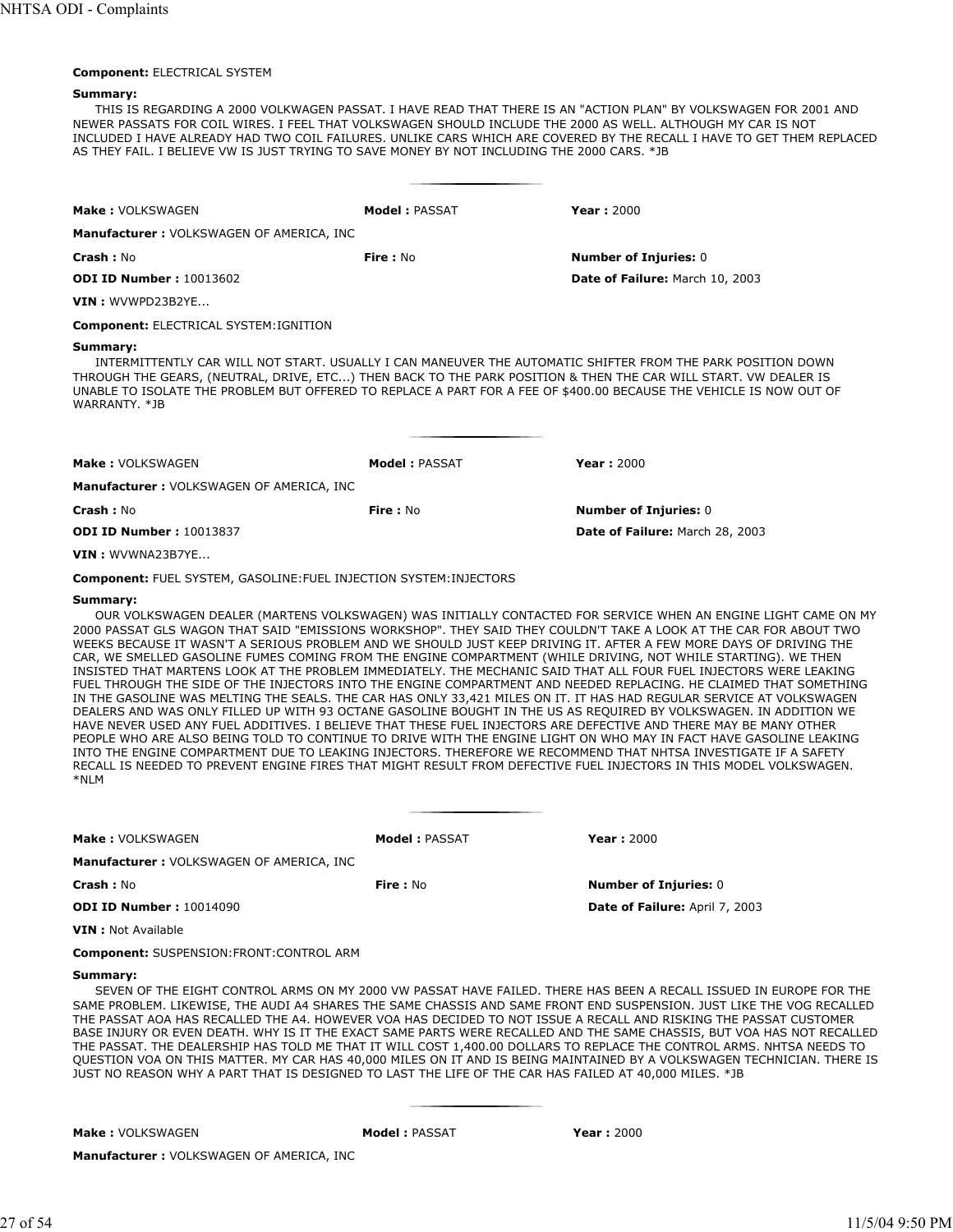**Component:** ELECTRICAL SYSTEM

**Summary:**

THIS IS REGARDING A 2000 VOLKWAGEN PASSAT. I HAVE READ THAT THERE IS AN "ACTION PLAN" BY VOLKSWAGEN FOR 2001 AND NEWER PASSATS FOR COIL WIRES. I FEEL THAT VOLKSWAGEN SHOULD INCLUDE THE 2000 AS WELL. ALTHOUGH MY CAR IS NOT INCLUDED I HAVE ALREADY HAD TWO COIL FAILURES. UNLIKE CARS WHICH ARE COVERED BY THE RECALL I HAVE TO GET THEM REPLACED AS THEY FAIL. I BELIEVE VW IS JUST TRYING TO SAVE MONEY BY NOT INCLUDING THE 2000 CARS. *JB

---

**Make :** VOLKSWAGEN **Model :** PASSAT **Year :** 2000

**Manufacturer :** VOLKSWAGEN OF AMERICA, INC

**Crash :** No **Fire :** No **Number of Injuries:** 0

**ODI ID Number :** 10013602 **Date of Failure:** March 10, 2003

**VIN :** WVWPD23B2YE...

**Component:** ELECTRICAL SYSTEM:IGNITION

**Summary:**

INTERMITTENTLY CAR WILL NOT START. USUALLY I CAN MANEUVER THE AUTOMATIC SHIFTER FROM THE PARK POSITION DOWN THROUGH THE GEARS, (NEUTRAL, DRIVE, ETC...) THEN BACK TO THE PARK POSITION & THEN THE CAR WILL START. VW DEALER IS UNABLE TO ISOLATE THE PROBLEM BUT OFFERED TO REPLACE A PART FOR A FEE OF $400.00 BECAUSE THE VEHICLE IS NOW OUT OF WARRANTY. *JB

---

**Make :** VOLKSWAGEN **Model :** PASSAT **Year :** 2000

**Manufacturer :** VOLKSWAGEN OF AMERICA, INC

**Crash :** No **Fire :** No **Number of Injuries:** 0

**ODI ID Number :** 10013837 **Date of Failure:** March 28, 2003

**VIN :** WVWNA23B7YE...

**Component:** FUEL SYSTEM, GASOLINE:FUEL INJECTION SYSTEM:INJECTORS

**Summary:**

OUR VOLKSWAGEN DEALER (MARTENS VOLKSWAGEN) WAS INITIALLY CONTACTED FOR SERVICE WHEN AN ENGINE LIGHT CAME ON MY 2000 PASSAT GLS WAGON THAT SAID "EMISSIONS WORKSHOP". THEY SAID THEY COULDN'T TAKE A LOOK AT THE CAR FOR ABOUT TWO WEEKS BECAUSE IT WASN'T A SERIOUS PROBLEM AND WE SHOULD JUST KEEP DRIVING IT. AFTER A FEW MORE DAYS OF DRIVING THE CAR, WE SMELLED GASOLINE FUMES COMING FROM THE ENGINE COMPARTMENT (WHILE DRIVING, NOT WHILE STARTING). WE THEN INSISTED THAT MARTENS LOOK AT THE PROBLEM IMMEDIATELY. THE MECHANIC SAID THAT ALL FOUR FUEL INJECTORS WERE LEAKING FUEL THROUGH THE SIDE OF THE INJECTORS INTO THE ENGINE COMPARTMENT AND NEEDED REPLACING. HE CLAIMED THAT SOMETHING IN THE GASOLINE WAS MELTING THE SEALS. THE CAR HAS ONLY 33,421 MILES ON IT. IT HAS HAD REGULAR SERVICE AT VOLKSWAGEN DEALERS AND WAS ONLY FILLED UP WITH 93 OCTANE GASOLINE BOUGHT IN THE US AS REQUIRED BY VOLKSWAGEN. IN ADDITION WE HAVE NEVER USED ANY FUEL ADDITIVES. I BELIEVE THAT THESE FUEL INJECTORS ARE DEFECTIVE AND THERE MAY BE MANY OTHER PEOPLE WHO ARE ALSO BEING TOLD TO CONTINUE TO DRIVE WITH THE ENGINE LIGHT ON WHO MAY IN FACT HAVE GASOLINE LEAKING INTO THE ENGINE COMPARTMENT DUE TO LEAKING INJECTORS. THEREFORE WE RECOMMEND THAT NHTSA INVESTIGATE IF A SAFETY RECALL IS NEEDED TO PREVENT ENGINE FIRES THAT MIGHT RESULT FROM DEFECTIVE FUEL INJECTORS IN THIS MODEL VOLKSWAGEN. *NLM

---

**Make :** VOLKSWAGEN **Model :** PASSAT **Year :** 2000

**Manufacturer :** VOLKSWAGEN OF AMERICA, INC

**Crash :** No **Fire :** No **Number of Injuries:** 0

**ODI ID Number :** 10014090 **Date of Failure:** April 7, 2003

**VIN :** Not Available

**Component:** SUSPENSION:FRONT:CONTROL ARM

**Summary:**

SEVEN OF THE EIGHT CONTROL ARMS ON MY 2000 VW PASSAT HAVE FAILED. THERE HAS BEEN A RECALL ISSUED IN EUROPE FOR THE SAME PROBLEM. LIKEWISE, THE AUDI A4 SHARES THE SAME CHASSIS AND SAME FRONT END SUSPENSION. JUST LIKE THE VOG RECALLED THE PASSAT AOA HAS RECALLED THE A4. HOWEVER VOA HAS DECIDED TO NOT ISSUE A RECALL AND RISKING THE PASSAT CUSTOMER BASE INJURY OR EVEN DEATH. WHY IS IT THE EXACT SAME PARTS WERE RECALLED AND THE SAME CHASSIS, BUT VOA HAS NOT RECALLED THE PASSAT. THE DEALERSHIP HAS TOLD ME THAT IT WILL COST 1,400.00 DOLLARS TO REPLACE THE CONTROL ARMS. NHTSA NEEDS TO QUESTION VOA ON THIS MATTER. MY CAR HAS 40,000 MILES ON IT AND IS BEING MAINTAINED BY A VOLKSWAGEN TECHNICIAN. THERE IS JUST NO REASON WHY A PART THAT IS DESIGNED TO LAST THE LIFE OF THE CAR HAS FAILED AT 40,000 MILES. *JB

---

**Make :** VOLKSWAGEN **Model :** PASSAT **Year :** 2000

**Manufacturer :** VOLKSWAGEN OF AMERICA, INC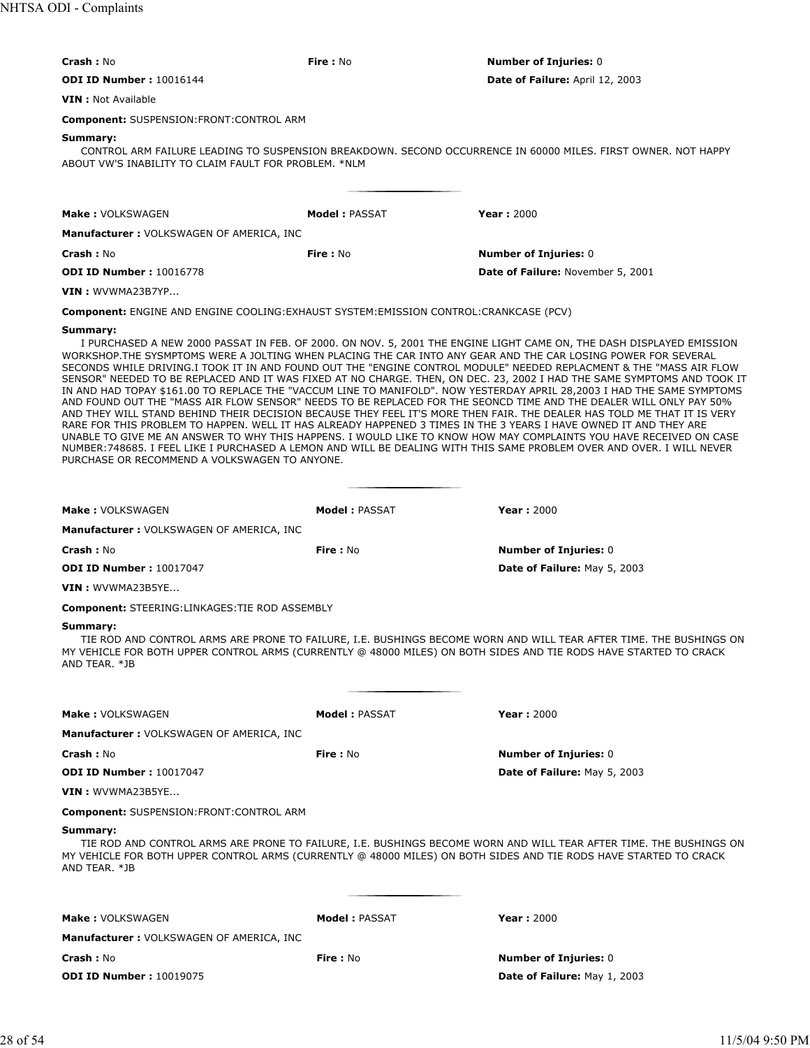**Crash :** No **Fire :** No **Number of Injuries:** 0

**ODI ID Number :** 10016144 **Date of Failure:** April 12, 2003

**VIN :** Not Available

**Component:** SUSPENSION:FRONT:CONTROL ARM

**Summary:**

CONTROL ARM FAILURE LEADING TO SUSPENSION BREAKDOWN. SECOND OCCURRENCE IN 60000 MILES. FIRST OWNER. NOT HAPPY ABOUT VW'S INABILITY TO CLAIM FAULT FOR PROBLEM. *NLM

---

**Make :** VOLKSWAGEN **Model :** PASSAT **Year :** 2000

**Manufacturer :** VOLKSWAGEN OF AMERICA, INC

**Crash :** No **Fire :** No **Number of Injuries:** 0

**ODI ID Number :** 10016778 **Date of Failure:** November 5, 2001

**VIN :** WVWMA23B7YP...

**Component:** ENGINE AND ENGINE COOLING:EXHAUST SYSTEM:EMISSION CONTROL:CRANKCASE (PCV)

**Summary:**

I PURCHASED A NEW 2000 PASSAT IN FEB. OF 2000. ON NOV. 5, 2001 THE ENGINE LIGHT CAME ON, THE DASH DISPLAYED EMISSION WORKSHOP.THE SYSMPTOMS WERE A JOLTING WHEN PLACING THE CAR INTO ANY GEAR AND THE CAR LOSING POWER FOR SEVERAL SECONDS WHILE DRIVING.I TOOK IT IN AND FOUND OUT THE "ENGINE CONTROL MODULE" NEEDED REPLACMENT & THE "MASS AIR FLOW SENSOR" NEEDED TO BE REPLACED AND IT WAS FIXED AT NO CHARGE. THEN, ON DEC. 23, 2002 I HAD THE SAME SYMPTOMS AND TOOK IT IN AND HAD TOPAY $161.00 TO REPLACE THE "VACCUM LINE TO MANIFOLD". NOW YESTERDAY APRIL 28,2003 I HAD THE SAME SYMPTOMS AND FOUND OUT THE "MASS AIR FLOW SENSOR" NEEDS TO BE REPLACED FOR THE SEONCD TIME AND THE DEALER WILL ONLY PAY 50% AND THEY WILL STAND BEHIND THEIR DECISION BECAUSE THEY FEEL IT'S MORE THEN FAIR. THE DEALER HAS TOLD ME THAT IT IS VERY RARE FOR THIS PROBLEM TO HAPPEN. WELL IT HAS ALREADY HAPPENED 3 TIMES IN THE 3 YEARS I HAVE OWNED IT AND THEY ARE UNABLE TO GIVE ME AN ANSWER TO WHY THIS HAPPENS. I WOULD LIKE TO KNOW HOW MAY COMPLAINTS YOU HAVE RECEIVED ON CASE NUMBER:748685. I FEEL LIKE I PURCHASED A LEMON AND WILL BE DEALING WITH THIS SAME PROBLEM OVER AND OVER. I WILL NEVER PURCHASE OR RECOMMEND A VOLKSWAGEN TO ANYONE.

---

**Make :** VOLKSWAGEN **Model :** PASSAT **Year :** 2000

**Manufacturer :** VOLKSWAGEN OF AMERICA, INC

**Crash :** No **Fire :** No **Number of Injuries:** 0

**ODI ID Number :** 10017047 **Date of Failure:** May 5, 2003

**VIN :** WVWMA23B5YE...

**Component:** STEERING:LINKAGES:TIE ROD ASSEMBLY

**Summary:**

TIE ROD AND CONTROL ARMS ARE PRONE TO FAILURE, I.E. BUSHINGS BECOME WORN AND WILL TEAR AFTER TIME. THE BUSHINGS ON MY VEHICLE FOR BOTH UPPER CONTROL ARMS (CURRENTLY @ 48000 MILES) ON BOTH SIDES AND TIE RODS HAVE STARTED TO CRACK AND TEAR. *JB

---

**Make :** VOLKSWAGEN **Model :** PASSAT **Year :** 2000

**Manufacturer :** VOLKSWAGEN OF AMERICA, INC

**Crash :** No **Fire :** No **Number of Injuries:** 0

**ODI ID Number :** 10017047 **Date of Failure:** May 5, 2003

**VIN :** WVWMA23B5YE...

**Component:** SUSPENSION:FRONT:CONTROL ARM

**Summary:**

TIE ROD AND CONTROL ARMS ARE PRONE TO FAILURE, I.E. BUSHINGS BECOME WORN AND WILL TEAR AFTER TIME. THE BUSHINGS ON MY VEHICLE FOR BOTH UPPER CONTROL ARMS (CURRENTLY @ 48000 MILES) ON BOTH SIDES AND TIE RODS HAVE STARTED TO CRACK AND TEAR. *JB

---

**Make :** VOLKSWAGEN **Model :** PASSAT **Year :** 2000

**Manufacturer :** VOLKSWAGEN OF AMERICA, INC

**Crash :** No **Fire :** No **Number of Injuries:** 0

**ODI ID Number :** 10019075 **Date of Failure:** May 1, 2003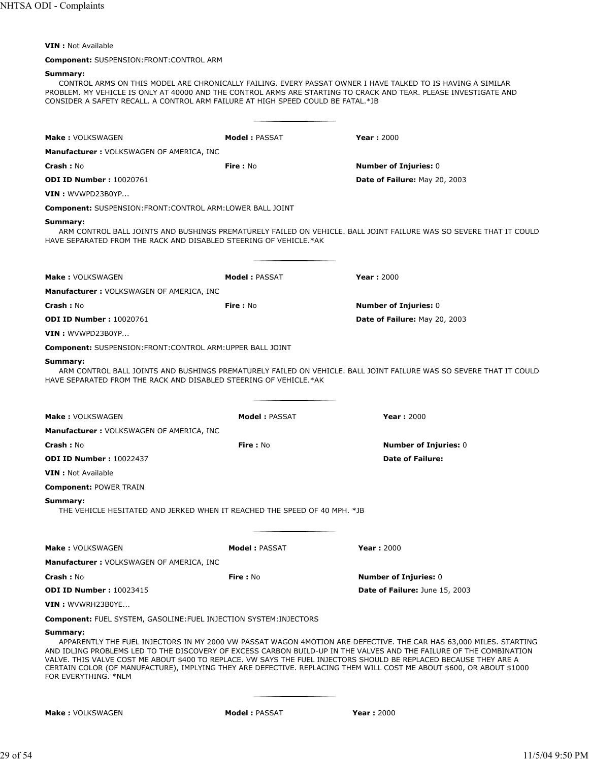**VIN :** Not Available

**Component:** SUSPENSION:FRONT:CONTROL ARM

**Summary:**

CONTROL ARMS ON THIS MODEL ARE CHRONICALLY FAILING. EVERY PASSAT OWNER I HAVE TALKED TO IS HAVING A SIMILAR PROBLEM. MY VEHICLE IS ONLY AT 40000 AND THE CONTROL ARMS ARE STARTING TO CRACK AND TEAR. PLEASE INVESTIGATE AND CONSIDER A SAFETY RECALL. A CONTROL ARM FAILURE AT HIGH SPEED COULD BE FATAL.*JB

---

**Make :** VOLKSWAGEN **Model :** PASSAT **Year :** 2000

**Manufacturer :** VOLKSWAGEN OF AMERICA, INC

**Crash :** No **Fire :** No **Number of Injuries:** 0

**ODI ID Number :** 10020761 **Date of Failure:** May 20, 2003

**VIN :** WVWPD23B0YP...

**Component:** SUSPENSION:FRONT:CONTROL ARM:LOWER BALL JOINT

**Summary:**

ARM CONTROL BALL JOINTS AND BUSHINGS PREMATURELY FAILED ON VEHICLE. BALL JOINT FAILURE WAS SO SEVERE THAT IT COULD HAVE SEPARATED FROM THE RACK AND DISABLED STEERING OF VEHICLE.*AK

---

**Make :** VOLKSWAGEN **Model :** PASSAT **Year :** 2000

**Manufacturer :** VOLKSWAGEN OF AMERICA, INC

**Crash :** No **Fire :** No **Number of Injuries:** 0

**ODI ID Number :** 10020761 **Date of Failure:** May 20, 2003

**VIN :** WVWPD23B0YP...

**Component:** SUSPENSION:FRONT:CONTROL ARM:UPPER BALL JOINT

**Summary:**

ARM CONTROL BALL JOINTS AND BUSHINGS PREMATURELY FAILED ON VEHICLE. BALL JOINT FAILURE WAS SO SEVERE THAT IT COULD HAVE SEPARATED FROM THE RACK AND DISABLED STEERING OF VEHICLE.*AK

---

**Make :** VOLKSWAGEN **Model :** PASSAT **Year :** 2000

**Manufacturer :** VOLKSWAGEN OF AMERICA, INC

**Crash :** No **Fire :** No **Number of Injuries:** 0

**ODI ID Number :** 10022437 **Date of Failure:**

**VIN :** Not Available

**Component:** POWER TRAIN

**Summary:**

THE VEHICLE HESITATED AND JERKED WHEN IT REACHED THE SPEED OF 40 MPH. *JB

---

**Make :** VOLKSWAGEN **Model :** PASSAT **Year :** 2000

**Manufacturer :** VOLKSWAGEN OF AMERICA, INC

**Crash :** No **Fire :** No **Number of Injuries:** 0

**ODI ID Number :** 10023415 **Date of Failure:** June 15, 2003

**VIN :** WVWRH23B0YE...

**Component:** FUEL SYSTEM, GASOLINE:FUEL INJECTION SYSTEM:INJECTORS

**Summary:**

APPARENTLY THE FUEL INJECTORS IN MY 2000 VW PASSAT WAGON 4MOTION ARE DEFECTIVE. THE CAR HAS 63,000 MILES. STARTING AND IDLING PROBLEMS LED TO THE DISCOVERY OF EXCESS CARBON BUILD-UP IN THE VALVES AND THE FAILURE OF THE COMBINATION VALVE. THIS VALVE COST ME ABOUT $400 TO REPLACE. VW SAYS THE FUEL INJECTORS SHOULD BE REPLACED BECAUSE THEY ARE A CERTAIN COLOR (OF MANUFACTURE), IMPLYING THEY ARE DEFECTIVE. REPLACING THEM WILL COST ME ABOUT $600, OR ABOUT $1000 FOR EVERYTHING. *NLM

---

**Make :** VOLKSWAGEN **Model :** PASSAT **Year :** 2000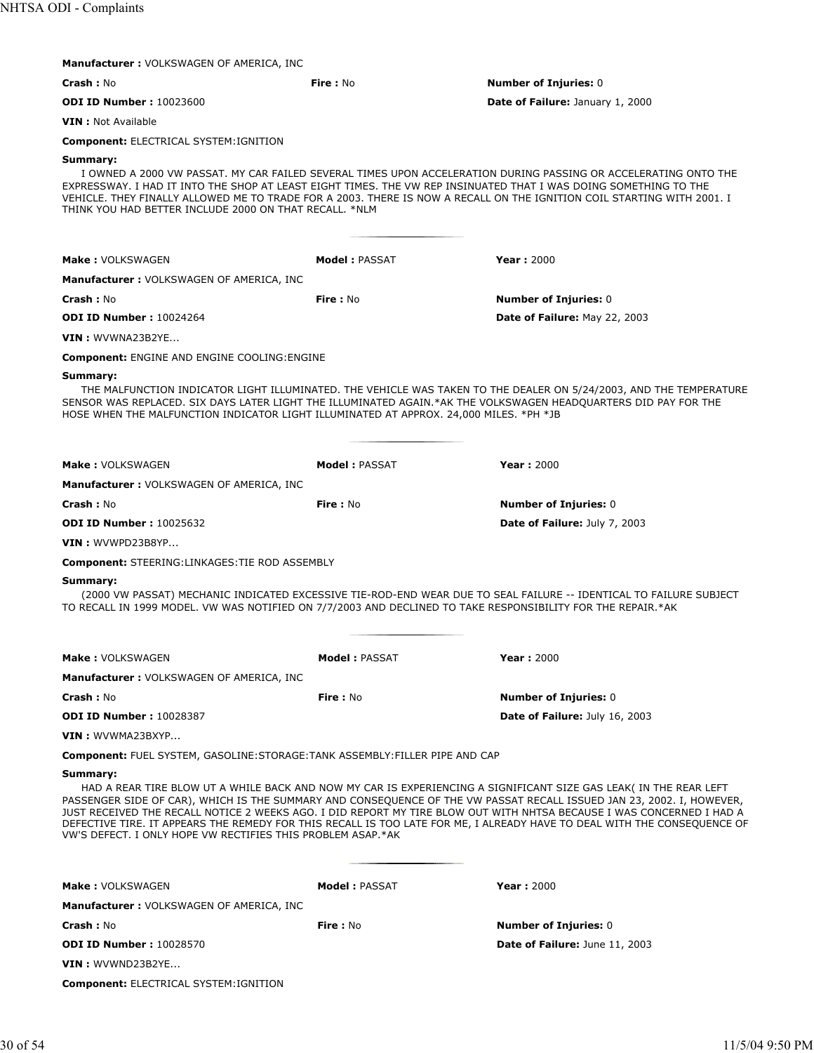**Manufacturer :** VOLKSWAGEN OF AMERICA, INC

**Crash :** No **Fire :** No **Number of Injuries:** 0

**ODI ID Number :** 10023600 **Date of Failure:** January 1, 2000

**VIN :** Not Available

**Component:** ELECTRICAL SYSTEM:IGNITION

**Summary:**

I OWNED A 2000 VW PASSAT. MY CAR FAILED SEVERAL TIMES UPON ACCELERATION DURING PASSING OR ACCELERATING ONTO THE EXPRESSWAY. I HAD IT INTO THE SHOP AT LEAST EIGHT TIMES. THE VW REP INSINUATED THAT I WAS DOING SOMETHING TO THE VEHICLE. THEY FINALLY ALLOWED ME TO TRADE FOR A 2003. THERE IS NOW A RECALL ON THE IGNITION COIL STARTING WITH 2001. I THINK YOU HAD BETTER INCLUDE 2000 ON THAT RECALL. *NLM

---

**Make :** VOLKSWAGEN **Model :** PASSAT **Year :** 2000

**Manufacturer :** VOLKSWAGEN OF AMERICA, INC

**Crash :** No **Fire :** No **Number of Injuries:** 0

**ODI ID Number :** 10024264 **Date of Failure:** May 22, 2003

**VIN :** WVWNA23B2YE...

**Component:** ENGINE AND ENGINE COOLING:ENGINE

**Summary:**

THE MALFUNCTION INDICATOR LIGHT ILLUMINATED. THE VEHICLE WAS TAKEN TO THE DEALER ON 5/24/2003, AND THE TEMPERATURE SENSOR WAS REPLACED. SIX DAYS LATER LIGHT THE ILLUMINATED AGAIN.*AK THE VOLKSWAGEN HEADQUARTERS DID PAY FOR THE HOSE WHEN THE MALFUNCTION INDICATOR LIGHT ILLUMINATED AT APPROX. 24,000 MILES. *PH *JB

---

**Make :** VOLKSWAGEN **Model :** PASSAT **Year :** 2000

**Manufacturer :** VOLKSWAGEN OF AMERICA, INC

**Crash :** No **Fire :** No **Number of Injuries:** 0

**ODI ID Number :** 10025632 **Date of Failure:** July 7, 2003

**VIN :** WVWPD23B8YP...

**Component:** STEERING:LINKAGES:TIE ROD ASSEMBLY

**Summary:**

(2000 VW PASSAT) MECHANIC INDICATED EXCESSIVE TIE-ROD-END WEAR DUE TO SEAL FAILURE -- IDENTICAL TO FAILURE SUBJECT TO RECALL IN 1999 MODEL. VW WAS NOTIFIED ON 7/7/2003 AND DECLINED TO TAKE RESPONSIBILITY FOR THE REPAIR.*AK

---

**Make :** VOLKSWAGEN **Model :** PASSAT **Year :** 2000

**Manufacturer :** VOLKSWAGEN OF AMERICA, INC

**Crash :** No **Fire :** No **Number of Injuries:** 0

**ODI ID Number :** 10028387 **Date of Failure:** July 16, 2003

**VIN :** WVWMA23BXYP...

**Component:** FUEL SYSTEM, GASOLINE:STORAGE:TANK ASSEMBLY:FILLER PIPE AND CAP

**Summary:**

HAD A REAR TIRE BLOW UT A WHILE BACK AND NOW MY CAR IS EXPERIENCING A SIGNIFICANT SIZE GAS LEAK( IN THE REAR LEFT PASSENGER SIDE OF CAR), WHICH IS THE SUMMARY AND CONSEQUENCE OF THE VW PASSAT RECALL ISSUED JAN 23, 2002. I, HOWEVER, JUST RECEIVED THE RECALL NOTICE 2 WEEKS AGO. I DID REPORT MY TIRE BLOW OUT WITH NHTSA BECAUSE I WAS CONCERNED I HAD A DEFECTIVE TIRE. IT APPEARS THE REMEDY FOR THIS RECALL IS TOO LATE FOR ME, I ALREADY HAVE TO DEAL WITH THE CONSEQUENCE OF VW'S DEFECT. I ONLY HOPE VW RECTIFIES THIS PROBLEM ASAP.*AK

---

**Make :** VOLKSWAGEN **Model :** PASSAT **Year :** 2000

**Manufacturer :** VOLKSWAGEN OF AMERICA, INC

**Crash :** No **Fire :** No **Number of Injuries:** 0

**ODI ID Number :** 10028570 **Date of Failure:** June 11, 2003

**VIN :** WVWND23B2YE...

**Component:** ELECTRICAL SYSTEM:IGNITION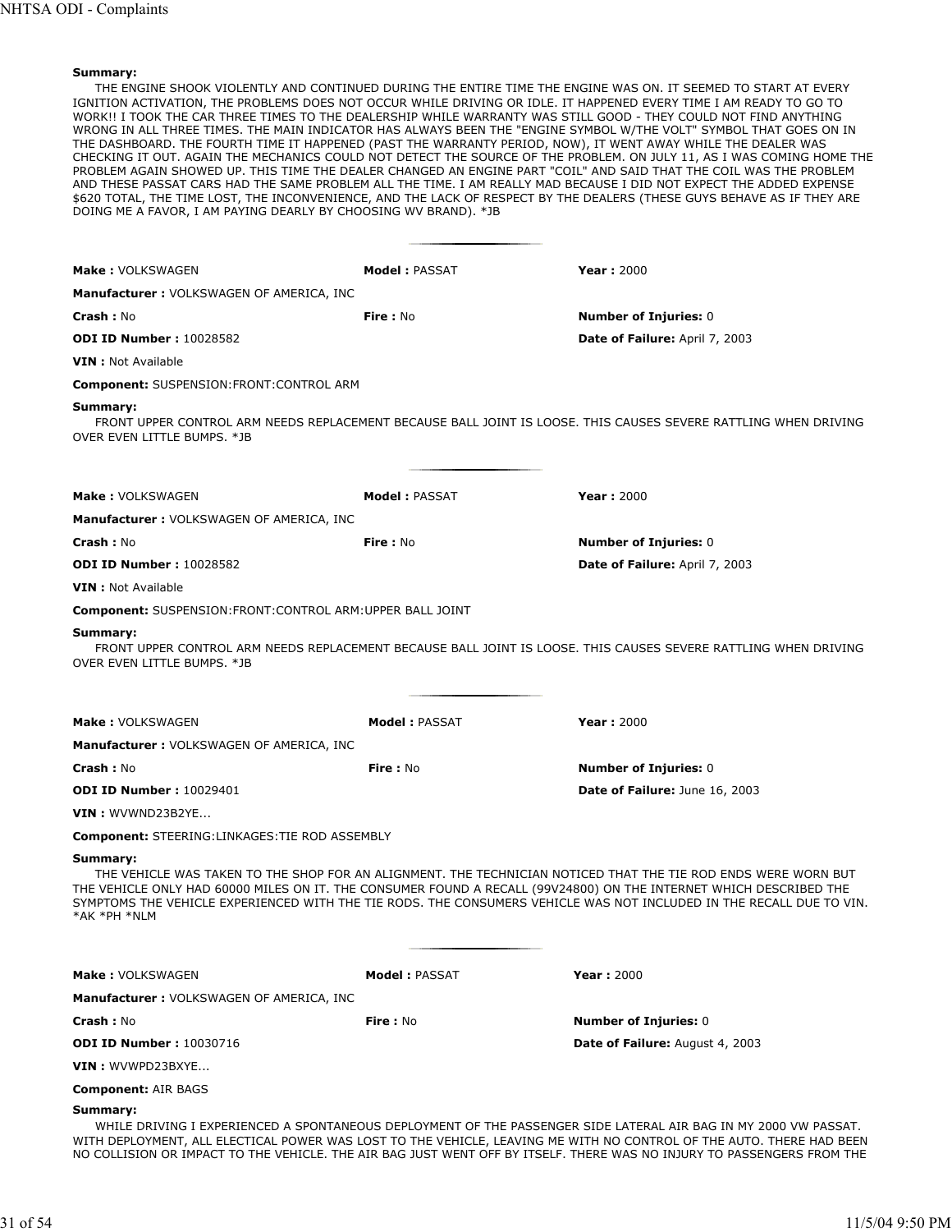**Summary:**
THE ENGINE SHOOK VIOLENTLY AND CONTINUED DURING THE ENTIRE TIME THE ENGINE WAS ON. IT SEEMED TO START AT EVERY IGNITION ACTIVATION, THE PROBLEMS DOES NOT OCCUR WHILE DRIVING OR IDLE. IT HAPPENED EVERY TIME I AM READY TO GO TO WORK!! I TOOK THE CAR THREE TIMES TO THE DEALERSHIP WHILE WARRANTY WAS STILL GOOD - THEY COULD NOT FIND ANYTHING WRONG IN ALL THREE TIMES. THE MAIN INDICATOR HAS ALWAYS BEEN THE "ENGINE SYMBOL W/THE VOLT" SYMBOL THAT GOES ON IN THE DASHBOARD. THE FOURTH TIME IT HAPPENED (PAST THE WARRANTY PERIOD, NOW), IT WENT AWAY WHILE THE DEALER WAS CHECKING IT OUT. AGAIN THE MECHANICS COULD NOT DETECT THE SOURCE OF THE PROBLEM. ON JULY 11, AS I WAS COMING HOME THE PROBLEM AGAIN SHOWED UP. THIS TIME THE DEALER CHANGED AN ENGINE PART "COIL" AND SAID THAT THE COIL WAS THE PROBLEM AND THESE PASSAT CARS HAD THE SAME PROBLEM ALL THE TIME. I AM REALLY MAD BECAUSE I DID NOT EXPECT THE ADDED EXPENSE $620 TOTAL, THE TIME LOST, THE INCONVENIENCE, AND THE LACK OF RESPECT BY THE DEALERS (THESE GUYS BEHAVE AS IF THEY ARE DOING ME A FAVOR, I AM PAYING DEARLY BY CHOOSING WV BRAND). *JB

---

**Make :** VOLKSWAGEN **Model :** PASSAT **Year :** 2000

**Manufacturer :** VOLKSWAGEN OF AMERICA, INC

**Crash :** No **Fire :** No **Number of Injuries:** 0

**ODI ID Number :** 10028582 **Date of Failure:** April 7, 2003

**VIN :** Not Available

**Component:** SUSPENSION:FRONT:CONTROL ARM

**Summary:**
FRONT UPPER CONTROL ARM NEEDS REPLACEMENT BECAUSE BALL JOINT IS LOOSE. THIS CAUSES SEVERE RATTLING WHEN DRIVING OVER EVEN LITTLE BUMPS. *JB

---

**Make :** VOLKSWAGEN **Model :** PASSAT **Year :** 2000

**Manufacturer :** VOLKSWAGEN OF AMERICA, INC

**Crash :** No **Fire :** No **Number of Injuries:** 0

**ODI ID Number :** 10028582 **Date of Failure:** April 7, 2003

**VIN :** Not Available

**Component:** SUSPENSION:FRONT:CONTROL ARM:UPPER BALL JOINT

**Summary:**
FRONT UPPER CONTROL ARM NEEDS REPLACEMENT BECAUSE BALL JOINT IS LOOSE. THIS CAUSES SEVERE RATTLING WHEN DRIVING OVER EVEN LITTLE BUMPS. *JB

---

**Make :** VOLKSWAGEN **Model :** PASSAT **Year :** 2000

**Manufacturer :** VOLKSWAGEN OF AMERICA, INC

**Crash :** No **Fire :** No **Number of Injuries:** 0

**ODI ID Number :** 10029401 **Date of Failure:** June 16, 2003

**VIN :** WVWND23B2YE...

**Component:** STEERING:LINKAGES:TIE ROD ASSEMBLY

**Summary:**
THE VEHICLE WAS TAKEN TO THE SHOP FOR AN ALIGNMENT. THE TECHNICIAN NOTICED THAT THE TIE ROD ENDS WERE WORN BUT THE VEHICLE ONLY HAD 60000 MILES ON IT. THE CONSUMER FOUND A RECALL (99V24800) ON THE INTERNET WHICH DESCRIBED THE SYMPTOMS THE VEHICLE EXPERIENCED WITH THE TIE RODS. THE CONSUMERS VEHICLE WAS NOT INCLUDED IN THE RECALL DUE TO VIN. *AK *PH *NLM

---

**Make :** VOLKSWAGEN **Model :** PASSAT **Year :** 2000

**Manufacturer :** VOLKSWAGEN OF AMERICA, INC

**Crash :** No **Fire :** No **Number of Injuries:** 0

**ODI ID Number :** 10030716 **Date of Failure:** August 4, 2003

**VIN :** WVWPD23BXYE...

**Component:** AIR BAGS

**Summary:**
WHILE DRIVING I EXPERIENCED A SPONTANEOUS DEPLOYMENT OF THE PASSENGER SIDE LATERAL AIR BAG IN MY 2000 VW PASSAT. WITH DEPLOYMENT, ALL ELECTICAL POWER WAS LOST TO THE VEHICLE, LEAVING ME WITH NO CONTROL OF THE AUTO. THERE HAD BEEN NO COLLISION OR IMPACT TO THE VEHICLE. THE AIR BAG JUST WENT OFF BY ITSELF. THERE WAS NO INJURY TO PASSENGERS FROM THE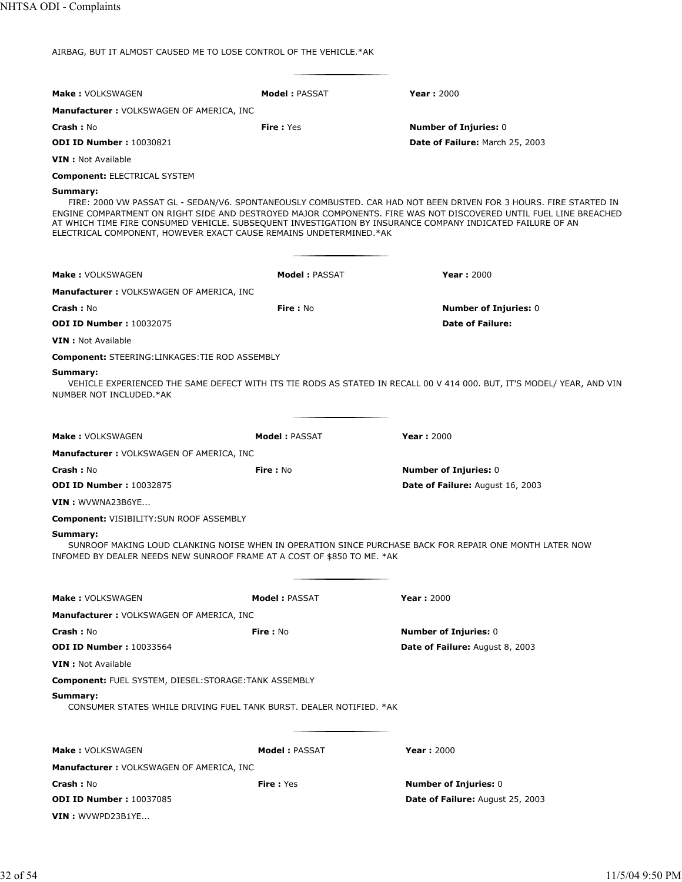AIRBAG, BUT IT ALMOST CAUSED ME TO LOSE CONTROL OF THE VEHICLE.*AK

---

**Make :** VOLKSWAGEN **Model :** PASSAT **Year :** 2000

**Manufacturer :** VOLKSWAGEN OF AMERICA, INC

**Crash :** No **Fire :** Yes **Number of Injuries:** 0

**ODI ID Number :** 10030821 **Date of Failure:** March 25, 2003

**VIN :** Not Available

**Component:** ELECTRICAL SYSTEM

**Summary:**

FIRE: 2000 VW PASSAT GL - SEDAN/V6. SPONTANEOUSLY COMBUSTED. CAR HAD NOT BEEN DRIVEN FOR 3 HOURS. FIRE STARTED IN ENGINE COMPARTMENT ON RIGHT SIDE AND DESTROYED MAJOR COMPONENTS. FIRE WAS NOT DISCOVERED UNTIL FUEL LINE BREACHED AT WHICH TIME FIRE CONSUMED VEHICLE. SUBSEQUENT INVESTIGATION BY INSURANCE COMPANY INDICATED FAILURE OF AN ELECTRICAL COMPONENT, HOWEVER EXACT CAUSE REMAINS UNDETERMINED.*AK

---

**Make :** VOLKSWAGEN **Model :** PASSAT **Year :** 2000

**Manufacturer :** VOLKSWAGEN OF AMERICA, INC

**Crash :** No **Fire :** No **Number of Injuries:** 0

**ODI ID Number :** 10032075 **Date of Failure:**

**VIN :** Not Available

**Component:** STEERING:LINKAGES:TIE ROD ASSEMBLY

**Summary:**

VEHICLE EXPERIENCED THE SAME DEFECT WITH ITS TIE RODS AS STATED IN RECALL 00 V 414 000. BUT, IT'S MODEL/ YEAR, AND VIN NUMBER NOT INCLUDED.*AK

---

**Make :** VOLKSWAGEN **Model :** PASSAT **Year :** 2000

**Manufacturer :** VOLKSWAGEN OF AMERICA, INC

**Crash :** No **Fire :** No **Number of Injuries:** 0

**ODI ID Number :** 10032875 **Date of Failure:** August 16, 2003

**VIN :** WVWNA23B6YE...

**Component:** VISIBILITY:SUN ROOF ASSEMBLY

**Summary:**

SUNROOF MAKING LOUD CLANKING NOISE WHEN IN OPERATION SINCE PURCHASE BACK FOR REPAIR ONE MONTH LATER NOW INFOMED BY DEALER NEEDS NEW SUNROOF FRAME AT A COST OF $850 TO ME. *AK

---

**Make :** VOLKSWAGEN **Model :** PASSAT **Year :** 2000

**Manufacturer :** VOLKSWAGEN OF AMERICA, INC

**Crash :** No **Fire :** No **Number of Injuries:** 0

**ODI ID Number :** 10033564 **Date of Failure:** August 8, 2003

**VIN :** Not Available

**Component:** FUEL SYSTEM, DIESEL:STORAGE:TANK ASSEMBLY

**Summary:**

CONSUMER STATES WHILE DRIVING FUEL TANK BURST. DEALER NOTIFIED. *AK

---

**Make :** VOLKSWAGEN **Model :** PASSAT **Year :** 2000

**Manufacturer :** VOLKSWAGEN OF AMERICA, INC

**Crash :** No **Fire :** Yes **Number of Injuries:** 0

**ODI ID Number :** 10037085 **Date of Failure:** August 25, 2003

**VIN :** WVWPD23B1YE...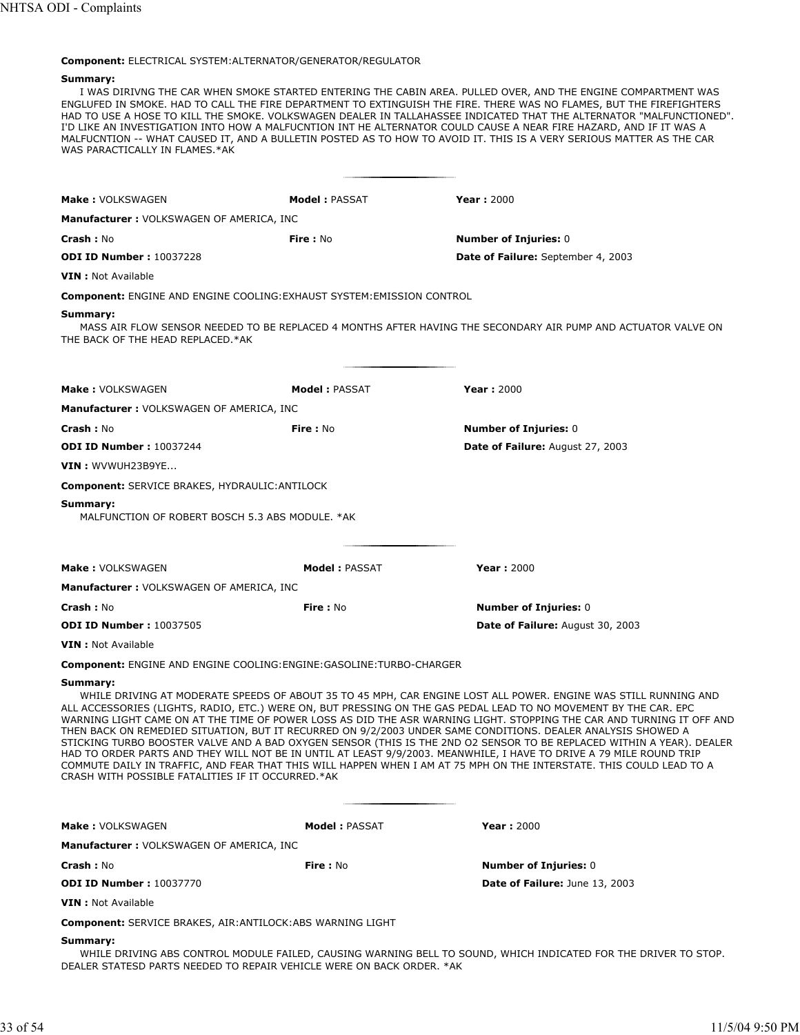**Component:** ELECTRICAL SYSTEM:ALTERNATOR/GENERATOR/REGULATOR

**Summary:**

I WAS DIRIVNG THE CAR WHEN SMOKE STARTED ENTERING THE CABIN AREA. PULLED OVER, AND THE ENGINE COMPARTMENT WAS ENGLUFED IN SMOKE. HAD TO CALL THE FIRE DEPARTMENT TO EXTINGUISH THE FIRE. THERE WAS NO FLAMES, BUT THE FIREFIGHTERS HAD TO USE A HOSE TO KILL THE SMOKE. VOLKSWAGEN DEALER IN TALLAHASSEE INDICATED THAT THE ALTERNATOR "MALFUNCTIONED". I'D LIKE AN INVESTIGATION INTO HOW A MALFUCNTION INT HE ALTERNATOR COULD CAUSE A NEAR FIRE HAZARD, AND IF IT WAS A MALFUCNTION -- WHAT CAUSED IT, AND A BULLETIN POSTED AS TO HOW TO AVOID IT. THIS IS A VERY SERIOUS MATTER AS THE CAR WAS PARACTICALLY IN FLAMES.*AK

---

**Make :** VOLKSWAGEN | **Model :** PASSAT | **Year :** 2000

**Manufacturer :** VOLKSWAGEN OF AMERICA, INC

**Crash :** No | **Fire :** No | **Number of Injuries:** 0

**ODI ID Number :** 10037228 | **Date of Failure:** September 4, 2003

**VIN :** Not Available

**Component:** ENGINE AND ENGINE COOLING:EXHAUST SYSTEM:EMISSION CONTROL

**Summary:**

MASS AIR FLOW SENSOR NEEDED TO BE REPLACED 4 MONTHS AFTER HAVING THE SECONDARY AIR PUMP AND ACTUATOR VALVE ON THE BACK OF THE HEAD REPLACED.*AK

---

**Make :** VOLKSWAGEN | **Model :** PASSAT | **Year :** 2000

**Manufacturer :** VOLKSWAGEN OF AMERICA, INC

**Crash :** No | **Fire :** No | **Number of Injuries:** 0

**ODI ID Number :** 10037244 | **Date of Failure:** August 27, 2003

**VIN :** WVWUH23B9YE...

**Component:** SERVICE BRAKES, HYDRAULIC:ANTILOCK

**Summary:**

MALFUNCTION OF ROBERT BOSCH 5.3 ABS MODULE. *AK

---

**Make :** VOLKSWAGEN | **Model :** PASSAT | **Year :** 2000

**Manufacturer :** VOLKSWAGEN OF AMERICA, INC

**Crash :** No | **Fire :** No | **Number of Injuries:** 0

**ODI ID Number :** 10037505 | **Date of Failure:** August 30, 2003

**VIN :** Not Available

**Component:** ENGINE AND ENGINE COOLING:ENGINE:GASOLINE:TURBO-CHARGER

**Summary:**

WHILE DRIVING AT MODERATE SPEEDS OF ABOUT 35 TO 45 MPH, CAR ENGINE LOST ALL POWER. ENGINE WAS STILL RUNNING AND ALL ACCESSORIES (LIGHTS, RADIO, ETC.) WERE ON, BUT PRESSING ON THE GAS PEDAL LEAD TO NO MOVEMENT BY THE CAR. EPC WARNING LIGHT CAME ON AT THE TIME OF POWER LOSS AS DID THE ASR WARNING LIGHT. STOPPING THE CAR AND TURNING IT OFF AND THEN BACK ON REMEDIED SITUATION, BUT IT RECURRED ON 9/2/2003 UNDER SAME CONDITIONS. DEALER ANALYSIS SHOWED A STICKING TURBO BOOSTER VALVE AND A BAD OXYGEN SENSOR (THIS IS THE 2ND O2 SENSOR TO BE REPLACED WITHIN A YEAR). DEALER HAD TO ORDER PARTS AND THEY WILL NOT BE IN UNTIL AT LEAST 9/9/2003. MEANWHILE, I HAVE TO DRIVE A 79 MILE ROUND TRIP COMMUTE DAILY IN TRAFFIC, AND FEAR THAT THIS WILL HAPPEN WHEN I AM AT 75 MPH ON THE INTERSTATE. THIS COULD LEAD TO A CRASH WITH POSSIBLE FATALITIES IF IT OCCURRED.*AK

---

**Make :** VOLKSWAGEN | **Model :** PASSAT | **Year :** 2000

**Manufacturer :** VOLKSWAGEN OF AMERICA, INC

**Crash :** No | **Fire :** No | **Number of Injuries:** 0

**ODI ID Number :** 10037770 | **Date of Failure:** June 13, 2003

**VIN :** Not Available

**Component:** SERVICE BRAKES, AIR:ANTILOCK:ABS WARNING LIGHT

**Summary:**

WHILE DRIVING ABS CONTROL MODULE FAILED, CAUSING WARNING BELL TO SOUND, WHICH INDICATED FOR THE DRIVER TO STOP. DEALER STATESD PARTS NEEDED TO REPAIR VEHICLE WERE ON BACK ORDER. *AK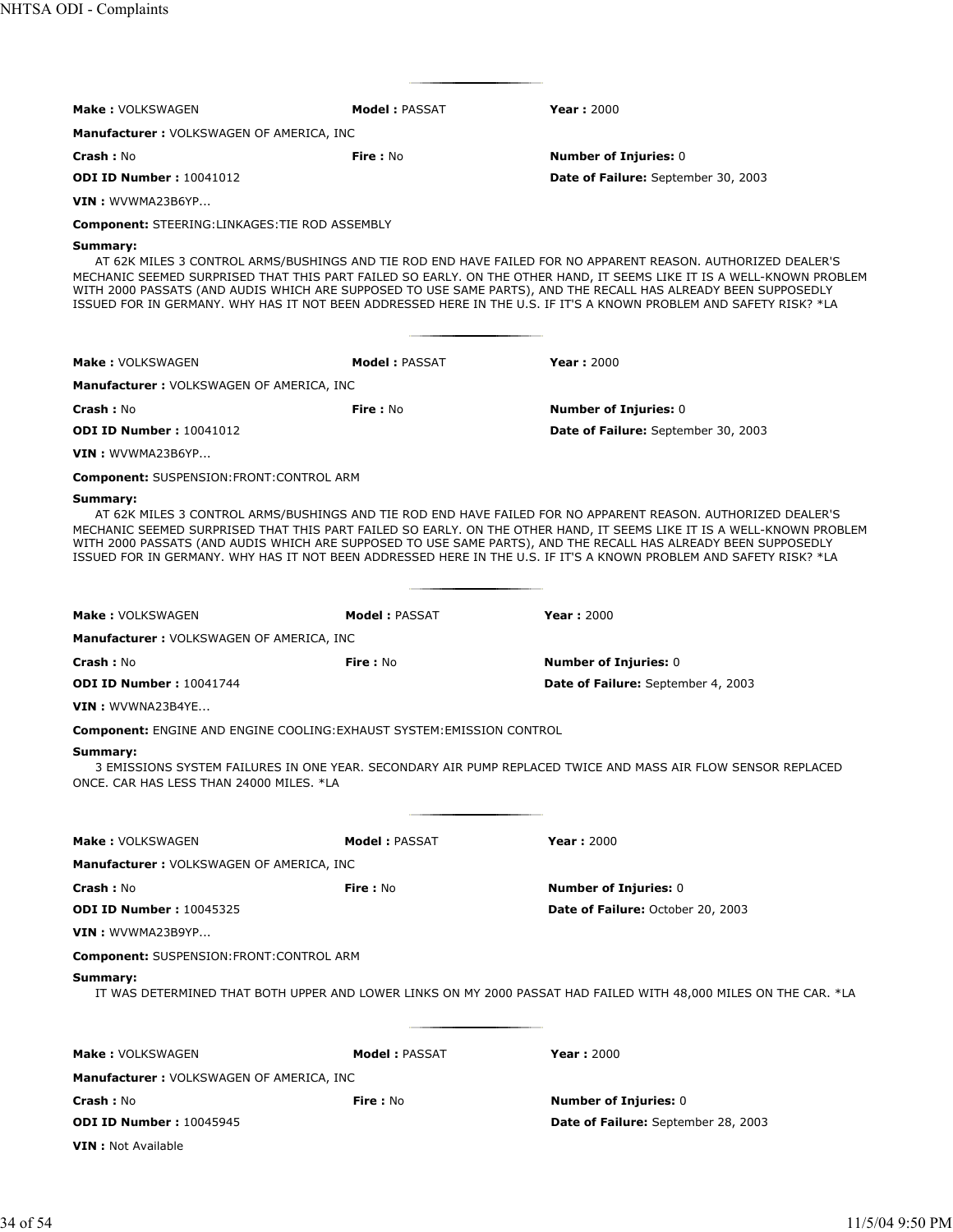---

**Make :** VOLKSWAGEN **Model :** PASSAT **Year :** 2000

**Manufacturer :** VOLKSWAGEN OF AMERICA, INC

**Crash :** No **Fire :** No **Number of Injuries:** 0

**ODI ID Number :** 10041012 **Date of Failure:** September 30, 2003

**VIN :** WVWMA23B6YP...

**Component:** STEERING:LINKAGES:TIE ROD ASSEMBLY

**Summary:**

AT 62K MILES 3 CONTROL ARMS/BUSHINGS AND TIE ROD END HAVE FAILED FOR NO APPARENT REASON. AUTHORIZED DEALER'S MECHANIC SEEMED SURPRISED THAT THIS PART FAILED SO EARLY. ON THE OTHER HAND, IT SEEMS LIKE IT IS A WELL-KNOWN PROBLEM WITH 2000 PASSATS (AND AUDIS WHICH ARE SUPPOSED TO USE SAME PARTS), AND THE RECALL HAS ALREADY BEEN SUPPOSEDLY ISSUED FOR IN GERMANY. WHY HAS IT NOT BEEN ADDRESSED HERE IN THE U.S. IF IT'S A KNOWN PROBLEM AND SAFETY RISK? *LA

---

**Make :** VOLKSWAGEN **Model :** PASSAT **Year :** 2000

**Manufacturer :** VOLKSWAGEN OF AMERICA, INC

**Crash :** No **Fire :** No **Number of Injuries:** 0

**ODI ID Number :** 10041012 **Date of Failure:** September 30, 2003

**VIN :** WVWMA23B6YP...

**Component:** SUSPENSION:FRONT:CONTROL ARM

**Summary:**

AT 62K MILES 3 CONTROL ARMS/BUSHINGS AND TIE ROD END HAVE FAILED FOR NO APPARENT REASON. AUTHORIZED DEALER'S MECHANIC SEEMED SURPRISED THAT THIS PART FAILED SO EARLY. ON THE OTHER HAND, IT SEEMS LIKE IT IS A WELL-KNOWN PROBLEM WITH 2000 PASSATS (AND AUDIS WHICH ARE SUPPOSED TO USE SAME PARTS), AND THE RECALL HAS ALREADY BEEN SUPPOSEDLY ISSUED FOR IN GERMANY. WHY HAS IT NOT BEEN ADDRESSED HERE IN THE U.S. IF IT'S A KNOWN PROBLEM AND SAFETY RISK? *LA

---

**Make :** VOLKSWAGEN **Model :** PASSAT **Year :** 2000

**Manufacturer :** VOLKSWAGEN OF AMERICA, INC

**Crash :** No **Fire :** No **Number of Injuries:** 0

**ODI ID Number :** 10041744 **Date of Failure:** September 4, 2003

**VIN :** WVWNA23B4YE...

**Component:** ENGINE AND ENGINE COOLING:EXHAUST SYSTEM:EMISSION CONTROL

**Summary:**

3 EMISSIONS SYSTEM FAILURES IN ONE YEAR. SECONDARY AIR PUMP REPLACED TWICE AND MASS AIR FLOW SENSOR REPLACED ONCE. CAR HAS LESS THAN 24000 MILES. *LA

---

**Make :** VOLKSWAGEN **Model :** PASSAT **Year :** 2000

**Manufacturer :** VOLKSWAGEN OF AMERICA, INC

**Crash :** No **Fire :** No **Number of Injuries:** 0

**ODI ID Number :** 10045325 **Date of Failure:** October 20, 2003

**VIN :** WVWMA23B9YP...

**Component:** SUSPENSION:FRONT:CONTROL ARM

**Summary:**

IT WAS DETERMINED THAT BOTH UPPER AND LOWER LINKS ON MY 2000 PASSAT HAD FAILED WITH 48,000 MILES ON THE CAR. *LA

---

**Make :** VOLKSWAGEN **Model :** PASSAT **Year :** 2000

**Manufacturer :** VOLKSWAGEN OF AMERICA, INC

**Crash :** No **Fire :** No **Number of Injuries:** 0

**ODI ID Number :** 10045945 **Date of Failure:** September 28, 2003

**VIN :** Not Available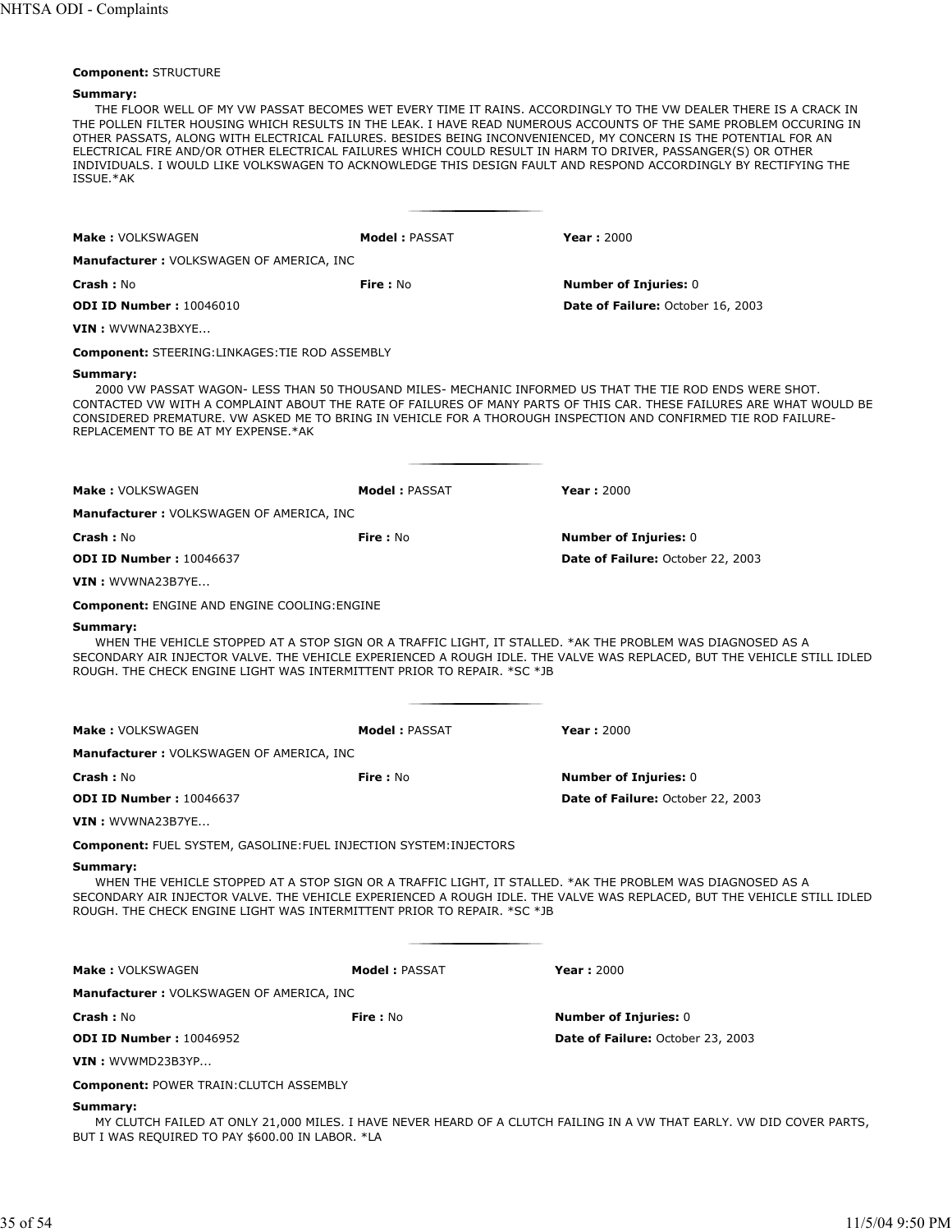**Component:** STRUCTURE

**Summary:**

THE FLOOR WELL OF MY VW PASSAT BECOMES WET EVERY TIME IT RAINS. ACCORDINGLY TO THE VW DEALER THERE IS A CRACK IN THE POLLEN FILTER HOUSING WHICH RESULTS IN THE LEAK. I HAVE READ NUMEROUS ACCOUNTS OF THE SAME PROBLEM OCCURING IN OTHER PASSATS, ALONG WITH ELECTRICAL FAILURES. BESIDES BEING INCONVENIENCED, MY CONCERN IS THE POTENTIAL FOR AN ELECTRICAL FIRE AND/OR OTHER ELECTRICAL FAILURES WHICH COULD RESULT IN HARM TO DRIVER, PASSANGER(S) OR OTHER INDIVIDUALS. I WOULD LIKE VOLKSWAGEN TO ACKNOWLEDGE THIS DESIGN FAULT AND RESPOND ACCORDINGLY BY RECTIFYING THE ISSUE.*AK

---

**Make :** VOLKSWAGEN **Model :** PASSAT **Year :** 2000

**Manufacturer :** VOLKSWAGEN OF AMERICA, INC

**Crash :** No **Fire :** No **Number of Injuries:** 0

**ODI ID Number :** 10046010 **Date of Failure:** October 16, 2003

**VIN :** WVWNA23BXYE...

**Component:** STEERING:LINKAGES:TIE ROD ASSEMBLY

**Summary:**

2000 VW PASSAT WAGON- LESS THAN 50 THOUSAND MILES- MECHANIC INFORMED US THAT THE TIE ROD ENDS WERE SHOT. CONTACTED VW WITH A COMPLAINT ABOUT THE RATE OF FAILURES OF MANY PARTS OF THIS CAR. THESE FAILURES ARE WHAT WOULD BE CONSIDERED PREMATURE. VW ASKED ME TO BRING IN VEHICLE FOR A THOROUGH INSPECTION AND CONFIRMED TIE ROD FAILURE-REPLACEMENT TO BE AT MY EXPENSE.*AK

---

**Make :** VOLKSWAGEN **Model :** PASSAT **Year :** 2000

**Manufacturer :** VOLKSWAGEN OF AMERICA, INC

**Crash :** No **Fire :** No **Number of Injuries:** 0

**ODI ID Number :** 10046637 **Date of Failure:** October 22, 2003

**VIN :** WVWNA23B7YE...

**Component:** ENGINE AND ENGINE COOLING:ENGINE

**Summary:**

WHEN THE VEHICLE STOPPED AT A STOP SIGN OR A TRAFFIC LIGHT, IT STALLED. *AK THE PROBLEM WAS DIAGNOSED AS A SECONDARY AIR INJECTOR VALVE. THE VEHICLE EXPERIENCED A ROUGH IDLE. THE VALVE WAS REPLACED, BUT THE VEHICLE STILL IDLED ROUGH. THE CHECK ENGINE LIGHT WAS INTERMITTENT PRIOR TO REPAIR. *SC *JB

---

**Make :** VOLKSWAGEN **Model :** PASSAT **Year :** 2000

**Manufacturer :** VOLKSWAGEN OF AMERICA, INC

**Crash :** No **Fire :** No **Number of Injuries:** 0

**ODI ID Number :** 10046637 **Date of Failure:** October 22, 2003

**VIN :** WVWNA23B7YE...

**Component:** FUEL SYSTEM, GASOLINE:FUEL INJECTION SYSTEM:INJECTORS

**Summary:**

WHEN THE VEHICLE STOPPED AT A STOP SIGN OR A TRAFFIC LIGHT, IT STALLED. *AK THE PROBLEM WAS DIAGNOSED AS A SECONDARY AIR INJECTOR VALVE. THE VEHICLE EXPERIENCED A ROUGH IDLE. THE VALVE WAS REPLACED, BUT THE VEHICLE STILL IDLED ROUGH. THE CHECK ENGINE LIGHT WAS INTERMITTENT PRIOR TO REPAIR. *SC *JB

---

**Make :** VOLKSWAGEN **Model :** PASSAT **Year :** 2000

**Manufacturer :** VOLKSWAGEN OF AMERICA, INC

**Crash :** No **Fire :** No **Number of Injuries:** 0

**ODI ID Number :** 10046952 **Date of Failure:** October 23, 2003

**VIN :** WVWMD23B3YP...

**Component:** POWER TRAIN:CLUTCH ASSEMBLY

**Summary:**

MY CLUTCH FAILED AT ONLY 21,000 MILES. I HAVE NEVER HEARD OF A CLUTCH FAILING IN A VW THAT EARLY. VW DID COVER PARTS, BUT I WAS REQUIRED TO PAY $600.00 IN LABOR. *LA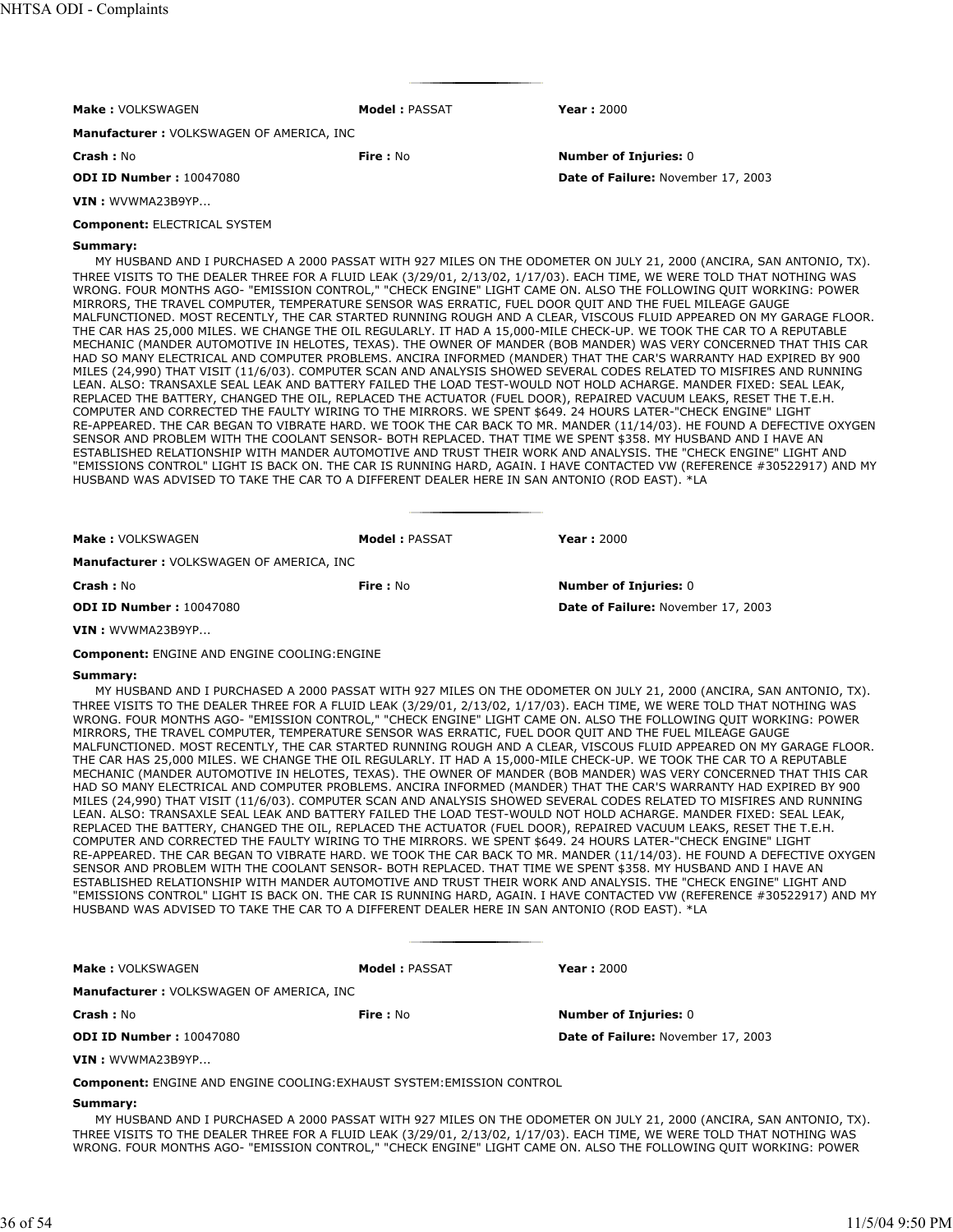**Make :** VOLKSWAGEN **Model :** PASSAT **Year :** 2000

**Manufacturer :** VOLKSWAGEN OF AMERICA, INC

**Crash :** No **Fire :** No **Number of Injuries:** 0

**ODI ID Number :** 10047080 **Date of Failure:** November 17, 2003

**VIN :** WVWMA23B9YP...

**Component:** ELECTRICAL SYSTEM

**Summary:**

MY HUSBAND AND I PURCHASED A 2000 PASSAT WITH 927 MILES ON THE ODOMETER ON JULY 21, 2000 (ANCIRA, SAN ANTONIO, TX). THREE VISITS TO THE DEALER THREE FOR A FLUID LEAK (3/29/01, 2/13/02, 1/17/03). EACH TIME, WE WERE TOLD THAT NOTHING WAS WRONG. FOUR MONTHS AGO- "EMISSION CONTROL," "CHECK ENGINE" LIGHT CAME ON. ALSO THE FOLLOWING QUIT WORKING: POWER MIRRORS, THE TRAVEL COMPUTER, TEMPERATURE SENSOR WAS ERRATIC, FUEL DOOR QUIT AND THE FUEL MILEAGE GAUGE MALFUNCTIONED. MOST RECENTLY, THE CAR STARTED RUNNING ROUGH AND A CLEAR, VISCOUS FLUID APPEARED ON MY GARAGE FLOOR. THE CAR HAS 25,000 MILES. WE CHANGE THE OIL REGULARLY. IT HAD A 15,000-MILE CHECK-UP. WE TOOK THE CAR TO A REPUTABLE MECHANIC (MANDER AUTOMOTIVE IN HELOTES, TEXAS). THE OWNER OF MANDER (BOB MANDER) WAS VERY CONCERNED THAT THIS CAR HAD SO MANY ELECTRICAL AND COMPUTER PROBLEMS. ANCIRA INFORMED (MANDER) THAT THE CAR'S WARRANTY HAD EXPIRED BY 900 MILES (24,990) THAT VISIT (11/6/03). COMPUTER SCAN AND ANALYSIS SHOWED SEVERAL CODES RELATED TO MISFIRES AND RUNNING LEAN. ALSO: TRANSAXLE SEAL LEAK AND BATTERY FAILED THE LOAD TEST-WOULD NOT HOLD ACHARGE. MANDER FIXED: SEAL LEAK, REPLACED THE BATTERY, CHANGED THE OIL, REPLACED THE ACTUATOR (FUEL DOOR), REPAIRED VACUUM LEAKS, RESET THE T.E.H. COMPUTER AND CORRECTED THE FAULTY WIRING TO THE MIRRORS. WE SPENT $649. 24 HOURS LATER-"CHECK ENGINE" LIGHT RE-APPEARED. THE CAR BEGAN TO VIBRATE HARD. WE TOOK THE CAR BACK TO MR. MANDER (11/14/03). HE FOUND A DEFECTIVE OXYGEN SENSOR AND PROBLEM WITH THE COOLANT SENSOR- BOTH REPLACED. THAT TIME WE SPENT $358. MY HUSBAND AND I HAVE AN ESTABLISHED RELATIONSHIP WITH MANDER AUTOMOTIVE AND TRUST THEIR WORK AND ANALYSIS. THE "CHECK ENGINE" LIGHT AND "EMISSIONS CONTROL" LIGHT IS BACK ON. THE CAR IS RUNNING HARD, AGAIN. I HAVE CONTACTED VW (REFERENCE #30522917) AND MY HUSBAND WAS ADVISED TO TAKE THE CAR TO A DIFFERENT DEALER HERE IN SAN ANTONIO (ROD EAST). *LA

---

**Make :** VOLKSWAGEN **Model :** PASSAT **Year :** 2000

**Manufacturer :** VOLKSWAGEN OF AMERICA, INC

**Crash :** No **Fire :** No **Number of Injuries:** 0

**ODI ID Number :** 10047080 **Date of Failure:** November 17, 2003

**VIN :** WVWMA23B9YP...

**Component:** ENGINE AND ENGINE COOLING:ENGINE

**Summary:**

MY HUSBAND AND I PURCHASED A 2000 PASSAT WITH 927 MILES ON THE ODOMETER ON JULY 21, 2000 (ANCIRA, SAN ANTONIO, TX). THREE VISITS TO THE DEALER THREE FOR A FLUID LEAK (3/29/01, 2/13/02, 1/17/03). EACH TIME, WE WERE TOLD THAT NOTHING WAS WRONG. FOUR MONTHS AGO- "EMISSION CONTROL," "CHECK ENGINE" LIGHT CAME ON. ALSO THE FOLLOWING QUIT WORKING: POWER MIRRORS, THE TRAVEL COMPUTER, TEMPERATURE SENSOR WAS ERRATIC, FUEL DOOR QUIT AND THE FUEL MILEAGE GAUGE MALFUNCTIONED. MOST RECENTLY, THE CAR STARTED RUNNING ROUGH AND A CLEAR, VISCOUS FLUID APPEARED ON MY GARAGE FLOOR. THE CAR HAS 25,000 MILES. WE CHANGE THE OIL REGULARLY. IT HAD A 15,000-MILE CHECK-UP. WE TOOK THE CAR TO A REPUTABLE MECHANIC (MANDER AUTOMOTIVE IN HELOTES, TEXAS). THE OWNER OF MANDER (BOB MANDER) WAS VERY CONCERNED THAT THIS CAR HAD SO MANY ELECTRICAL AND COMPUTER PROBLEMS. ANCIRA INFORMED (MANDER) THAT THE CAR'S WARRANTY HAD EXPIRED BY 900 MILES (24,990) THAT VISIT (11/6/03). COMPUTER SCAN AND ANALYSIS SHOWED SEVERAL CODES RELATED TO MISFIRES AND RUNNING LEAN. ALSO: TRANSAXLE SEAL LEAK AND BATTERY FAILED THE LOAD TEST-WOULD NOT HOLD ACHARGE. MANDER FIXED: SEAL LEAK, REPLACED THE BATTERY, CHANGED THE OIL, REPLACED THE ACTUATOR (FUEL DOOR), REPAIRED VACUUM LEAKS, RESET THE T.E.H. COMPUTER AND CORRECTED THE FAULTY WIRING TO THE MIRRORS. WE SPENT $649. 24 HOURS LATER-"CHECK ENGINE" LIGHT RE-APPEARED. THE CAR BEGAN TO VIBRATE HARD. WE TOOK THE CAR BACK TO MR. MANDER (11/14/03). HE FOUND A DEFECTIVE OXYGEN SENSOR AND PROBLEM WITH THE COOLANT SENSOR- BOTH REPLACED. THAT TIME WE SPENT $358. MY HUSBAND AND I HAVE AN ESTABLISHED RELATIONSHIP WITH MANDER AUTOMOTIVE AND TRUST THEIR WORK AND ANALYSIS. THE "CHECK ENGINE" LIGHT AND "EMISSIONS CONTROL" LIGHT IS BACK ON. THE CAR IS RUNNING HARD, AGAIN. I HAVE CONTACTED VW (REFERENCE #30522917) AND MY HUSBAND WAS ADVISED TO TAKE THE CAR TO A DIFFERENT DEALER HERE IN SAN ANTONIO (ROD EAST). *LA

---

**Make :** VOLKSWAGEN **Model :** PASSAT **Year :** 2000

**Manufacturer :** VOLKSWAGEN OF AMERICA, INC

**Crash :** No **Fire :** No **Number of Injuries:** 0

**ODI ID Number :** 10047080 **Date of Failure:** November 17, 2003

**VIN :** WVWMA23B9YP...

**Component:** ENGINE AND ENGINE COOLING:EXHAUST SYSTEM:EMISSION CONTROL

**Summary:**

MY HUSBAND AND I PURCHASED A 2000 PASSAT WITH 927 MILES ON THE ODOMETER ON JULY 21, 2000 (ANCIRA, SAN ANTONIO, TX). THREE VISITS TO THE DEALER THREE FOR A FLUID LEAK (3/29/01, 2/13/02, 1/17/03). EACH TIME, WE WERE TOLD THAT NOTHING WAS WRONG. FOUR MONTHS AGO- "EMISSION CONTROL," "CHECK ENGINE" LIGHT CAME ON. ALSO THE FOLLOWING QUIT WORKING: POWER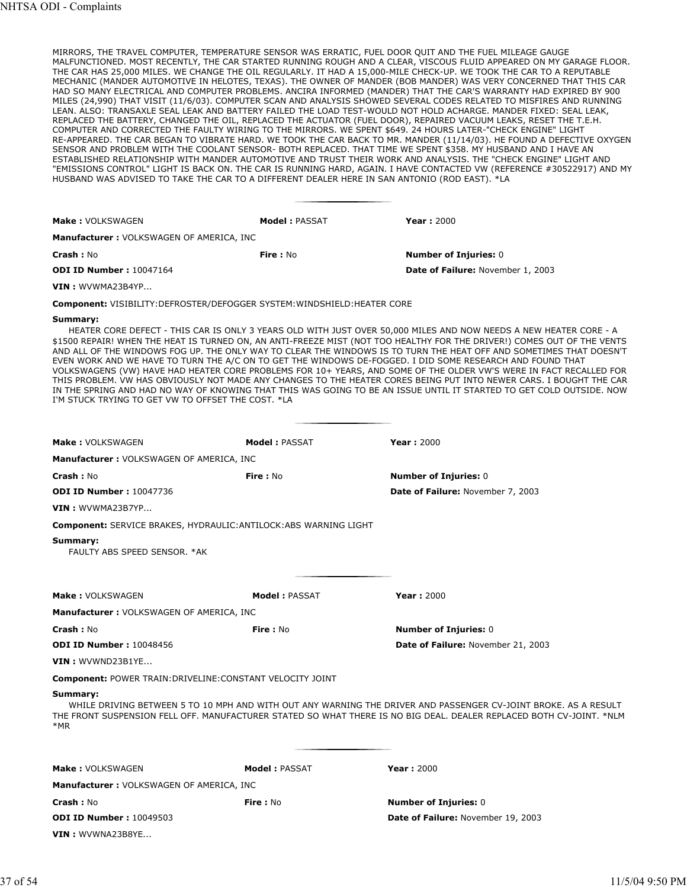MIRRORS, THE TRAVEL COMPUTER, TEMPERATURE SENSOR WAS ERRATIC, FUEL DOOR QUIT AND THE FUEL MILEAGE GAUGE MALFUNCTIONED. MOST RECENTLY, THE CAR STARTED RUNNING ROUGH AND A CLEAR, VISCOUS FLUID APPEARED ON MY GARAGE FLOOR. THE CAR HAS 25,000 MILES. WE CHANGE THE OIL REGULARLY. IT HAD A 15,000-MILE CHECK-UP. WE TOOK THE CAR TO A REPUTABLE MECHANIC (MANDER AUTOMOTIVE IN HELOTES, TEXAS). THE OWNER OF MANDER (BOB MANDER) WAS VERY CONCERNED THAT THIS CAR HAD SO MANY ELECTRICAL AND COMPUTER PROBLEMS. ANCIRA INFORMED (MANDER) THAT THE CAR'S WARRANTY HAD EXPIRED BY 900 MILES (24,990) THAT VISIT (11/6/03). COMPUTER SCAN AND ANALYSIS SHOWED SEVERAL CODES RELATED TO MISFIRES AND RUNNING LEAN. ALSO: TRANSAXLE SEAL LEAK AND BATTERY FAILED THE LOAD TEST-WOULD NOT HOLD ACHARGE. MANDER FIXED: SEAL LEAK, REPLACED THE BATTERY, CHANGED THE OIL, REPLACED THE ACTUATOR (FUEL DOOR), REPAIRED VACUUM LEAKS, RESET THE T.E.H. COMPUTER AND CORRECTED THE FAULTY WIRING TO THE MIRRORS. WE SPENT $649. 24 HOURS LATER-"CHECK ENGINE" LIGHT RE-APPEARED. THE CAR BEGAN TO VIBRATE HARD. WE TOOK THE CAR BACK TO MR. MANDER (11/14/03). HE FOUND A DEFECTIVE OXYGEN SENSOR AND PROBLEM WITH THE COOLANT SENSOR- BOTH REPLACED. THAT TIME WE SPENT $358. MY HUSBAND AND I HAVE AN ESTABLISHED RELATIONSHIP WITH MANDER AUTOMOTIVE AND TRUST THEIR WORK AND ANALYSIS. THE "CHECK ENGINE" LIGHT AND "EMISSIONS CONTROL" LIGHT IS BACK ON. THE CAR IS RUNNING HARD, AGAIN. I HAVE CONTACTED VW (REFERENCE #30522917) AND MY HUSBAND WAS ADVISED TO TAKE THE CAR TO A DIFFERENT DEALER HERE IN SAN ANTONIO (ROD EAST). *LA

---

**Make :** VOLKSWAGEN **Model :** PASSAT **Year :** 2000

**Manufacturer :** VOLKSWAGEN OF AMERICA, INC

**Crash :** No **Fire :** No **Number of Injuries:** 0

**ODI ID Number :** 10047164 **Date of Failure:** November 1, 2003

**VIN :** WVWMA23B4YP...

**Component:** VISIBILITY:DEFROSTER/DEFOGGER SYSTEM:WINDSHIELD:HEATER CORE

**Summary:**

HEATER CORE DEFECT - THIS CAR IS ONLY 3 YEARS OLD WITH JUST OVER 50,000 MILES AND NOW NEEDS A NEW HEATER CORE - A $1500 REPAIR! WHEN THE HEAT IS TURNED ON, AN ANTI-FREEZE MIST (NOT TOO HEALTHY FOR THE DRIVER!) COMES OUT OF THE VENTS AND ALL OF THE WINDOWS FOG UP. THE ONLY WAY TO CLEAR THE WINDOWS IS TO TURN THE HEAT OFF AND SOMETIMES THAT DOESN'T EVEN WORK AND WE HAVE TO TURN THE A/C ON TO GET THE WINDOWS DE-FOGGED. I DID SOME RESEARCH AND FOUND THAT VOLKSWAGENS (VW) HAVE HAD HEATER CORE PROBLEMS FOR 10+ YEARS, AND SOME OF THE OLDER VW'S WERE IN FACT RECALLED FOR THIS PROBLEM. VW HAS OBVIOUSLY NOT MADE ANY CHANGES TO THE HEATER CORES BEING PUT INTO NEWER CARS. I BOUGHT THE CAR IN THE SPRING AND HAD NO WAY OF KNOWING THAT THIS WAS GOING TO BE AN ISSUE UNTIL IT STARTED TO GET COLD OUTSIDE. NOW I'M STUCK TRYING TO GET VW TO OFFSET THE COST. *LA

---

**Make :** VOLKSWAGEN **Model :** PASSAT **Year :** 2000

**Manufacturer :** VOLKSWAGEN OF AMERICA, INC

**Crash :** No **Fire :** No **Number of Injuries:** 0

**ODI ID Number :** 10047736 **Date of Failure:** November 7, 2003

**VIN :** WVWMA23B7YP...

**Component:** SERVICE BRAKES, HYDRAULIC:ANTILOCK:ABS WARNING LIGHT

**Summary:**

FAULTY ABS SPEED SENSOR. *AK

---

**Make :** VOLKSWAGEN **Model :** PASSAT **Year :** 2000

**Manufacturer :** VOLKSWAGEN OF AMERICA, INC

**Crash :** No **Fire :** No **Number of Injuries:** 0

**ODI ID Number :** 10048456 **Date of Failure:** November 21, 2003

**VIN :** WVWND23B1YE...

**Component:** POWER TRAIN:DRIVELINE:CONSTANT VELOCITY JOINT

**Summary:**

WHILE DRIVING BETWEEN 5 TO 10 MPH AND WITH OUT ANY WARNING THE DRIVER AND PASSENGER CV-JOINT BROKE. AS A RESULT THE FRONT SUSPENSION FELL OFF. MANUFACTURER STATED SO WHAT THERE IS NO BIG DEAL. DEALER REPLACED BOTH CV-JOINT. *NLM *MR

---

**Make :** VOLKSWAGEN **Model :** PASSAT **Year :** 2000

**Manufacturer :** VOLKSWAGEN OF AMERICA, INC

**Crash :** No **Fire :** No **Number of Injuries:** 0

**ODI ID Number :** 10049503 **Date of Failure:** November 19, 2003

**VIN :** WVWNA23B8YE...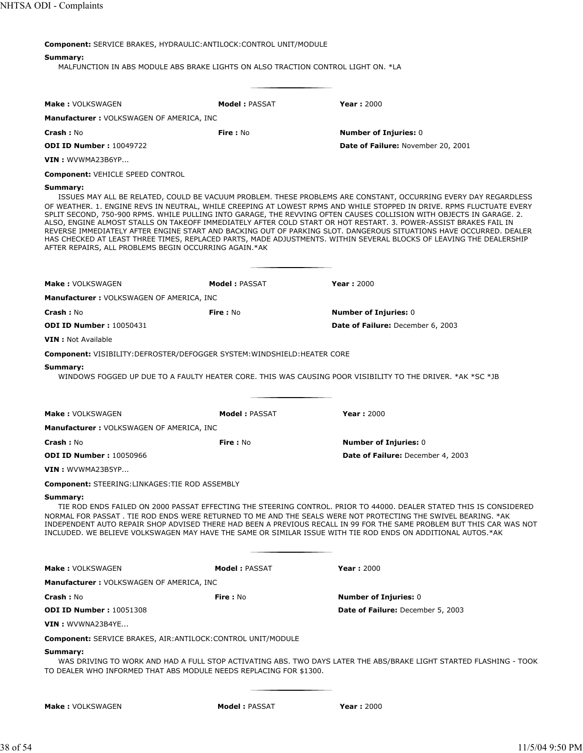**Component:** SERVICE BRAKES, HYDRAULIC:ANTILOCK:CONTROL UNIT/MODULE

**Summary:**
MALFUNCTION IN ABS MODULE ABS BRAKE LIGHTS ON ALSO TRACTION CONTROL LIGHT ON. *LA

---

**Make :** VOLKSWAGEN **Model :** PASSAT **Year :** 2000

**Manufacturer :** VOLKSWAGEN OF AMERICA, INC

**Crash :** No **Fire :** No **Number of Injuries:** 0

**ODI ID Number :** 10049722 **Date of Failure:** November 20, 2001

**VIN :** WVWMA23B6YP...

**Component:** VEHICLE SPEED CONTROL

**Summary:**
ISSUES MAY ALL BE RELATED, COULD BE VACUUM PROBLEM. THESE PROBLEMS ARE CONSTANT, OCCURRING EVERY DAY REGARDLESS OF WEATHER. 1. ENGINE REVS IN NEUTRAL, WHILE CREEPING AT LOWEST RPMS AND WHILE STOPPED IN DRIVE. RPMS FLUCTUATE EVERY SPLIT SECOND, 750-900 RPMS. WHILE PULLING INTO GARAGE, THE REVVING OFTEN CAUSES COLLISION WITH OBJECTS IN GARAGE. 2. ALSO, ENGINE ALMOST STALLS ON TAKEOFF IMMEDIATELY AFTER COLD START OR HOT RESTART. 3. POWER-ASSIST BRAKES FAIL IN REVERSE IMMEDIATELY AFTER ENGINE START AND BACKING OUT OF PARKING SLOT. DANGEROUS SITUATIONS HAVE OCCURRED. DEALER HAS CHECKED AT LEAST THREE TIMES, REPLACED PARTS, MADE ADJUSTMENTS. WITHIN SEVERAL BLOCKS OF LEAVING THE DEALERSHIP AFTER REPAIRS, ALL PROBLEMS BEGIN OCCURRING AGAIN.*AK

---

**Make :** VOLKSWAGEN **Model :** PASSAT **Year :** 2000

**Manufacturer :** VOLKSWAGEN OF AMERICA, INC

**Crash :** No **Fire :** No **Number of Injuries:** 0

**ODI ID Number :** 10050431 **Date of Failure:** December 6, 2003

**VIN :** Not Available

**Component:** VISIBILITY:DEFROSTER/DEFOGGER SYSTEM:WINDSHIELD:HEATER CORE

**Summary:**
WINDOWS FOGGED UP DUE TO A FAULTY HEATER CORE. THIS WAS CAUSING POOR VISIBILITY TO THE DRIVER. *AK *SC *JB

---

**Make :** VOLKSWAGEN **Model :** PASSAT **Year :** 2000

**Manufacturer :** VOLKSWAGEN OF AMERICA, INC

**Crash :** No **Fire :** No **Number of Injuries:** 0

**ODI ID Number :** 10050966 **Date of Failure:** December 4, 2003

**VIN :** WVWMA23B5YP...

**Component:** STEERING:LINKAGES:TIE ROD ASSEMBLY

**Summary:**
TIE ROD ENDS FAILED ON 2000 PASSAT EFFECTING THE STEERING CONTROL. PRIOR TO 44000. DEALER STATED THIS IS CONSIDERED NORMAL FOR PASSAT . TIE ROD ENDS WERE RETURNED TO ME AND THE SEALS WERE NOT PROTECTING THE SWIVEL BEARING. *AK INDEPENDENT AUTO REPAIR SHOP ADVISED THERE HAD BEEN A PREVIOUS RECALL IN 99 FOR THE SAME PROBLEM BUT THIS CAR WAS NOT INCLUDED. WE BELIEVE VOLKSWAGEN MAY HAVE THE SAME OR SIMILAR ISSUE WITH TIE ROD ENDS ON ADDITIONAL AUTOS.*AK

---

**Make :** VOLKSWAGEN **Model :** PASSAT **Year :** 2000

**Manufacturer :** VOLKSWAGEN OF AMERICA, INC

**Crash :** No **Fire :** No **Number of Injuries:** 0

**ODI ID Number :** 10051308 **Date of Failure:** December 5, 2003

**VIN :** WVWNA23B4YE...

**Component:** SERVICE BRAKES, AIR:ANTILOCK:CONTROL UNIT/MODULE

**Summary:**
WAS DRIVING TO WORK AND HAD A FULL STOP ACTIVATING ABS. TWO DAYS LATER THE ABS/BRAKE LIGHT STARTED FLASHING - TOOK TO DEALER WHO INFORMED THAT ABS MODULE NEEDS REPLACING FOR $1300.

---

**Make :** VOLKSWAGEN **Model :** PASSAT **Year :** 2000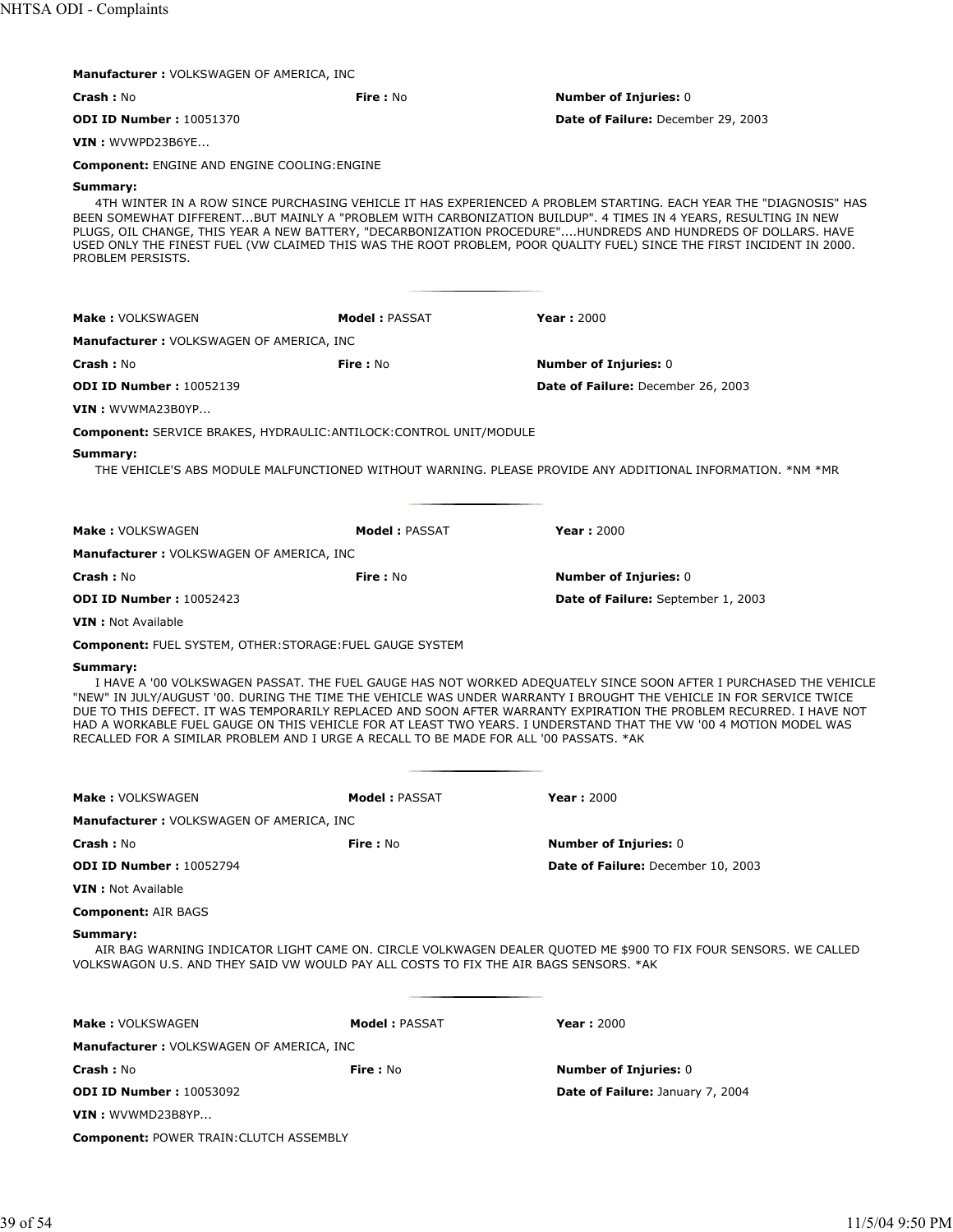**Manufacturer :** VOLKSWAGEN OF AMERICA, INC

**Crash :** No **Fire :** No **Number of Injuries:** 0

**ODI ID Number :** 10051370 **Date of Failure:** December 29, 2003

**VIN :** WVWPD23B6YE...

**Component:** ENGINE AND ENGINE COOLING:ENGINE

**Summary:**

4TH WINTER IN A ROW SINCE PURCHASING VEHICLE IT HAS EXPERIENCED A PROBLEM STARTING. EACH YEAR THE "DIAGNOSIS" HAS BEEN SOMEWHAT DIFFERENT...BUT MAINLY A "PROBLEM WITH CARBONIZATION BUILDUP". 4 TIMES IN 4 YEARS, RESULTING IN NEW PLUGS, OIL CHANGE, THIS YEAR A NEW BATTERY, "DECARBONIZATION PROCEDURE"....HUNDREDS AND HUNDREDS OF DOLLARS. HAVE USED ONLY THE FINEST FUEL (VW CLAIMED THIS WAS THE ROOT PROBLEM, POOR QUALITY FUEL) SINCE THE FIRST INCIDENT IN 2000. PROBLEM PERSISTS.

---

**Make :** VOLKSWAGEN **Model :** PASSAT **Year :** 2000

**Manufacturer :** VOLKSWAGEN OF AMERICA, INC

**Crash :** No **Fire :** No **Number of Injuries:** 0

**ODI ID Number :** 10052139 **Date of Failure:** December 26, 2003

**VIN :** WVWMA23B0YP...

**Component:** SERVICE BRAKES, HYDRAULIC:ANTILOCK:CONTROL UNIT/MODULE

**Summary:**

THE VEHICLE'S ABS MODULE MALFUNCTIONED WITHOUT WARNING. PLEASE PROVIDE ANY ADDITIONAL INFORMATION. *NM *MR

---

**Make :** VOLKSWAGEN **Model :** PASSAT **Year :** 2000

**Manufacturer :** VOLKSWAGEN OF AMERICA, INC

**Crash :** No **Fire :** No **Number of Injuries:** 0

**ODI ID Number :** 10052423 **Date of Failure:** September 1, 2003

**VIN :** Not Available

**Component:** FUEL SYSTEM, OTHER:STORAGE:FUEL GAUGE SYSTEM

**Summary:**

I HAVE A '00 VOLKSWAGEN PASSAT. THE FUEL GAUGE HAS NOT WORKED ADEQUATELY SINCE SOON AFTER I PURCHASED THE VEHICLE "NEW" IN JULY/AUGUST '00. DURING THE TIME THE VEHICLE WAS UNDER WARRANTY I BROUGHT THE VEHICLE IN FOR SERVICE TWICE DUE TO THIS DEFECT. IT WAS TEMPORARILY REPLACED AND SOON AFTER WARRANTY EXPIRATION THE PROBLEM RECURRED. I HAVE NOT HAD A WORKABLE FUEL GAUGE ON THIS VEHICLE FOR AT LEAST TWO YEARS. I UNDERSTAND THAT THE VW '00 4 MOTION MODEL WAS RECALLED FOR A SIMILAR PROBLEM AND I URGE A RECALL TO BE MADE FOR ALL '00 PASSATS. *AK

---

**Make :** VOLKSWAGEN **Model :** PASSAT **Year :** 2000

**Manufacturer :** VOLKSWAGEN OF AMERICA, INC

**Crash :** No **Fire :** No **Number of Injuries:** 0

**ODI ID Number :** 10052794 **Date of Failure:** December 10, 2003

**VIN :** Not Available

**Component:** AIR BAGS

**Summary:**

AIR BAG WARNING INDICATOR LIGHT CAME ON. CIRCLE VOLKWAGEN DEALER QUOTED ME $900 TO FIX FOUR SENSORS. WE CALLED VOLKSWAGON U.S. AND THEY SAID VW WOULD PAY ALL COSTS TO FIX THE AIR BAGS SENSORS. *AK

---

**Make :** VOLKSWAGEN **Model :** PASSAT **Year :** 2000

**Manufacturer :** VOLKSWAGEN OF AMERICA, INC

**Crash :** No **Fire :** No **Number of Injuries:** 0

**ODI ID Number :** 10053092 **Date of Failure:** January 7, 2004

**VIN :** WVWMD23B8YP...

**Component:** POWER TRAIN:CLUTCH ASSEMBLY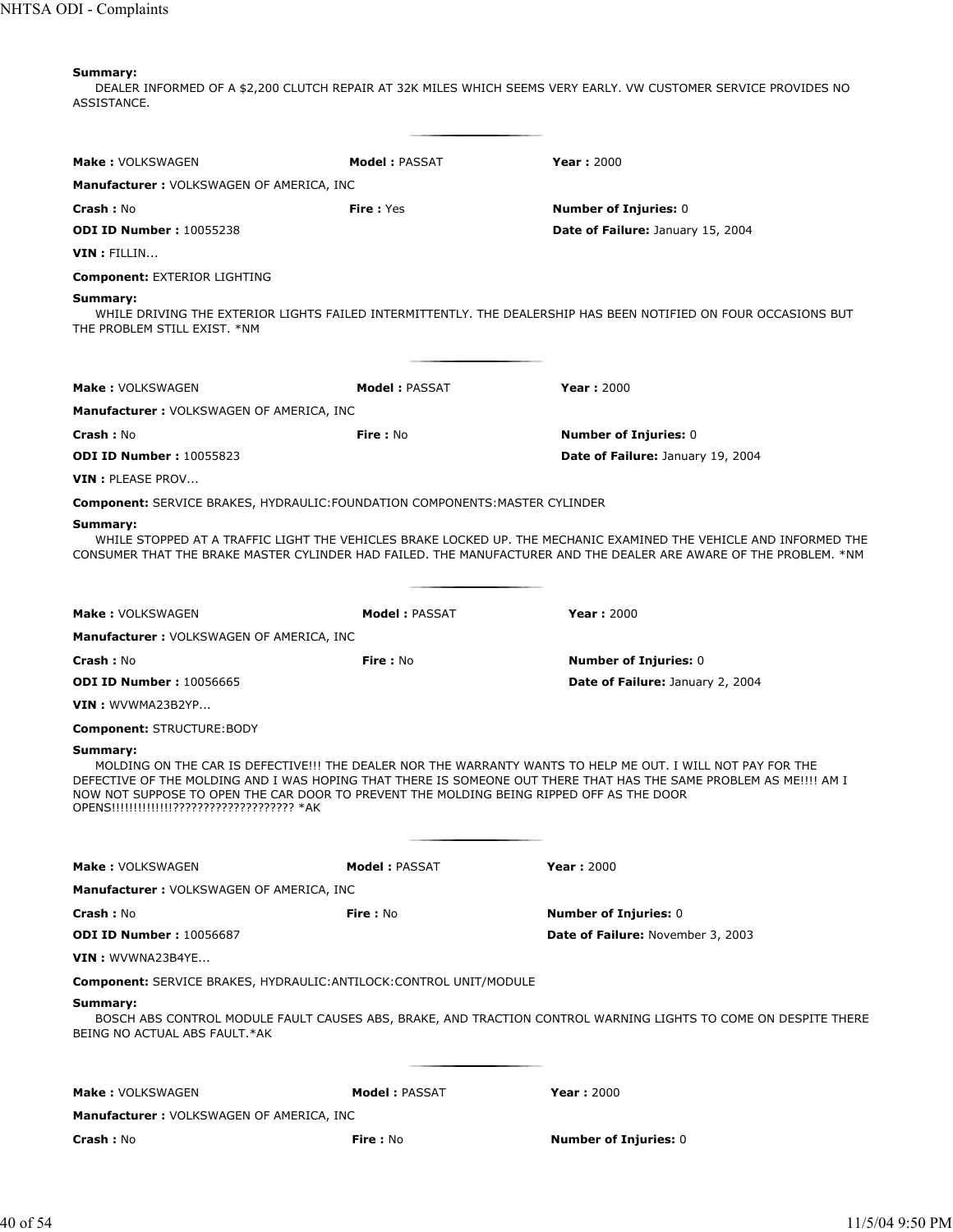**Summary:**
DEALER INFORMED OF A $2,200 CLUTCH REPAIR AT 32K MILES WHICH SEEMS VERY EARLY. VW CUSTOMER SERVICE PROVIDES NO ASSISTANCE.

---

**Make :** VOLKSWAGEN **Model :** PASSAT **Year :** 2000

**Manufacturer :** VOLKSWAGEN OF AMERICA, INC

**Crash :** No **Fire :** Yes **Number of Injuries:** 0

**ODI ID Number :** 10055238 **Date of Failure:** January 15, 2004

**VIN :** FILLIN...

**Component:** EXTERIOR LIGHTING

**Summary:**
WHILE DRIVING THE EXTERIOR LIGHTS FAILED INTERMITTENTLY. THE DEALERSHIP HAS BEEN NOTIFIED ON FOUR OCCASIONS BUT THE PROBLEM STILL EXIST. *NM

---

**Make :** VOLKSWAGEN **Model :** PASSAT **Year :** 2000

**Manufacturer :** VOLKSWAGEN OF AMERICA, INC

**Crash :** No **Fire :** No **Number of Injuries:** 0

**ODI ID Number :** 10055823 **Date of Failure:** January 19, 2004

**VIN :** PLEASE PROV...

**Component:** SERVICE BRAKES, HYDRAULIC:FOUNDATION COMPONENTS:MASTER CYLINDER

**Summary:**
WHILE STOPPED AT A TRAFFIC LIGHT THE VEHICLES BRAKE LOCKED UP. THE MECHANIC EXAMINED THE VEHICLE AND INFORMED THE CONSUMER THAT THE BRAKE MASTER CYLINDER HAD FAILED. THE MANUFACTURER AND THE DEALER ARE AWARE OF THE PROBLEM. *NM

---

**Make :** VOLKSWAGEN **Model :** PASSAT **Year :** 2000

**Manufacturer :** VOLKSWAGEN OF AMERICA, INC

**Crash :** No **Fire :** No **Number of Injuries:** 0

**ODI ID Number :** 10056665 **Date of Failure:** January 2, 2004

**VIN :** WVWMA23B2YP...

**Component:** STRUCTURE:BODY

**Summary:**
MOLDING ON THE CAR IS DEFECTIVE!!! THE DEALER NOR THE WARRANTY WANTS TO HELP ME OUT. I WILL NOT PAY FOR THE DEFECTIVE OF THE MOLDING AND I WAS HOPING THAT THERE IS SOMEONE OUT THERE THAT HAS THE SAME PROBLEM AS ME!!!! AM I NOW NOT SUPPOSE TO OPEN THE CAR DOOR TO PREVENT THE MOLDING BEING RIPPED OFF AS THE DOOR OPENS!!!!!!!!!!!!!???????????????????? *AK

---

**Make :** VOLKSWAGEN **Model :** PASSAT **Year :** 2000

**Manufacturer :** VOLKSWAGEN OF AMERICA, INC

**Crash :** No **Fire :** No **Number of Injuries:** 0

**ODI ID Number :** 10056687 **Date of Failure:** November 3, 2003

**VIN :** WVWNA23B4YE...

**Component:** SERVICE BRAKES, HYDRAULIC:ANTILOCK:CONTROL UNIT/MODULE

**Summary:**
BOSCH ABS CONTROL MODULE FAULT CAUSES ABS, BRAKE, AND TRACTION CONTROL WARNING LIGHTS TO COME ON DESPITE THERE BEING NO ACTUAL ABS FAULT.*AK

---

**Make :** VOLKSWAGEN **Model :** PASSAT **Year :** 2000

**Manufacturer :** VOLKSWAGEN OF AMERICA, INC

**Crash :** No **Fire :** No **Number of Injuries:** 0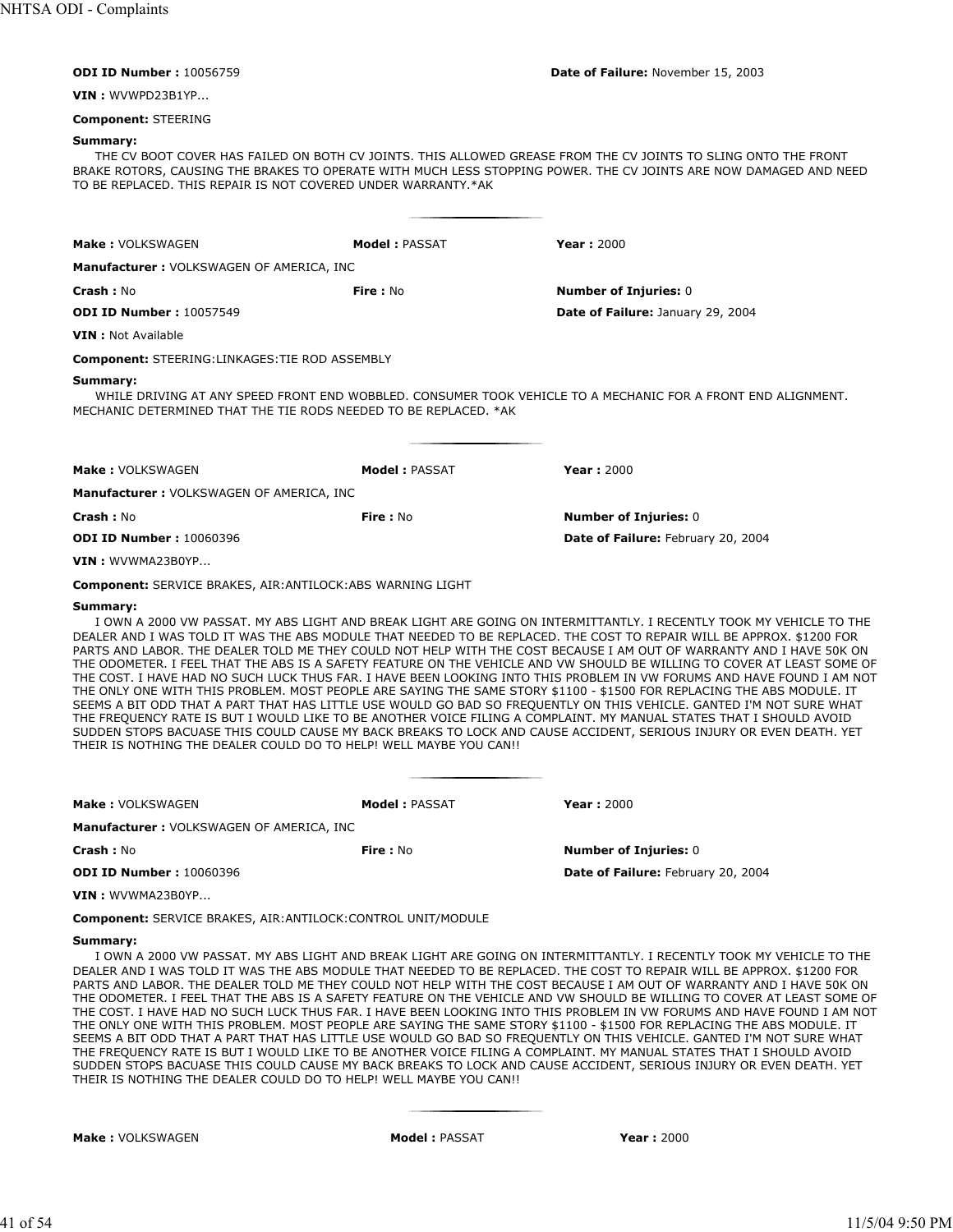**ODI ID Number :** 10056759 **Date of Failure:** November 15, 2003

**VIN :** WVWPD23B1YP...

**Component:** STEERING

**Summary:**

THE CV BOOT COVER HAS FAILED ON BOTH CV JOINTS. THIS ALLOWED GREASE FROM THE CV JOINTS TO SLING ONTO THE FRONT BRAKE ROTORS, CAUSING THE BRAKES TO OPERATE WITH MUCH LESS STOPPING POWER. THE CV JOINTS ARE NOW DAMAGED AND NEED TO BE REPLACED. THIS REPAIR IS NOT COVERED UNDER WARRANTY.*AK

---

**Make :** VOLKSWAGEN **Model :** PASSAT **Year :** 2000

**Manufacturer :** VOLKSWAGEN OF AMERICA, INC

**Crash :** No **Fire :** No **Number of Injuries:** 0

**ODI ID Number :** 10057549 **Date of Failure:** January 29, 2004

**VIN :** Not Available

**Component:** STEERING:LINKAGES:TIE ROD ASSEMBLY

**Summary:**

WHILE DRIVING AT ANY SPEED FRONT END WOBBLED. CONSUMER TOOK VEHICLE TO A MECHANIC FOR A FRONT END ALIGNMENT. MECHANIC DETERMINED THAT THE TIE RODS NEEDED TO BE REPLACED. *AK

---

**Make :** VOLKSWAGEN **Model :** PASSAT **Year :** 2000

**Manufacturer :** VOLKSWAGEN OF AMERICA, INC

**Crash :** No **Fire :** No **Number of Injuries:** 0

**ODI ID Number :** 10060396 **Date of Failure:** February 20, 2004

**VIN :** WVWMA23B0YP...

**Component:** SERVICE BRAKES, AIR:ANTILOCK:ABS WARNING LIGHT

**Summary:**

I OWN A 2000 VW PASSAT. MY ABS LIGHT AND BREAK LIGHT ARE GOING ON INTERMITTANTLY. I RECENTLY TOOK MY VEHICLE TO THE DEALER AND I WAS TOLD IT WAS THE ABS MODULE THAT NEEDED TO BE REPLACED. THE COST TO REPAIR WILL BE APPROX. $1200 FOR PARTS AND LABOR. THE DEALER TOLD ME THEY COULD NOT HELP WITH THE COST BECAUSE I AM OUT OF WARRANTY AND I HAVE 50K ON THE ODOMETER. I FEEL THAT THE ABS IS A SAFETY FEATURE ON THE VEHICLE AND VW SHOULD BE WILLING TO COVER AT LEAST SOME OF THE COST. I HAVE HAD NO SUCH LUCK THUS FAR. I HAVE BEEN LOOKING INTO THIS PROBLEM IN VW FORUMS AND HAVE FOUND I AM NOT THE ONLY ONE WITH THIS PROBLEM. MOST PEOPLE ARE SAYING THE SAME STORY $1100 - $1500 FOR REPLACING THE ABS MODULE. IT SEEMS A BIT ODD THAT A PART THAT HAS LITTLE USE WOULD GO BAD SO FREQUENTLY ON THIS VEHICLE. GANTED I'M NOT SURE WHAT THE FREQUENCY RATE IS BUT I WOULD LIKE TO BE ANOTHER VOICE FILING A COMPLAINT. MY MANUAL STATES THAT I SHOULD AVOID SUDDEN STOPS BACUASE THIS COULD CAUSE MY BACK BREAKS TO LOCK AND CAUSE ACCIDENT, SERIOUS INJURY OR EVEN DEATH. YET THEIR IS NOTHING THE DEALER COULD DO TO HELP! WELL MAYBE YOU CAN!!

---

**Make :** VOLKSWAGEN **Model :** PASSAT **Year :** 2000

**Manufacturer :** VOLKSWAGEN OF AMERICA, INC

**Crash :** No **Fire :** No **Number of Injuries:** 0

**ODI ID Number :** 10060396 **Date of Failure:** February 20, 2004

**VIN :** WVWMA23B0YP...

**Component:** SERVICE BRAKES, AIR:ANTILOCK:CONTROL UNIT/MODULE

**Summary:**

I OWN A 2000 VW PASSAT. MY ABS LIGHT AND BREAK LIGHT ARE GOING ON INTERMITTANTLY. I RECENTLY TOOK MY VEHICLE TO THE DEALER AND I WAS TOLD IT WAS THE ABS MODULE THAT NEEDED TO BE REPLACED. THE COST TO REPAIR WILL BE APPROX. $1200 FOR PARTS AND LABOR. THE DEALER TOLD ME THEY COULD NOT HELP WITH THE COST BECAUSE I AM OUT OF WARRANTY AND I HAVE 50K ON THE ODOMETER. I FEEL THAT THE ABS IS A SAFETY FEATURE ON THE VEHICLE AND VW SHOULD BE WILLING TO COVER AT LEAST SOME OF THE COST. I HAVE HAD NO SUCH LUCK THUS FAR. I HAVE BEEN LOOKING INTO THIS PROBLEM IN VW FORUMS AND HAVE FOUND I AM NOT THE ONLY ONE WITH THIS PROBLEM. MOST PEOPLE ARE SAYING THE SAME STORY $1100 - $1500 FOR REPLACING THE ABS MODULE. IT SEEMS A BIT ODD THAT A PART THAT HAS LITTLE USE WOULD GO BAD SO FREQUENTLY ON THIS VEHICLE. GANTED I'M NOT SURE WHAT THE FREQUENCY RATE IS BUT I WOULD LIKE TO BE ANOTHER VOICE FILING A COMPLAINT. MY MANUAL STATES THAT I SHOULD AVOID SUDDEN STOPS BACUASE THIS COULD CAUSE MY BACK BREAKS TO LOCK AND CAUSE ACCIDENT, SERIOUS INJURY OR EVEN DEATH. YET THEIR IS NOTHING THE DEALER COULD DO TO HELP! WELL MAYBE YOU CAN!!

---

**Make :** VOLKSWAGEN **Model :** PASSAT **Year :** 2000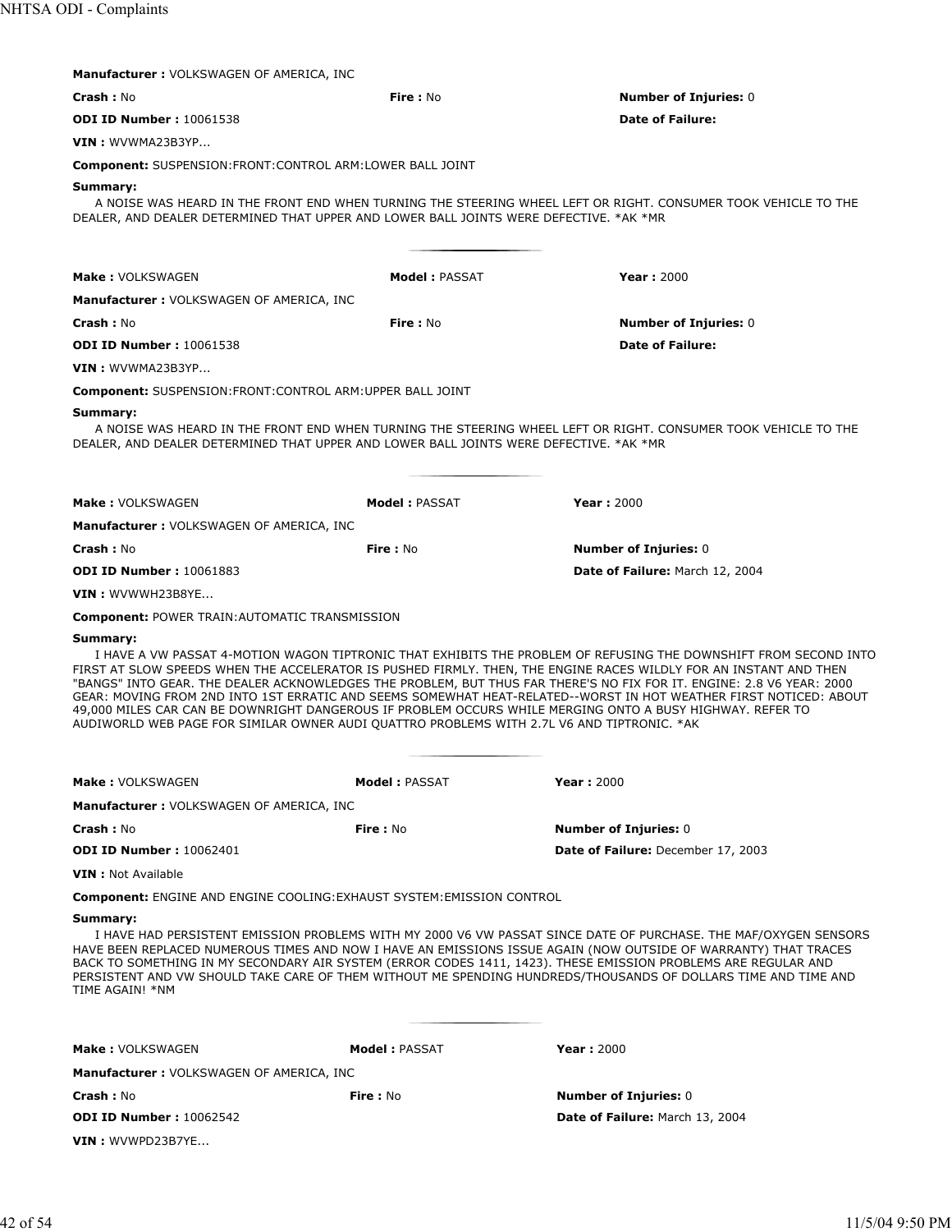**Manufacturer :** VOLKSWAGEN OF AMERICA, INC

**Crash :** No **Fire :** No **Number of Injuries:** 0

**ODI ID Number :** 10061538 **Date of Failure:**

**VIN :** WVWMA23B3YP...

**Component:** SUSPENSION:FRONT:CONTROL ARM:LOWER BALL JOINT

**Summary:**

A NOISE WAS HEARD IN THE FRONT END WHEN TURNING THE STEERING WHEEL LEFT OR RIGHT. CONSUMER TOOK VEHICLE TO THE DEALER, AND DEALER DETERMINED THAT UPPER AND LOWER BALL JOINTS WERE DEFECTIVE. *AK *MR

---

**Make :** VOLKSWAGEN **Model :** PASSAT **Year :** 2000

**Manufacturer :** VOLKSWAGEN OF AMERICA, INC

**Crash :** No **Fire :** No **Number of Injuries:** 0

**ODI ID Number :** 10061538 **Date of Failure:**

**VIN :** WVWMA23B3YP...

**Component:** SUSPENSION:FRONT:CONTROL ARM:UPPER BALL JOINT

**Summary:**

A NOISE WAS HEARD IN THE FRONT END WHEN TURNING THE STEERING WHEEL LEFT OR RIGHT. CONSUMER TOOK VEHICLE TO THE DEALER, AND DEALER DETERMINED THAT UPPER AND LOWER BALL JOINTS WERE DEFECTIVE. *AK *MR

---

**Make :** VOLKSWAGEN **Model :** PASSAT **Year :** 2000

**Manufacturer :** VOLKSWAGEN OF AMERICA, INC

**Crash :** No **Fire :** No **Number of Injuries:** 0

**ODI ID Number :** 10061883 **Date of Failure:** March 12, 2004

**VIN :** WVWWH23B8YE...

**Component:** POWER TRAIN:AUTOMATIC TRANSMISSION

**Summary:**

I HAVE A VW PASSAT 4-MOTION WAGON TIPTRONIC THAT EXHIBITS THE PROBLEM OF REFUSING THE DOWNSHIFT FROM SECOND INTO FIRST AT SLOW SPEEDS WHEN THE ACCELERATOR IS PUSHED FIRMLY. THEN, THE ENGINE RACES WILDLY FOR AN INSTANT AND THEN "BANGS" INTO GEAR. THE DEALER ACKNOWLEDGES THE PROBLEM, BUT THUS FAR THERE'S NO FIX FOR IT. ENGINE: 2.8 V6 YEAR: 2000 GEAR: MOVING FROM 2ND INTO 1ST ERRATIC AND SEEMS SOMEWHAT HEAT-RELATED--WORST IN HOT WEATHER FIRST NOTICED: ABOUT 49,000 MILES CAR CAN BE DOWNRIGHT DANGEROUS IF PROBLEM OCCURS WHILE MERGING ONTO A BUSY HIGHWAY. REFER TO AUDIWORLD WEB PAGE FOR SIMILAR OWNER AUDI QUATTRO PROBLEMS WITH 2.7L V6 AND TIPTRONIC. *AK

---

**Make :** VOLKSWAGEN **Model :** PASSAT **Year :** 2000

**Manufacturer :** VOLKSWAGEN OF AMERICA, INC

**Crash :** No **Fire :** No **Number of Injuries:** 0

**ODI ID Number :** 10062401 **Date of Failure:** December 17, 2003

**VIN :** Not Available

**Component:** ENGINE AND ENGINE COOLING:EXHAUST SYSTEM:EMISSION CONTROL

**Summary:**

I HAVE HAD PERSISTENT EMISSION PROBLEMS WITH MY 2000 V6 VW PASSAT SINCE DATE OF PURCHASE. THE MAF/OXYGEN SENSORS HAVE BEEN REPLACED NUMEROUS TIMES AND NOW I HAVE AN EMISSIONS ISSUE AGAIN (NOW OUTSIDE OF WARRANTY) THAT TRACES BACK TO SOMETHING IN MY SECONDARY AIR SYSTEM (ERROR CODES 1411, 1423). THESE EMISSION PROBLEMS ARE REGULAR AND PERSISTENT AND VW SHOULD TAKE CARE OF THEM WITHOUT ME SPENDING HUNDREDS/THOUSANDS OF DOLLARS TIME AND TIME AND TIME AGAIN! *NM

---

**Make :** VOLKSWAGEN **Model :** PASSAT **Year :** 2000

**Manufacturer :** VOLKSWAGEN OF AMERICA, INC

**Crash :** No **Fire :** No **Number of Injuries:** 0

**ODI ID Number :** 10062542 **Date of Failure:** March 13, 2004

**VIN :** WVWPD23B7YE...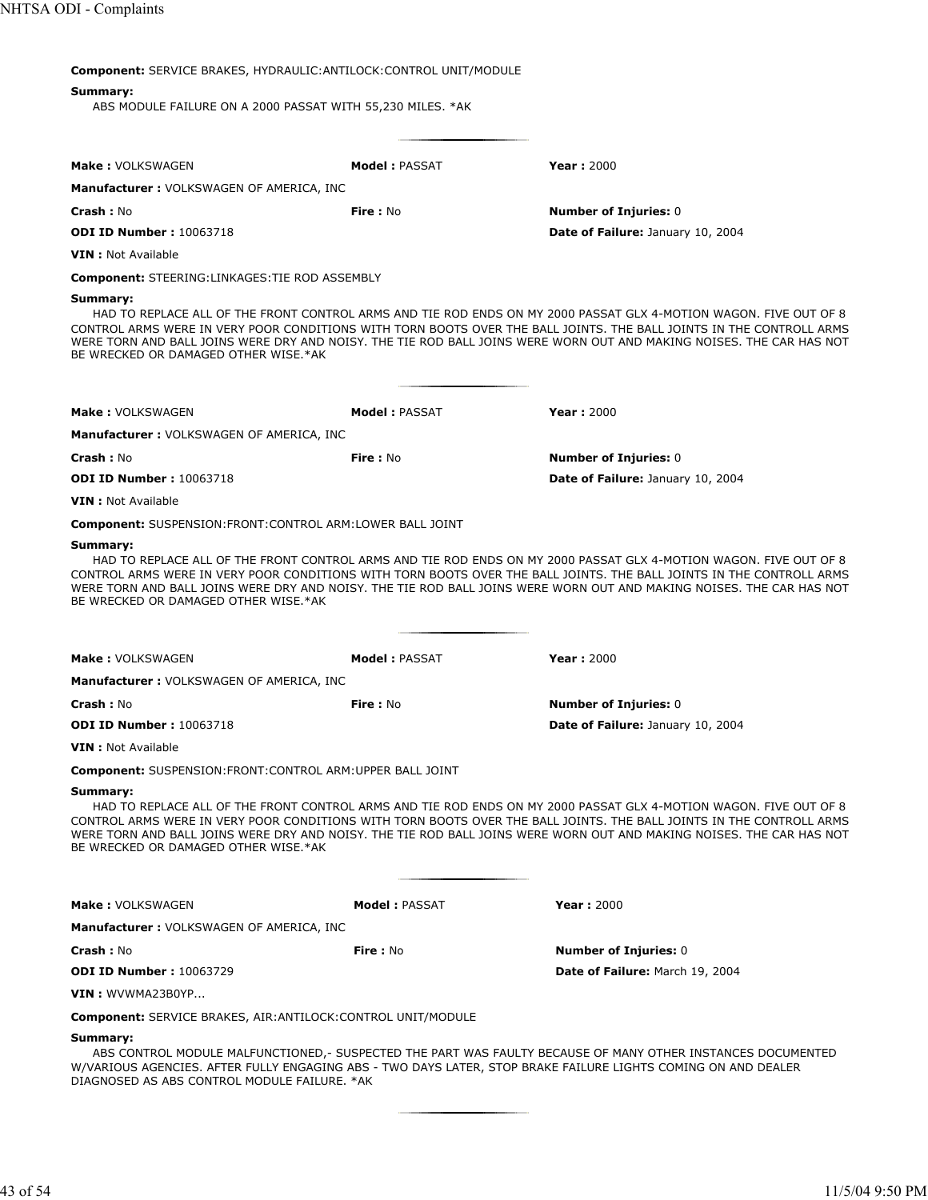**Component:** SERVICE BRAKES, HYDRAULIC:ANTILOCK:CONTROL UNIT/MODULE

**Summary:**
ABS MODULE FAILURE ON A 2000 PASSAT WITH 55,230 MILES. *AK

---

**Make :** VOLKSWAGEN **Model :** PASSAT **Year :** 2000

**Manufacturer :** VOLKSWAGEN OF AMERICA, INC

**Crash :** No **Fire :** No **Number of Injuries:** 0

**ODI ID Number :** 10063718 **Date of Failure:** January 10, 2004

**VIN :** Not Available

**Component:** STEERING:LINKAGES:TIE ROD ASSEMBLY

**Summary:**
HAD TO REPLACE ALL OF THE FRONT CONTROL ARMS AND TIE ROD ENDS ON MY 2000 PASSAT GLX 4-MOTION WAGON. FIVE OUT OF 8 CONTROL ARMS WERE IN VERY POOR CONDITIONS WITH TORN BOOTS OVER THE BALL JOINTS. THE BALL JOINTS IN THE CONTROLL ARMS WERE TORN AND BALL JOINS WERE DRY AND NOISY. THE TIE ROD BALL JOINS WERE WORN OUT AND MAKING NOISES. THE CAR HAS NOT BE WRECKED OR DAMAGED OTHER WISE.*AK

---

**Make :** VOLKSWAGEN **Model :** PASSAT **Year :** 2000

**Manufacturer :** VOLKSWAGEN OF AMERICA, INC

**Crash :** No **Fire :** No **Number of Injuries:** 0

**ODI ID Number :** 10063718 **Date of Failure:** January 10, 2004

**VIN :** Not Available

**Component:** SUSPENSION:FRONT:CONTROL ARM:LOWER BALL JOINT

**Summary:**
HAD TO REPLACE ALL OF THE FRONT CONTROL ARMS AND TIE ROD ENDS ON MY 2000 PASSAT GLX 4-MOTION WAGON. FIVE OUT OF 8 CONTROL ARMS WERE IN VERY POOR CONDITIONS WITH TORN BOOTS OVER THE BALL JOINTS. THE BALL JOINTS IN THE CONTROLL ARMS WERE TORN AND BALL JOINS WERE DRY AND NOISY. THE TIE ROD BALL JOINS WERE WORN OUT AND MAKING NOISES. THE CAR HAS NOT BE WRECKED OR DAMAGED OTHER WISE.*AK

---

**Make :** VOLKSWAGEN **Model :** PASSAT **Year :** 2000

**Manufacturer :** VOLKSWAGEN OF AMERICA, INC

**Crash :** No **Fire :** No **Number of Injuries:** 0

**ODI ID Number :** 10063718 **Date of Failure:** January 10, 2004

**VIN :** Not Available

**Component:** SUSPENSION:FRONT:CONTROL ARM:UPPER BALL JOINT

**Summary:**
HAD TO REPLACE ALL OF THE FRONT CONTROL ARMS AND TIE ROD ENDS ON MY 2000 PASSAT GLX 4-MOTION WAGON. FIVE OUT OF 8 CONTROL ARMS WERE IN VERY POOR CONDITIONS WITH TORN BOOTS OVER THE BALL JOINTS. THE BALL JOINTS IN THE CONTROLL ARMS WERE TORN AND BALL JOINS WERE DRY AND NOISY. THE TIE ROD BALL JOINS WERE WORN OUT AND MAKING NOISES. THE CAR HAS NOT BE WRECKED OR DAMAGED OTHER WISE.*AK

---

**Make :** VOLKSWAGEN **Model :** PASSAT **Year :** 2000

**Manufacturer :** VOLKSWAGEN OF AMERICA, INC

**Crash :** No **Fire :** No **Number of Injuries:** 0

**ODI ID Number :** 10063729 **Date of Failure:** March 19, 2004

**VIN :** WVWMA23B0YP...

**Component:** SERVICE BRAKES, AIR:ANTILOCK:CONTROL UNIT/MODULE

**Summary:**
ABS CONTROL MODULE MALFUNCTIONED,- SUSPECTED THE PART WAS FAULTY BECAUSE OF MANY OTHER INSTANCES DOCUMENTED W/VARIOUS AGENCIES. AFTER FULLY ENGAGING ABS - TWO DAYS LATER, STOP BRAKE FAILURE LIGHTS COMING ON AND DEALER DIAGNOSED AS ABS CONTROL MODULE FAILURE. *AK

---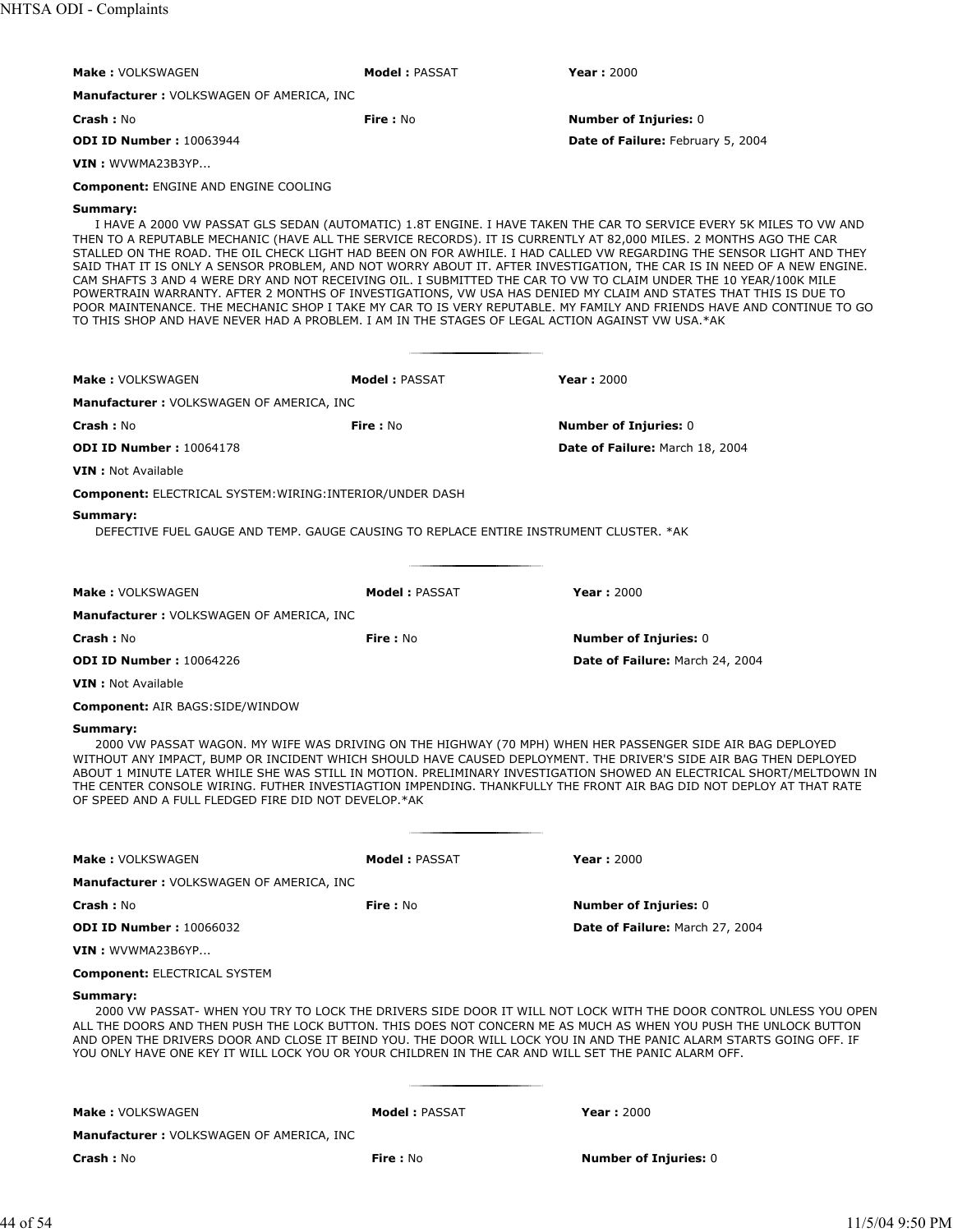**Make :** VOLKSWAGEN **Model :** PASSAT **Year :** 2000

**Manufacturer :** VOLKSWAGEN OF AMERICA, INC

**Crash :** No **Fire :** No **Number of Injuries:** 0

**ODI ID Number :** 10063944 **Date of Failure:** February 5, 2004

**VIN :** WVWMA23B3YP...

**Component:** ENGINE AND ENGINE COOLING

**Summary:**

I HAVE A 2000 VW PASSAT GLS SEDAN (AUTOMATIC) 1.8T ENGINE. I HAVE TAKEN THE CAR TO SERVICE EVERY 5K MILES TO VW AND THEN TO A REPUTABLE MECHANIC (HAVE ALL THE SERVICE RECORDS). IT IS CURRENTLY AT 82,000 MILES. 2 MONTHS AGO THE CAR STALLED ON THE ROAD. THE OIL CHECK LIGHT HAD BEEN ON FOR AWHILE. I HAD CALLED VW REGARDING THE SENSOR LIGHT AND THEY SAID THAT IT IS ONLY A SENSOR PROBLEM, AND NOT WORRY ABOUT IT. AFTER INVESTIGATION, THE CAR IS IN NEED OF A NEW ENGINE. CAM SHAFTS 3 AND 4 WERE DRY AND NOT RECEIVING OIL. I SUBMITTED THE CAR TO VW TO CLAIM UNDER THE 10 YEAR/100K MILE POWERTRAIN WARRANTY. AFTER 2 MONTHS OF INVESTIGATIONS, VW USA HAS DENIED MY CLAIM AND STATES THAT THIS IS DUE TO POOR MAINTENANCE. THE MECHANIC SHOP I TAKE MY CAR TO IS VERY REPUTABLE. MY FAMILY AND FRIENDS HAVE AND CONTINUE TO GO TO THIS SHOP AND HAVE NEVER HAD A PROBLEM. I AM IN THE STAGES OF LEGAL ACTION AGAINST VW USA.*AK

---

**Make :** VOLKSWAGEN **Model :** PASSAT **Year :** 2000

**Manufacturer :** VOLKSWAGEN OF AMERICA, INC

**Crash :** No **Fire :** No **Number of Injuries:** 0

**ODI ID Number :** 10064178 **Date of Failure:** March 18, 2004

**VIN :** Not Available

**Component:** ELECTRICAL SYSTEM:WIRING:INTERIOR/UNDER DASH

**Summary:**

DEFECTIVE FUEL GAUGE AND TEMP. GAUGE CAUSING TO REPLACE ENTIRE INSTRUMENT CLUSTER. *AK

---

**Make :** VOLKSWAGEN **Model :** PASSAT **Year :** 2000

**Manufacturer :** VOLKSWAGEN OF AMERICA, INC

**Crash :** No **Fire :** No **Number of Injuries:** 0

**ODI ID Number :** 10064226 **Date of Failure:** March 24, 2004

**VIN :** Not Available

**Component:** AIR BAGS:SIDE/WINDOW

**Summary:**

2000 VW PASSAT WAGON. MY WIFE WAS DRIVING ON THE HIGHWAY (70 MPH) WHEN HER PASSENGER SIDE AIR BAG DEPLOYED WITHOUT ANY IMPACT, BUMP OR INCIDENT WHICH SHOULD HAVE CAUSED DEPLOYMENT. THE DRIVER'S SIDE AIR BAG THEN DEPLOYED ABOUT 1 MINUTE LATER WHILE SHE WAS STILL IN MOTION. PRELIMINARY INVESTIGATION SHOWED AN ELECTRICAL SHORT/MELTDOWN IN THE CENTER CONSOLE WIRING. FUTHER INVESTIAGTION IMPENDING. THANKFULLY THE FRONT AIR BAG DID NOT DEPLOY AT THAT RATE OF SPEED AND A FULL FLEDGED FIRE DID NOT DEVELOP.*AK

---

**Make :** VOLKSWAGEN **Model :** PASSAT **Year :** 2000

**Manufacturer :** VOLKSWAGEN OF AMERICA, INC

**Crash :** No **Fire :** No **Number of Injuries:** 0

**ODI ID Number :** 10066032 **Date of Failure:** March 27, 2004

**VIN :** WVWMA23B6YP...

**Component:** ELECTRICAL SYSTEM

**Summary:**

2000 VW PASSAT- WHEN YOU TRY TO LOCK THE DRIVERS SIDE DOOR IT WILL NOT LOCK WITH THE DOOR CONTROL UNLESS YOU OPEN ALL THE DOORS AND THEN PUSH THE LOCK BUTTON. THIS DOES NOT CONCERN ME AS MUCH AS WHEN YOU PUSH THE UNLOCK BUTTON AND OPEN THE DRIVERS DOOR AND CLOSE IT BEIND YOU. THE DOOR WILL LOCK YOU IN AND THE PANIC ALARM STARTS GOING OFF. IF YOU ONLY HAVE ONE KEY IT WILL LOCK YOU OR YOUR CHILDREN IN THE CAR AND WILL SET THE PANIC ALARM OFF.

---

**Make :** VOLKSWAGEN **Model :** PASSAT **Year :** 2000

**Manufacturer :** VOLKSWAGEN OF AMERICA, INC

**Crash :** No **Fire :** No **Number of Injuries:** 0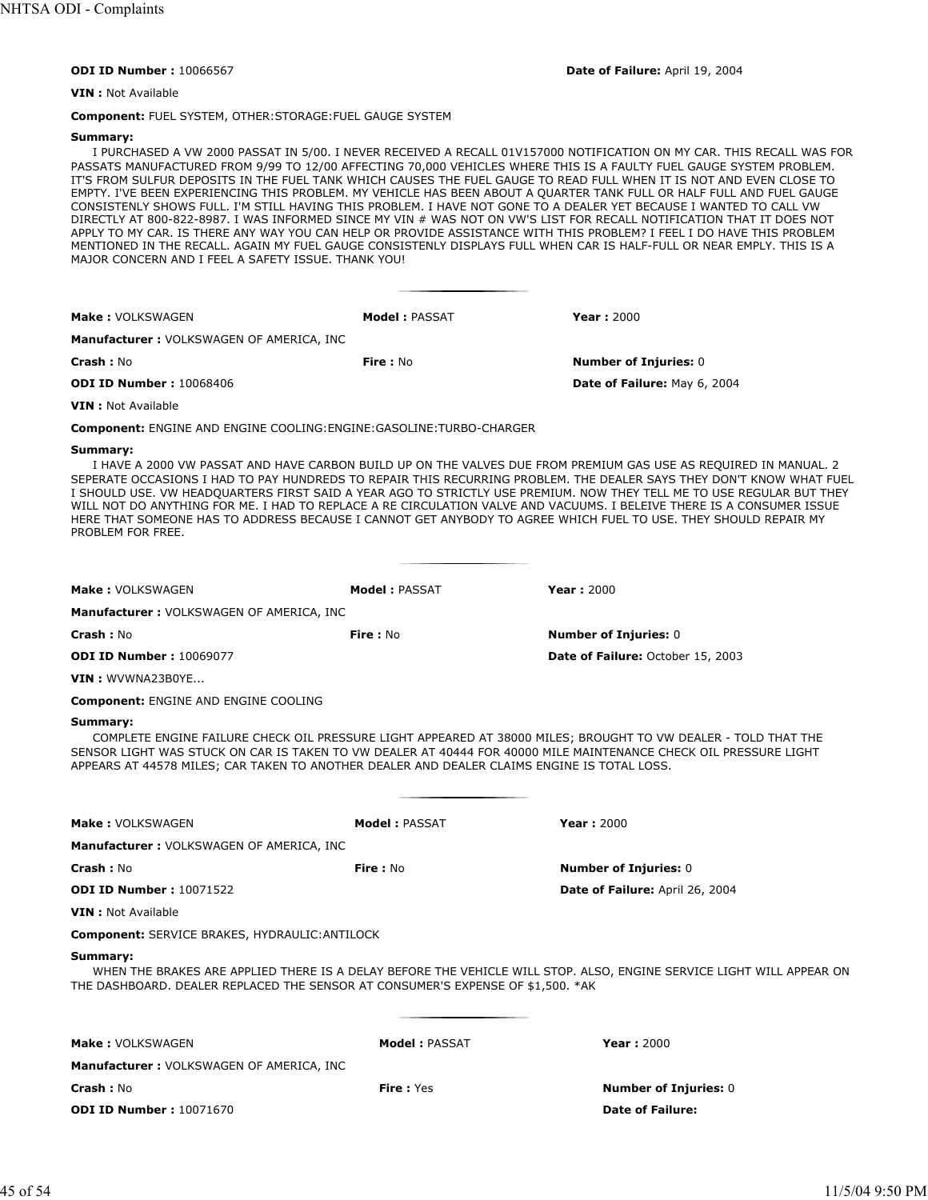**ODI ID Number :** 10066567 **Date of Failure:** April 19, 2004

**VIN :** Not Available

**Component:** FUEL SYSTEM, OTHER:STORAGE:FUEL GAUGE SYSTEM

**Summary:**

I PURCHASED A VW 2000 PASSAT IN 5/00. I NEVER RECEIVED A RECALL 01V157000 NOTIFICATION ON MY CAR. THIS RECALL WAS FOR PASSATS MANUFACTURED FROM 9/99 TO 12/00 AFFECTING 70,000 VEHICLES WHERE THIS IS A FAULTY FUEL GAUGE SYSTEM PROBLEM. IT'S FROM SULFUR DEPOSITS IN THE FUEL TANK WHICH CAUSES THE FUEL GAUGE TO READ FULL WHEN IT IS NOT AND EVEN CLOSE TO EMPTY. I'VE BEEN EXPERIENCING THIS PROBLEM. MY VEHICLE HAS BEEN ABOUT A QUARTER TANK FULL OR HALF FULL AND FUEL GAUGE CONSISTENLY SHOWS FULL. I'M STILL HAVING THIS PROBLEM. I HAVE NOT GONE TO A DEALER YET BECAUSE I WANTED TO CALL VW DIRECTLY AT 800-822-8987. I WAS INFORMED SINCE MY VIN # WAS NOT ON VW'S LIST FOR RECALL NOTIFICATION THAT IT DOES NOT APPLY TO MY CAR. IS THERE ANY WAY YOU CAN HELP OR PROVIDE ASSISTANCE WITH THIS PROBLEM? I FEEL I DO HAVE THIS PROBLEM MENTIONED IN THE RECALL. AGAIN MY FUEL GAUGE CONSISTENLY DISPLAYS FULL WHEN CAR IS HALF-FULL OR NEAR EMPLY. THIS IS A MAJOR CONCERN AND I FEEL A SAFETY ISSUE. THANK YOU!

---

**Make :** VOLKSWAGEN **Model :** PASSAT **Year :** 2000

**Manufacturer :** VOLKSWAGEN OF AMERICA, INC

**Crash :** No **Fire :** No **Number of Injuries:** 0

**ODI ID Number :** 10068406 **Date of Failure:** May 6, 2004

**VIN :** Not Available

**Component:** ENGINE AND ENGINE COOLING:ENGINE:GASOLINE:TURBO-CHARGER

**Summary:**

I HAVE A 2000 VW PASSAT AND HAVE CARBON BUILD UP ON THE VALVES DUE FROM PREMIUM GAS USE AS REQUIRED IN MANUAL. 2 SEPERATE OCCASIONS I HAD TO PAY HUNDREDS TO REPAIR THIS RECURRING PROBLEM. THE DEALER SAYS THEY DON'T KNOW WHAT FUEL I SHOULD USE. VW HEADQUARTERS FIRST SAID A YEAR AGO TO STRICTLY USE PREMIUM. NOW THEY TELL ME TO USE REGULAR BUT THEY WILL NOT DO ANYTHING FOR ME. I HAD TO REPLACE A RE CIRCULATION VALVE AND VACUUMS. I BELEIVE THERE IS A CONSUMER ISSUE HERE THAT SOMEONE HAS TO ADDRESS BECAUSE I CANNOT GET ANYBODY TO AGREE WHICH FUEL TO USE. THEY SHOULD REPAIR MY PROBLEM FOR FREE.

---

**Make :** VOLKSWAGEN **Model :** PASSAT **Year :** 2000

**Manufacturer :** VOLKSWAGEN OF AMERICA, INC

**Crash :** No **Fire :** No **Number of Injuries:** 0

**ODI ID Number :** 10069077 **Date of Failure:** October 15, 2003

**VIN :** WVWNA23B0YE...

**Component:** ENGINE AND ENGINE COOLING

**Summary:**

COMPLETE ENGINE FAILURE CHECK OIL PRESSURE LIGHT APPEARED AT 38000 MILES; BROUGHT TO VW DEALER - TOLD THAT THE SENSOR LIGHT WAS STUCK ON CAR IS TAKEN TO VW DEALER AT 40444 FOR 40000 MILE MAINTENANCE CHECK OIL PRESSURE LIGHT APPEARS AT 44578 MILES; CAR TAKEN TO ANOTHER DEALER AND DEALER CLAIMS ENGINE IS TOTAL LOSS.

---

**Make :** VOLKSWAGEN **Model :** PASSAT **Year :** 2000

**Manufacturer :** VOLKSWAGEN OF AMERICA, INC

**Crash :** No **Fire :** No **Number of Injuries:** 0

**ODI ID Number :** 10071522 **Date of Failure:** April 26, 2004

**VIN :** Not Available

**Component:** SERVICE BRAKES, HYDRAULIC:ANTILOCK

**Summary:**

WHEN THE BRAKES ARE APPLIED THERE IS A DELAY BEFORE THE VEHICLE WILL STOP. ALSO, ENGINE SERVICE LIGHT WILL APPEAR ON THE DASHBOARD. DEALER REPLACED THE SENSOR AT CONSUMER'S EXPENSE OF $1,500. *AK

---

**Make :** VOLKSWAGEN **Model :** PASSAT **Year :** 2000

**Manufacturer :** VOLKSWAGEN OF AMERICA, INC

**Crash :** No **Fire :** Yes **Number of Injuries:** 0

**ODI ID Number :** 10071670 **Date of Failure:**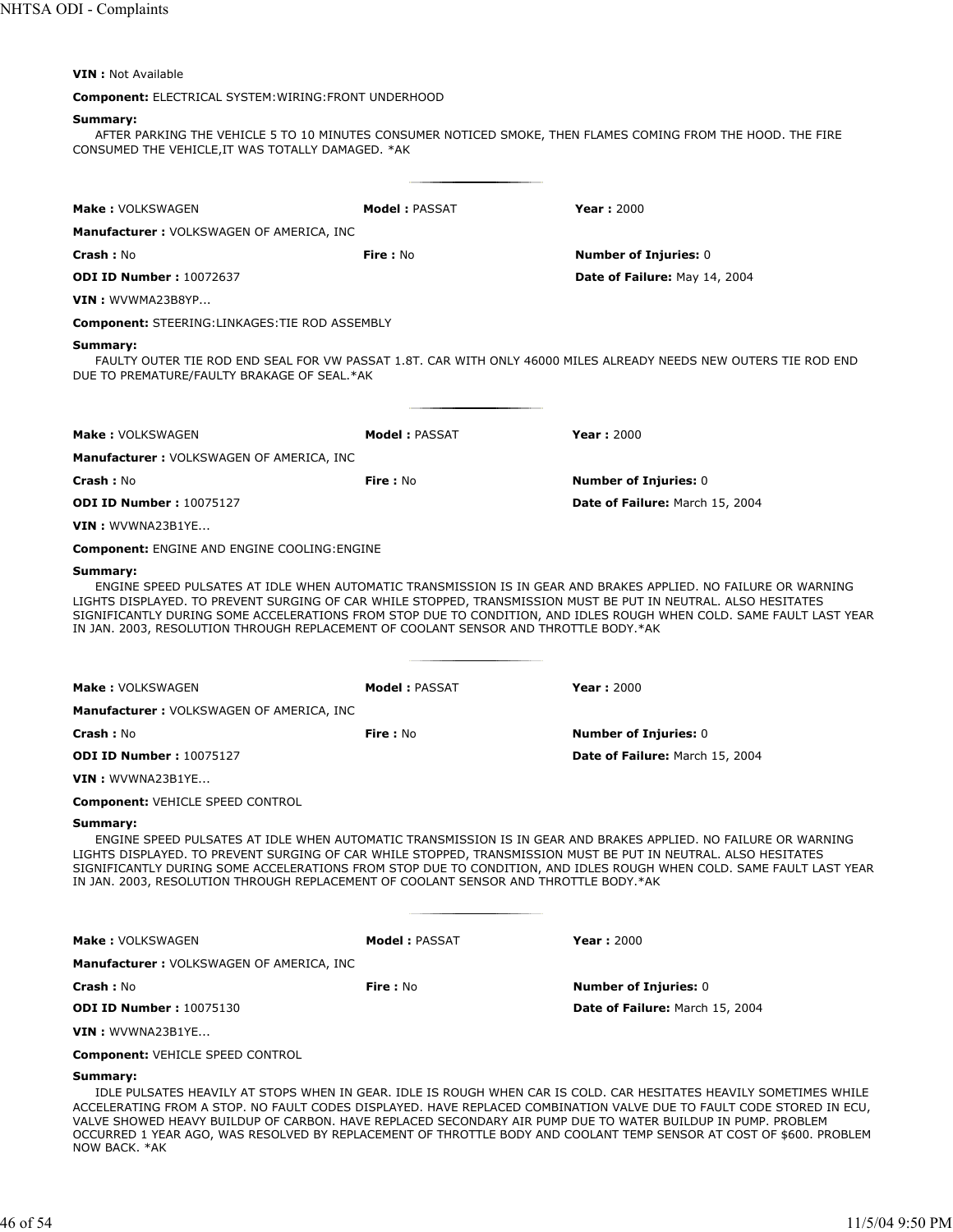**VIN :** Not Available

**Component:** ELECTRICAL SYSTEM:WIRING:FRONT UNDERHOOD

**Summary:**

AFTER PARKING THE VEHICLE 5 TO 10 MINUTES CONSUMER NOTICED SMOKE, THEN FLAMES COMING FROM THE HOOD. THE FIRE CONSUMED THE VEHICLE,IT WAS TOTALLY DAMAGED. *AK

---

**Make :** VOLKSWAGEN **Model :** PASSAT **Year :** 2000

**Manufacturer :** VOLKSWAGEN OF AMERICA, INC

**Crash :** No **Fire :** No **Number of Injuries:** 0

**ODI ID Number :** 10072637 **Date of Failure:** May 14, 2004

**VIN :** WVWMA23B8YP...

**Component:** STEERING:LINKAGES:TIE ROD ASSEMBLY

**Summary:**

FAULTY OUTER TIE ROD END SEAL FOR VW PASSAT 1.8T. CAR WITH ONLY 46000 MILES ALREADY NEEDS NEW OUTERS TIE ROD END DUE TO PREMATURE/FAULTY BRAKAGE OF SEAL.*AK

---

**Make :** VOLKSWAGEN **Model :** PASSAT **Year :** 2000

**Manufacturer :** VOLKSWAGEN OF AMERICA, INC

**Crash :** No **Fire :** No **Number of Injuries:** 0

**ODI ID Number :** 10075127 **Date of Failure:** March 15, 2004

**VIN :** WVWNA23B1YE...

**Component:** ENGINE AND ENGINE COOLING:ENGINE

**Summary:**

ENGINE SPEED PULSATES AT IDLE WHEN AUTOMATIC TRANSMISSION IS IN GEAR AND BRAKES APPLIED. NO FAILURE OR WARNING LIGHTS DISPLAYED. TO PREVENT SURGING OF CAR WHILE STOPPED, TRANSMISSION MUST BE PUT IN NEUTRAL. ALSO HESITATES SIGNIFICANTLY DURING SOME ACCELERATIONS FROM STOP DUE TO CONDITION, AND IDLES ROUGH WHEN COLD. SAME FAULT LAST YEAR IN JAN. 2003, RESOLUTION THROUGH REPLACEMENT OF COOLANT SENSOR AND THROTTLE BODY.*AK

---

**Make :** VOLKSWAGEN **Model :** PASSAT **Year :** 2000

**Manufacturer :** VOLKSWAGEN OF AMERICA, INC

**Crash :** No **Fire :** No **Number of Injuries:** 0

**ODI ID Number :** 10075127 **Date of Failure:** March 15, 2004

**VIN :** WVWNA23B1YE...

**Component:** VEHICLE SPEED CONTROL

**Summary:**

ENGINE SPEED PULSATES AT IDLE WHEN AUTOMATIC TRANSMISSION IS IN GEAR AND BRAKES APPLIED. NO FAILURE OR WARNING LIGHTS DISPLAYED. TO PREVENT SURGING OF CAR WHILE STOPPED, TRANSMISSION MUST BE PUT IN NEUTRAL. ALSO HESITATES SIGNIFICANTLY DURING SOME ACCELERATIONS FROM STOP DUE TO CONDITION, AND IDLES ROUGH WHEN COLD. SAME FAULT LAST YEAR IN JAN. 2003, RESOLUTION THROUGH REPLACEMENT OF COOLANT SENSOR AND THROTTLE BODY.*AK

---

**Make :** VOLKSWAGEN **Model :** PASSAT **Year :** 2000

**Manufacturer :** VOLKSWAGEN OF AMERICA, INC

**Crash :** No **Fire :** No **Number of Injuries:** 0

**ODI ID Number :** 10075130 **Date of Failure:** March 15, 2004

**VIN :** WVWNA23B1YE...

**Component:** VEHICLE SPEED CONTROL

**Summary:**

IDLE PULSATES HEAVILY AT STOPS WHEN IN GEAR. IDLE IS ROUGH WHEN CAR IS COLD. CAR HESITATES HEAVILY SOMETIMES WHILE ACCELERATING FROM A STOP. NO FAULT CODES DISPLAYED. HAVE REPLACED COMBINATION VALVE DUE TO FAULT CODE STORED IN ECU, VALVE SHOWED HEAVY BUILDUP OF CARBON. HAVE REPLACED SECONDARY AIR PUMP DUE TO WATER BUILDUP IN PUMP. PROBLEM OCCURRED 1 YEAR AGO, WAS RESOLVED BY REPLACEMENT OF THROTTLE BODY AND COOLANT TEMP SENSOR AT COST OF $600. PROBLEM NOW BACK. *AK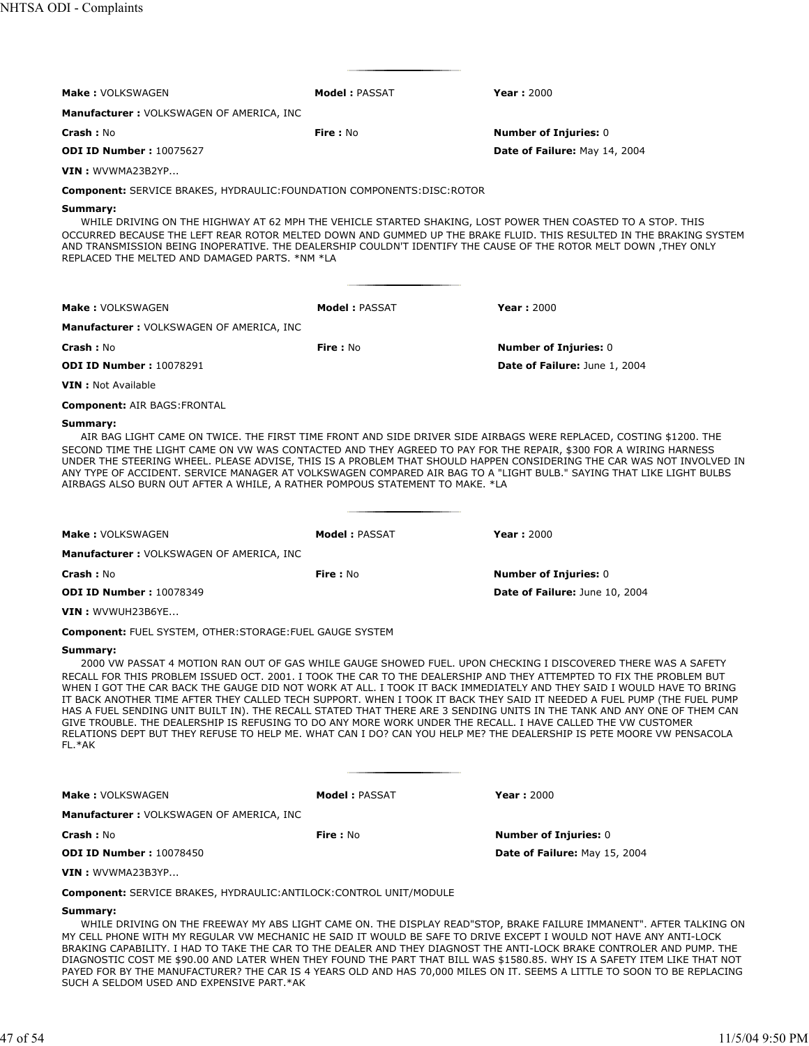---

**Make :** VOLKSWAGEN **Model :** PASSAT **Year :** 2000

**Manufacturer :** VOLKSWAGEN OF AMERICA, INC

**Crash :** No **Fire :** No **Number of Injuries:** 0

**ODI ID Number :** 10075627 **Date of Failure:** May 14, 2004

**VIN :** WVWMA23B2YP...

**Component:** SERVICE BRAKES, HYDRAULIC:FOUNDATION COMPONENTS:DISC:ROTOR

**Summary:**

WHILE DRIVING ON THE HIGHWAY AT 62 MPH THE VEHICLE STARTED SHAKING, LOST POWER THEN COASTED TO A STOP. THIS OCCURRED BECAUSE THE LEFT REAR ROTOR MELTED DOWN AND GUMMED UP THE BRAKE FLUID. THIS RESULTED IN THE BRAKING SYSTEM AND TRANSMISSION BEING INOPERATIVE. THE DEALERSHIP COULDN'T IDENTIFY THE CAUSE OF THE ROTOR MELT DOWN ,THEY ONLY REPLACED THE MELTED AND DAMAGED PARTS. *NM *LA

---

**Make :** VOLKSWAGEN **Model :** PASSAT **Year :** 2000

**Manufacturer :** VOLKSWAGEN OF AMERICA, INC

**Crash :** No **Fire :** No **Number of Injuries:** 0

**ODI ID Number :** 10078291 **Date of Failure:** June 1, 2004

**VIN :** Not Available

**Component:** AIR BAGS:FRONTAL

**Summary:**

AIR BAG LIGHT CAME ON TWICE. THE FIRST TIME FRONT AND SIDE DRIVER SIDE AIRBAGS WERE REPLACED, COSTING $1200. THE SECOND TIME THE LIGHT CAME ON VW WAS CONTACTED AND THEY AGREED TO PAY FOR THE REPAIR, $300 FOR A WIRING HARNESS UNDER THE STEERING WHEEL. PLEASE ADVISE, THIS IS A PROBLEM THAT SHOULD HAPPEN CONSIDERING THE CAR WAS NOT INVOLVED IN ANY TYPE OF ACCIDENT. SERVICE MANAGER AT VOLKSWAGEN COMPARED AIR BAG TO A "LIGHT BULB." SAYING THAT LIKE LIGHT BULBS AIRBAGS ALSO BURN OUT AFTER A WHILE, A RATHER POMPOUS STATEMENT TO MAKE. *LA

---

**Make :** VOLKSWAGEN **Model :** PASSAT **Year :** 2000

**Manufacturer :** VOLKSWAGEN OF AMERICA, INC

**Crash :** No **Fire :** No **Number of Injuries:** 0

**ODI ID Number :** 10078349 **Date of Failure:** June 10, 2004

**VIN :** WVWUH23B6YE...

**Component:** FUEL SYSTEM, OTHER:STORAGE:FUEL GAUGE SYSTEM

**Summary:**

2000 VW PASSAT 4 MOTION RAN OUT OF GAS WHILE GAUGE SHOWED FUEL. UPON CHECKING I DISCOVERED THERE WAS A SAFETY RECALL FOR THIS PROBLEM ISSUED OCT. 2001. I TOOK THE CAR TO THE DEALERSHIP AND THEY ATTEMPTED TO FIX THE PROBLEM BUT WHEN I GOT THE CAR BACK THE GAUGE DID NOT WORK AT ALL. I TOOK IT BACK IMMEDIATELY AND THEY SAID I WOULD HAVE TO BRING IT BACK ANOTHER TIME AFTER THEY CALLED TECH SUPPORT. WHEN I TOOK IT BACK THEY SAID IT NEEDED A FUEL PUMP (THE FUEL PUMP HAS A FUEL SENDING UNIT BUILT IN). THE RECALL STATED THAT THERE ARE 3 SENDING UNITS IN THE TANK AND ANY ONE OF THEM CAN GIVE TROUBLE. THE DEALERSHIP IS REFUSING TO DO ANY MORE WORK UNDER THE RECALL. I HAVE CALLED THE VW CUSTOMER RELATIONS DEPT BUT THEY REFUSE TO HELP ME. WHAT CAN I DO? CAN YOU HELP ME? THE DEALERSHIP IS PETE MOORE VW PENSACOLA FL.*AK

---

**Make :** VOLKSWAGEN **Model :** PASSAT **Year :** 2000

**Manufacturer :** VOLKSWAGEN OF AMERICA, INC

**Crash :** No **Fire :** No **Number of Injuries:** 0

**ODI ID Number :** 10078450 **Date of Failure:** May 15, 2004

**VIN :** WVWMA23B3YP...

**Component:** SERVICE BRAKES, HYDRAULIC:ANTILOCK:CONTROL UNIT/MODULE

**Summary:**

WHILE DRIVING ON THE FREEWAY MY ABS LIGHT CAME ON. THE DISPLAY READ"STOP, BRAKE FAILURE IMMANENT". AFTER TALKING ON MY CELL PHONE WITH MY REGULAR VW MECHANIC HE SAID IT WOULD BE SAFE TO DRIVE EXCEPT I WOULD NOT HAVE ANY ANTI-LOCK BRAKING CAPABILITY. I HAD TO TAKE THE CAR TO THE DEALER AND THEY DIAGNOST THE ANTI-LOCK BRAKE CONTROLER AND PUMP. THE DIAGNOSTIC COST ME $90.00 AND LATER WHEN THEY FOUND THE PART THAT BILL WAS $1580.85. WHY IS A SAFETY ITEM LIKE THAT NOT PAYED FOR BY THE MANUFACTURER? THE CAR IS 4 YEARS OLD AND HAS 70,000 MILES ON IT. SEEMS A LITTLE TO SOON TO BE REPLACING SUCH A SELDOM USED AND EXPENSIVE PART.*AK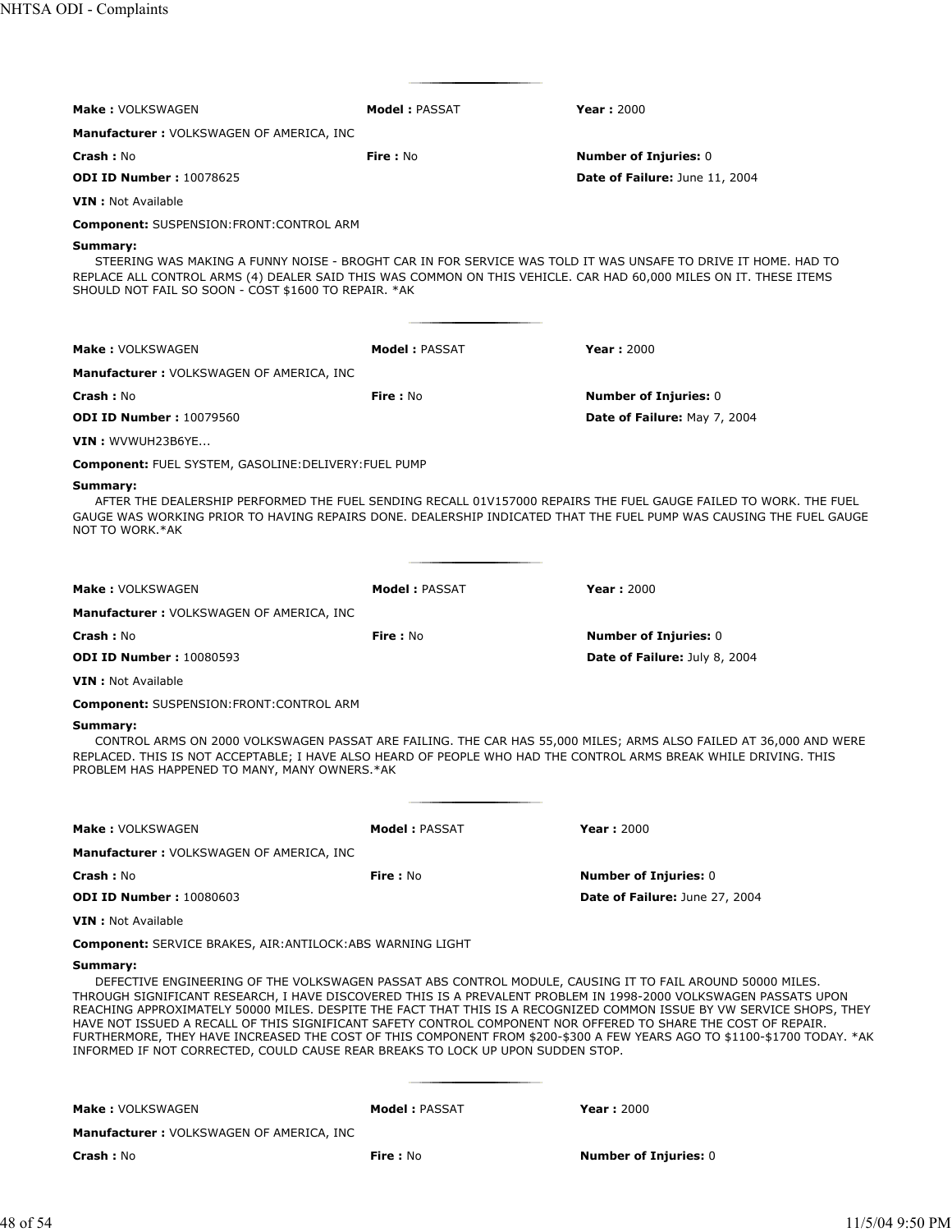**Make :** VOLKSWAGEN **Model :** PASSAT **Year :** 2000

**Manufacturer :** VOLKSWAGEN OF AMERICA, INC

**Crash :** No **Fire :** No **Number of Injuries:** 0

**ODI ID Number :** 10078625 **Date of Failure:** June 11, 2004

**VIN :** Not Available

**Component:** SUSPENSION:FRONT:CONTROL ARM

**Summary:**

STEERING WAS MAKING A FUNNY NOISE - BROGHT CAR IN FOR SERVICE WAS TOLD IT WAS UNSAFE TO DRIVE IT HOME. HAD TO REPLACE ALL CONTROL ARMS (4) DEALER SAID THIS WAS COMMON ON THIS VEHICLE. CAR HAD 60,000 MILES ON IT. THESE ITEMS SHOULD NOT FAIL SO SOON - COST $1600 TO REPAIR. *AK

---

**Make :** VOLKSWAGEN **Model :** PASSAT **Year :** 2000

**Manufacturer :** VOLKSWAGEN OF AMERICA, INC

**Crash :** No **Fire :** No **Number of Injuries:** 0

**ODI ID Number :** 10079560 **Date of Failure:** May 7, 2004

**VIN :** WVWUH23B6YE...

**Component:** FUEL SYSTEM, GASOLINE:DELIVERY:FUEL PUMP

**Summary:**

AFTER THE DEALERSHIP PERFORMED THE FUEL SENDING RECALL 01V157000 REPAIRS THE FUEL GAUGE FAILED TO WORK. THE FUEL GAUGE WAS WORKING PRIOR TO HAVING REPAIRS DONE. DEALERSHIP INDICATED THAT THE FUEL PUMP WAS CAUSING THE FUEL GAUGE NOT TO WORK.*AK

---

**Make :** VOLKSWAGEN **Model :** PASSAT **Year :** 2000

**Manufacturer :** VOLKSWAGEN OF AMERICA, INC

**Crash :** No **Fire :** No **Number of Injuries:** 0

**ODI ID Number :** 10080593 **Date of Failure:** July 8, 2004

**VIN :** Not Available

**Component:** SUSPENSION:FRONT:CONTROL ARM

**Summary:**

CONTROL ARMS ON 2000 VOLKSWAGEN PASSAT ARE FAILING. THE CAR HAS 55,000 MILES; ARMS ALSO FAILED AT 36,000 AND WERE REPLACED. THIS IS NOT ACCEPTABLE; I HAVE ALSO HEARD OF PEOPLE WHO HAD THE CONTROL ARMS BREAK WHILE DRIVING. THIS PROBLEM HAS HAPPENED TO MANY, MANY OWNERS.*AK

---

**Make :** VOLKSWAGEN **Model :** PASSAT **Year :** 2000

**Manufacturer :** VOLKSWAGEN OF AMERICA, INC

**Crash :** No **Fire :** No **Number of Injuries:** 0

**ODI ID Number :** 10080603 **Date of Failure:** June 27, 2004

**VIN :** Not Available

**Component:** SERVICE BRAKES, AIR:ANTILOCK:ABS WARNING LIGHT

**Summary:**

DEFECTIVE ENGINEERING OF THE VOLKSWAGEN PASSAT ABS CONTROL MODULE, CAUSING IT TO FAIL AROUND 50000 MILES. THROUGH SIGNIFICANT RESEARCH, I HAVE DISCOVERED THIS IS A PREVALENT PROBLEM IN 1998-2000 VOLKSWAGEN PASSATS UPON REACHING APPROXIMATELY 50000 MILES. DESPITE THE FACT THAT THIS IS A RECOGNIZED COMMON ISSUE BY VW SERVICE SHOPS, THEY HAVE NOT ISSUED A RECALL OF THIS SIGNIFICANT SAFETY CONTROL COMPONENT NOR OFFERED TO SHARE THE COST OF REPAIR. FURTHERMORE, THEY HAVE INCREASED THE COST OF THIS COMPONENT FROM $200-$300 A FEW YEARS AGO TO $1100-$1700 TODAY. *AK INFORMED IF NOT CORRECTED, COULD CAUSE REAR BREAKS TO LOCK UP UPON SUDDEN STOP.

---

**Make :** VOLKSWAGEN **Model :** PASSAT **Year :** 2000

**Manufacturer :** VOLKSWAGEN OF AMERICA, INC

**Crash :** No **Fire :** No **Number of Injuries:** 0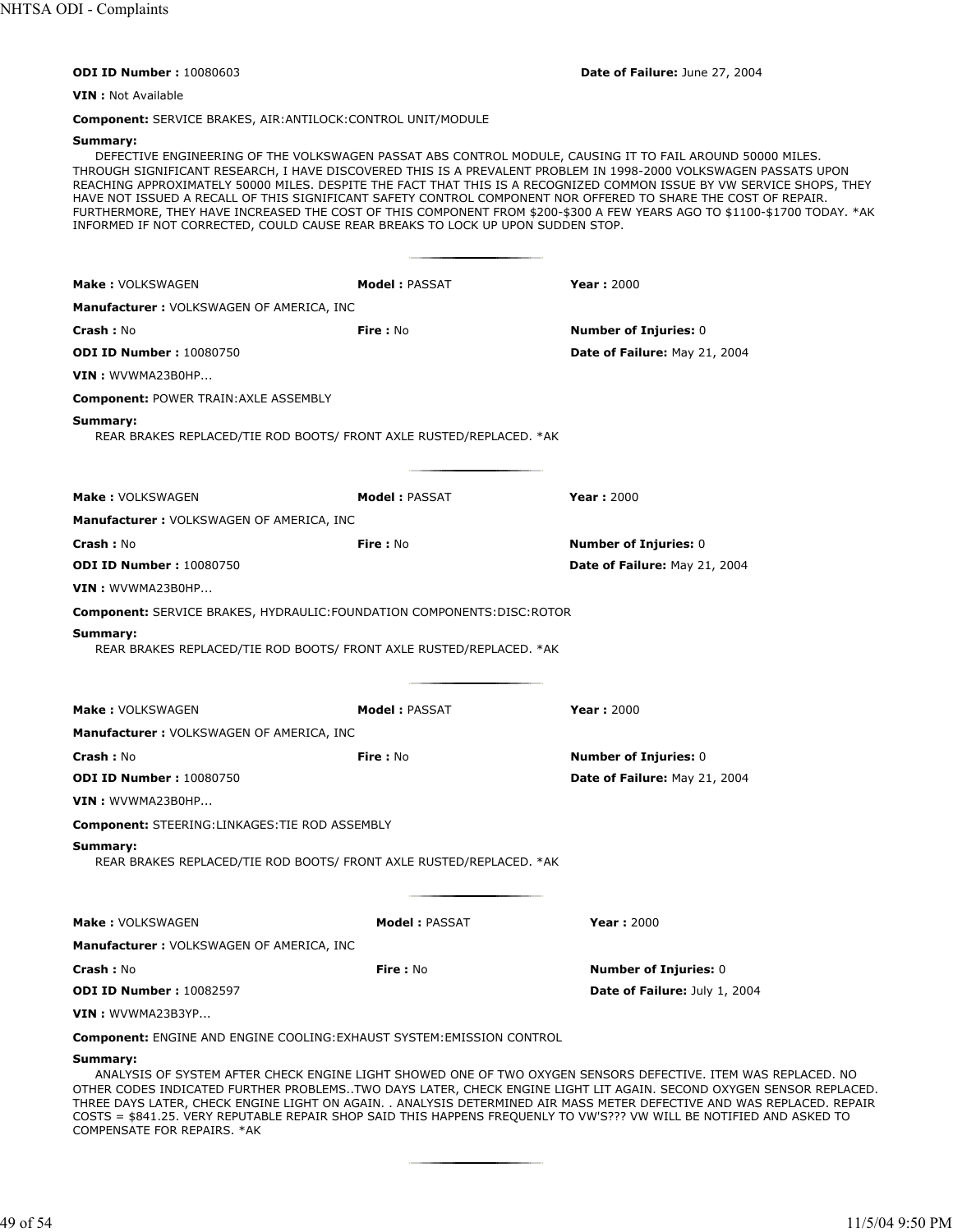**ODI ID Number :** 10080603 **Date of Failure:** June 27, 2004

**VIN :** Not Available

**Component:** SERVICE BRAKES, AIR:ANTILOCK:CONTROL UNIT/MODULE

**Summary:**

DEFECTIVE ENGINEERING OF THE VOLKSWAGEN PASSAT ABS CONTROL MODULE, CAUSING IT TO FAIL AROUND 50000 MILES. THROUGH SIGNIFICANT RESEARCH, I HAVE DISCOVERED THIS IS A PREVALENT PROBLEM IN 1998-2000 VOLKSWAGEN PASSATS UPON REACHING APPROXIMATELY 50000 MILES. DESPITE THE FACT THAT THIS IS A RECOGNIZED COMMON ISSUE BY VW SERVICE SHOPS, THEY HAVE NOT ISSUED A RECALL OF THIS SIGNIFICANT SAFETY CONTROL COMPONENT NOR OFFERED TO SHARE THE COST OF REPAIR. FURTHERMORE, THEY HAVE INCREASED THE COST OF THIS COMPONENT FROM $200-$300 A FEW YEARS AGO TO $1100-$1700 TODAY. *AK INFORMED IF NOT CORRECTED, COULD CAUSE REAR BREAKS TO LOCK UP UPON SUDDEN STOP.

---

**Make :** VOLKSWAGEN **Model :** PASSAT **Year :** 2000

**Manufacturer :** VOLKSWAGEN OF AMERICA, INC

**Crash :** No **Fire :** No **Number of Injuries:** 0

**ODI ID Number :** 10080750 **Date of Failure:** May 21, 2004

**VIN :** WVWMA23B0HP...

**Component:** POWER TRAIN:AXLE ASSEMBLY

**Summary:**

REAR BRAKES REPLACED/TIE ROD BOOTS/ FRONT AXLE RUSTED/REPLACED. *AK

---

**Make :** VOLKSWAGEN **Model :** PASSAT **Year :** 2000

**Manufacturer :** VOLKSWAGEN OF AMERICA, INC

**Crash :** No **Fire :** No **Number of Injuries:** 0

**ODI ID Number :** 10080750 **Date of Failure:** May 21, 2004

**VIN :** WVWMA23B0HP...

**Component:** SERVICE BRAKES, HYDRAULIC:FOUNDATION COMPONENTS:DISC:ROTOR

**Summary:**

REAR BRAKES REPLACED/TIE ROD BOOTS/ FRONT AXLE RUSTED/REPLACED. *AK

---

**Make :** VOLKSWAGEN **Model :** PASSAT **Year :** 2000

**Manufacturer :** VOLKSWAGEN OF AMERICA, INC

**Crash :** No **Fire :** No **Number of Injuries:** 0

**ODI ID Number :** 10080750 **Date of Failure:** May 21, 2004

**VIN :** WVWMA23B0HP...

**Component:** STEERING:LINKAGES:TIE ROD ASSEMBLY

**Summary:**

REAR BRAKES REPLACED/TIE ROD BOOTS/ FRONT AXLE RUSTED/REPLACED. *AK

---

**Make :** VOLKSWAGEN **Model :** PASSAT **Year :** 2000

**Manufacturer :** VOLKSWAGEN OF AMERICA, INC

**Crash :** No **Fire :** No **Number of Injuries:** 0

**ODI ID Number :** 10082597 **Date of Failure:** July 1, 2004

**VIN :** WVWMA23B3YP...

**Component:** ENGINE AND ENGINE COOLING:EXHAUST SYSTEM:EMISSION CONTROL

**Summary:**

ANALYSIS OF SYSTEM AFTER CHECK ENGINE LIGHT SHOWED ONE OF TWO OXYGEN SENSORS DEFECTIVE. ITEM WAS REPLACED. NO OTHER CODES INDICATED FURTHER PROBLEMS..TWO DAYS LATER, CHECK ENGINE LIGHT LIT AGAIN. SECOND OXYGEN SENSOR REPLACED. THREE DAYS LATER, CHECK ENGINE LIGHT ON AGAIN. . ANALYSIS DETERMINED AIR MASS METER DEFECTIVE AND WAS REPLACED. REPAIR COSTS = $841.25. VERY REPUTABLE REPAIR SHOP SAID THIS HAPPENS FREQUENLY TO VW'S??? VW WILL BE NOTIFIED AND ASKED TO COMPENSATE FOR REPAIRS. *AK

---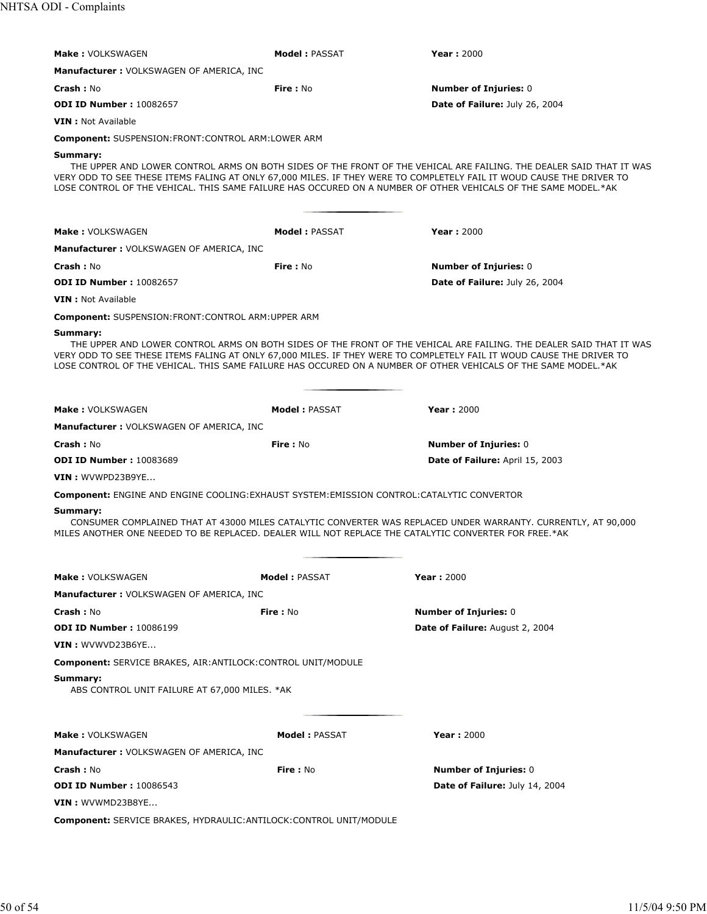**Make :** VOLKSWAGEN **Model :** PASSAT **Year :** 2000

**Manufacturer :** VOLKSWAGEN OF AMERICA, INC

**Crash :** No **Fire :** No **Number of Injuries:** 0

**ODI ID Number :** 10082657 **Date of Failure:** July 26, 2004

**VIN :** Not Available

**Component:** SUSPENSION:FRONT:CONTROL ARM:LOWER ARM

**Summary:**

THE UPPER AND LOWER CONTROL ARMS ON BOTH SIDES OF THE FRONT OF THE VEHICAL ARE FAILING. THE DEALER SAID THAT IT WAS VERY ODD TO SEE THESE ITEMS FALING AT ONLY 67,000 MILES. IF THEY WERE TO COMPLETELY FAIL IT WOUD CAUSE THE DRIVER TO LOSE CONTROL OF THE VEHICAL. THIS SAME FAILURE HAS OCCURED ON A NUMBER OF OTHER VEHICALS OF THE SAME MODEL.*AK

---

**Make :** VOLKSWAGEN **Model :** PASSAT **Year :** 2000

**Manufacturer :** VOLKSWAGEN OF AMERICA, INC

**Crash :** No **Fire :** No **Number of Injuries:** 0

**ODI ID Number :** 10082657 **Date of Failure:** July 26, 2004

**VIN :** Not Available

**Component:** SUSPENSION:FRONT:CONTROL ARM:UPPER ARM

**Summary:**

THE UPPER AND LOWER CONTROL ARMS ON BOTH SIDES OF THE FRONT OF THE VEHICAL ARE FAILING. THE DEALER SAID THAT IT WAS VERY ODD TO SEE THESE ITEMS FALING AT ONLY 67,000 MILES. IF THEY WERE TO COMPLETELY FAIL IT WOUD CAUSE THE DRIVER TO LOSE CONTROL OF THE VEHICAL. THIS SAME FAILURE HAS OCCURED ON A NUMBER OF OTHER VEHICALS OF THE SAME MODEL.*AK

---

**Make :** VOLKSWAGEN **Model :** PASSAT **Year :** 2000

**Manufacturer :** VOLKSWAGEN OF AMERICA, INC

**Crash :** No **Fire :** No **Number of Injuries:** 0

**ODI ID Number :** 10083689 **Date of Failure:** April 15, 2003

**VIN :** WVWPD23B9YE...

**Component:** ENGINE AND ENGINE COOLING:EXHAUST SYSTEM:EMISSION CONTROL:CATALYTIC CONVERTOR

**Summary:**

CONSUMER COMPLAINED THAT AT 43000 MILES CATALYTIC CONVERTER WAS REPLACED UNDER WARRANTY. CURRENTLY, AT 90,000 MILES ANOTHER ONE NEEDED TO BE REPLACED. DEALER WILL NOT REPLACE THE CATALYTIC CONVERTER FOR FREE.*AK

---

**Make :** VOLKSWAGEN **Model :** PASSAT **Year :** 2000

**Manufacturer :** VOLKSWAGEN OF AMERICA, INC

**Crash :** No **Fire :** No **Number of Injuries:** 0

**ODI ID Number :** 10086199 **Date of Failure:** August 2, 2004

**VIN :** WVWVD23B6YE...

**Component:** SERVICE BRAKES, AIR:ANTILOCK:CONTROL UNIT/MODULE

**Summary:**

ABS CONTROL UNIT FAILURE AT 67,000 MILES. *AK

---

**Make :** VOLKSWAGEN **Model :** PASSAT **Year :** 2000

**Manufacturer :** VOLKSWAGEN OF AMERICA, INC

**Crash :** No **Fire :** No **Number of Injuries:** 0

**ODI ID Number :** 10086543 **Date of Failure:** July 14, 2004

**VIN :** WVWMD23B8YE...

**Component:** SERVICE BRAKES, HYDRAULIC:ANTILOCK:CONTROL UNIT/MODULE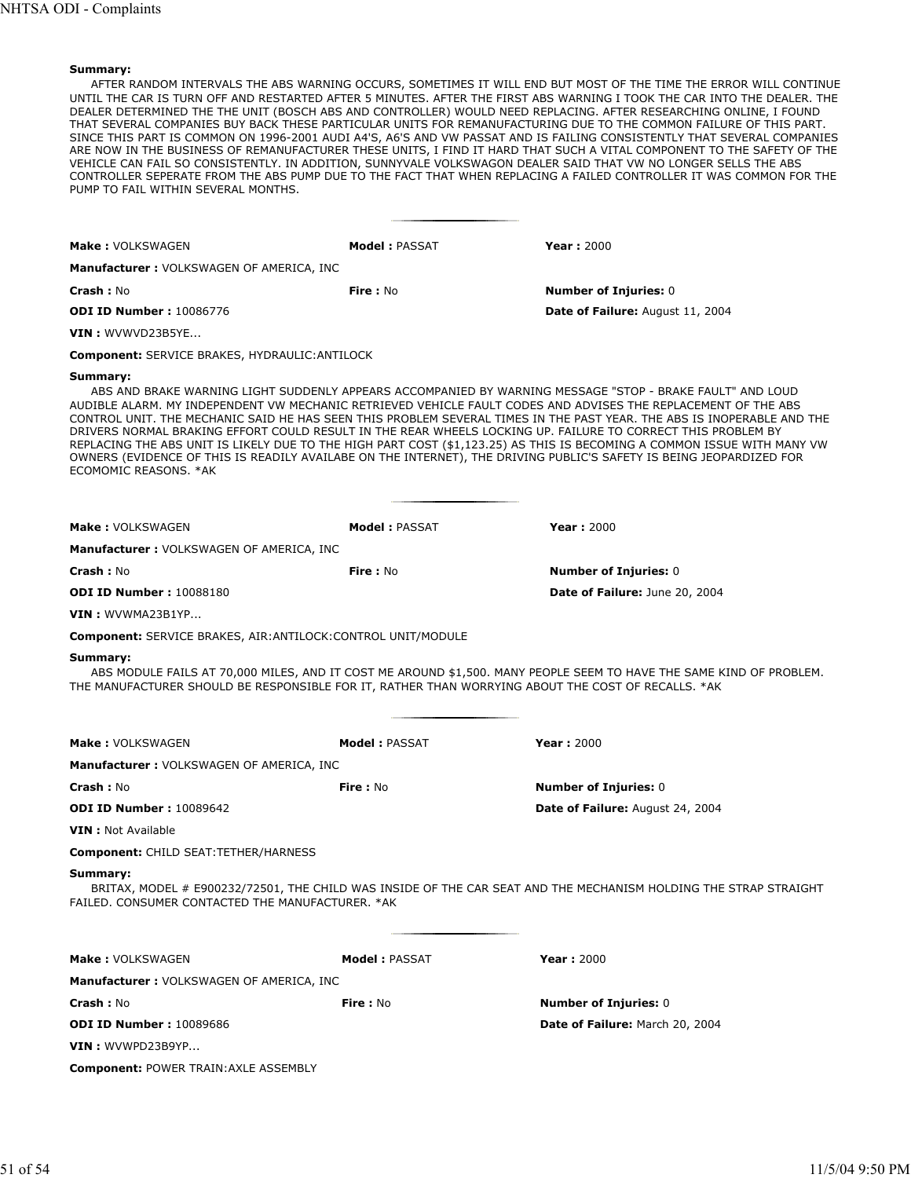**Summary:**

AFTER RANDOM INTERVALS THE ABS WARNING OCCURS, SOMETIMES IT WILL END BUT MOST OF THE TIME THE ERROR WILL CONTINUE UNTIL THE CAR IS TURN OFF AND RESTARTED AFTER 5 MINUTES. AFTER THE FIRST ABS WARNING I TOOK THE CAR INTO THE DEALER. THE DEALER DETERMINED THE THE UNIT (BOSCH ABS AND CONTROLLER) WOULD NEED REPLACING. AFTER RESEARCHING ONLINE, I FOUND THAT SEVERAL COMPANIES BUY BACK THESE PARTICULAR UNITS FOR REMANUFACTURING DUE TO THE COMMON FAILURE OF THIS PART. SINCE THIS PART IS COMMON ON 1996-2001 AUDI A4'S, A6'S AND VW PASSAT AND IS FAILING CONSISTENTLY THAT SEVERAL COMPANIES ARE NOW IN THE BUSINESS OF REMANUFACTURER THESE UNITS, I FIND IT HARD THAT SUCH A VITAL COMPONENT TO THE SAFETY OF THE VEHICLE CAN FAIL SO CONSISTENTLY. IN ADDITION, SUNNYVALE VOLKSWAGON DEALER SAID THAT VW NO LONGER SELLS THE ABS CONTROLLER SEPERATE FROM THE ABS PUMP DUE TO THE FACT THAT WHEN REPLACING A FAILED CONTROLLER IT WAS COMMON FOR THE PUMP TO FAIL WITHIN SEVERAL MONTHS.

---

**Make :** VOLKSWAGEN **Model :** PASSAT **Year :** 2000

**Manufacturer :** VOLKSWAGEN OF AMERICA, INC

**Crash :** No **Fire :** No **Number of Injuries:** 0

**ODI ID Number :** 10086776 **Date of Failure:** August 11, 2004

**VIN :** WVWVD23B5YE...

**Component:** SERVICE BRAKES, HYDRAULIC:ANTILOCK

**Summary:**

ABS AND BRAKE WARNING LIGHT SUDDENLY APPEARS ACCOMPANIED BY WARNING MESSAGE "STOP - BRAKE FAULT" AND LOUD AUDIBLE ALARM. MY INDEPENDENT VW MECHANIC RETRIEVED VEHICLE FAULT CODES AND ADVISES THE REPLACEMENT OF THE ABS CONTROL UNIT. THE MECHANIC SAID HE HAS SEEN THIS PROBLEM SEVERAL TIMES IN THE PAST YEAR. THE ABS IS INOPERABLE AND THE DRIVERS NORMAL BRAKING EFFORT COULD RESULT IN THE REAR WHEELS LOCKING UP. FAILURE TO CORRECT THIS PROBLEM BY REPLACING THE ABS UNIT IS LIKELY DUE TO THE HIGH PART COST ($1,123.25) AS THIS IS BECOMING A COMMON ISSUE WITH MANY VW OWNERS (EVIDENCE OF THIS IS READILY AVAILABE ON THE INTERNET), THE DRIVING PUBLIC'S SAFETY IS BEING JEOPARDIZED FOR ECOMOMIC REASONS. *AK

---

**Make :** VOLKSWAGEN **Model :** PASSAT **Year :** 2000

**Manufacturer :** VOLKSWAGEN OF AMERICA, INC

**Crash :** No **Fire :** No **Number of Injuries:** 0

**ODI ID Number :** 10088180 **Date of Failure:** June 20, 2004

**VIN :** WVWMA23B1YP...

**Component:** SERVICE BRAKES, AIR:ANTILOCK:CONTROL UNIT/MODULE

**Summary:**

ABS MODULE FAILS AT 70,000 MILES, AND IT COST ME AROUND $1,500. MANY PEOPLE SEEM TO HAVE THE SAME KIND OF PROBLEM. THE MANUFACTURER SHOULD BE RESPONSIBLE FOR IT, RATHER THAN WORRYING ABOUT THE COST OF RECALLS. *AK

---

**Make :** VOLKSWAGEN **Model :** PASSAT **Year :** 2000

**Manufacturer :** VOLKSWAGEN OF AMERICA, INC

**Crash :** No **Fire :** No **Number of Injuries:** 0

**ODI ID Number :** 10089642 **Date of Failure:** August 24, 2004

**VIN :** Not Available

**Component:** CHILD SEAT:TETHER/HARNESS

**Summary:**

BRITAX, MODEL # E900232/72501, THE CHILD WAS INSIDE OF THE CAR SEAT AND THE MECHANISM HOLDING THE STRAP STRAIGHT FAILED. CONSUMER CONTACTED THE MANUFACTURER. *AK

---

**Make :** VOLKSWAGEN **Model :** PASSAT **Year :** 2000

**Manufacturer :** VOLKSWAGEN OF AMERICA, INC

**Crash :** No **Fire :** No **Number of Injuries:** 0

**ODI ID Number :** 10089686 **Date of Failure:** March 20, 2004

**VIN :** WVWPD23B9YP...

**Component:** POWER TRAIN:AXLE ASSEMBLY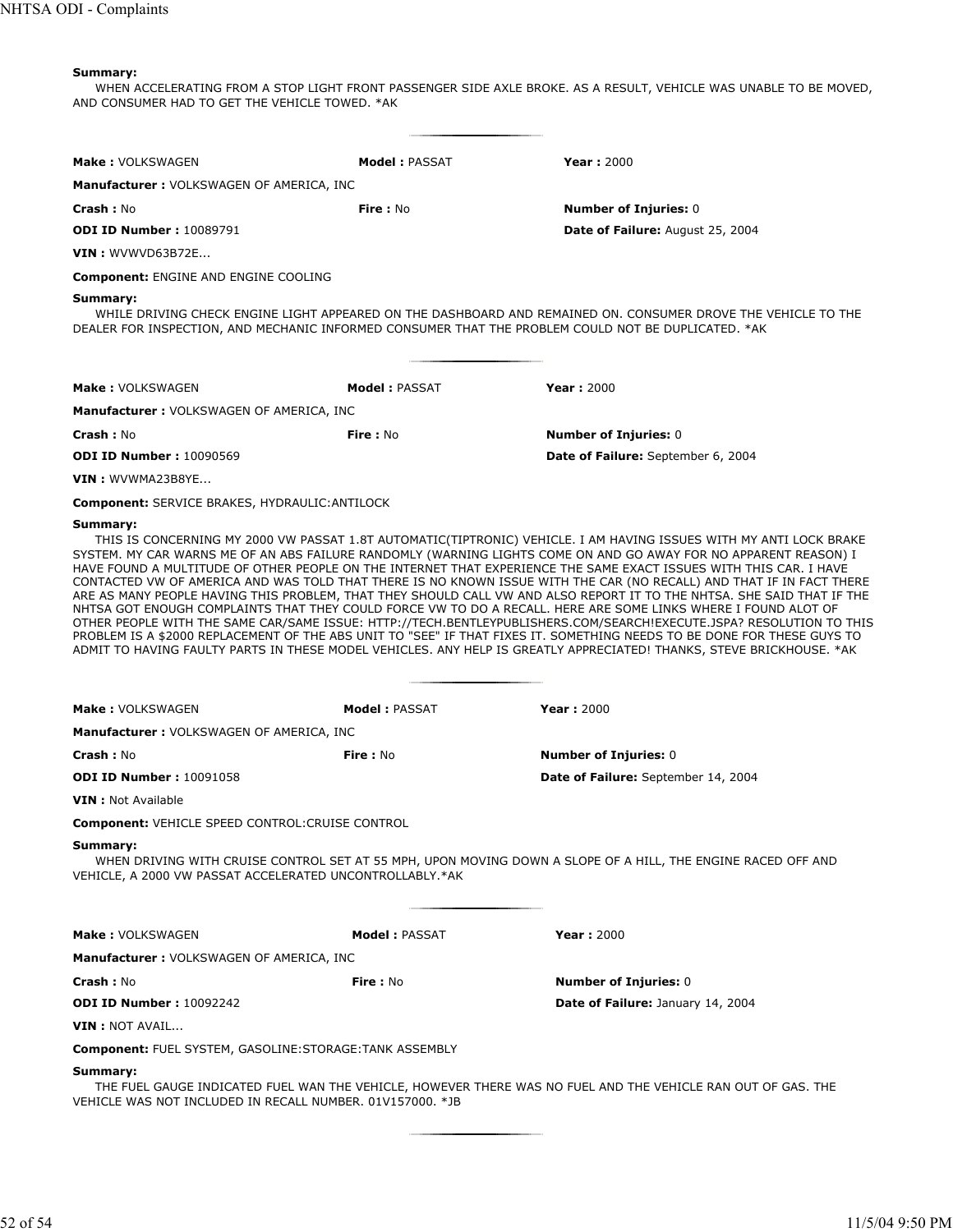**Summary:**
WHEN ACCELERATING FROM A STOP LIGHT FRONT PASSENGER SIDE AXLE BROKE. AS A RESULT, VEHICLE WAS UNABLE TO BE MOVED, AND CONSUMER HAD TO GET THE VEHICLE TOWED. *AK

---

**Make :** VOLKSWAGEN **Model :** PASSAT **Year :** 2000

**Manufacturer :** VOLKSWAGEN OF AMERICA, INC

**Crash :** No **Fire :** No **Number of Injuries:** 0

**ODI ID Number :** 10089791 **Date of Failure:** August 25, 2004

**VIN :** WVWVD63B72E...

**Component:** ENGINE AND ENGINE COOLING

**Summary:**
WHILE DRIVING CHECK ENGINE LIGHT APPEARED ON THE DASHBOARD AND REMAINED ON. CONSUMER DROVE THE VEHICLE TO THE DEALER FOR INSPECTION, AND MECHANIC INFORMED CONSUMER THAT THE PROBLEM COULD NOT BE DUPLICATED. *AK

---

**Make :** VOLKSWAGEN **Model :** PASSAT **Year :** 2000

**Manufacturer :** VOLKSWAGEN OF AMERICA, INC

**Crash :** No **Fire :** No **Number of Injuries:** 0

**ODI ID Number :** 10090569 **Date of Failure:** September 6, 2004

**VIN :** WVWMA23B8YE...

**Component:** SERVICE BRAKES, HYDRAULIC:ANTILOCK

**Summary:**
THIS IS CONCERNING MY 2000 VW PASSAT 1.8T AUTOMATIC(TIPTRONIC) VEHICLE. I AM HAVING ISSUES WITH MY ANTI LOCK BRAKE SYSTEM. MY CAR WARNS ME OF AN ABS FAILURE RANDOMLY (WARNING LIGHTS COME ON AND GO AWAY FOR NO APPARENT REASON) I HAVE FOUND A MULTITUDE OF OTHER PEOPLE ON THE INTERNET THAT EXPERIENCE THE SAME EXACT ISSUES WITH THIS CAR. I HAVE CONTACTED VW OF AMERICA AND WAS TOLD THAT THERE IS NO KNOWN ISSUE WITH THE CAR (NO RECALL) AND THAT IF IN FACT THERE ARE AS MANY PEOPLE HAVING THIS PROBLEM, THAT THEY SHOULD CALL VW AND ALSO REPORT IT TO THE NHTSA. SHE SAID THAT IF THE NHTSA GOT ENOUGH COMPLAINTS THAT THEY COULD FORCE VW TO DO A RECALL. HERE ARE SOME LINKS WHERE I FOUND ALOT OF OTHER PEOPLE WITH THE SAME CAR/SAME ISSUE: HTTP://TECH.BENTLEYPUBLISHERS.COM/SEARCH!EXECUTE.JSPA? RESOLUTION TO THIS PROBLEM IS A $2000 REPLACEMENT OF THE ABS UNIT TO "SEE" IF THAT FIXES IT. SOMETHING NEEDS TO BE DONE FOR THESE GUYS TO ADMIT TO HAVING FAULTY PARTS IN THESE MODEL VEHICLES. ANY HELP IS GREATLY APPRECIATED! THANKS, STEVE BRICKHOUSE. *AK

---

**Make :** VOLKSWAGEN **Model :** PASSAT **Year :** 2000

**Manufacturer :** VOLKSWAGEN OF AMERICA, INC

**Crash :** No **Fire :** No **Number of Injuries:** 0

**ODI ID Number :** 10091058 **Date of Failure:** September 14, 2004

**VIN :** Not Available

**Component:** VEHICLE SPEED CONTROL:CRUISE CONTROL

**Summary:**
WHEN DRIVING WITH CRUISE CONTROL SET AT 55 MPH, UPON MOVING DOWN A SLOPE OF A HILL, THE ENGINE RACED OFF AND VEHICLE, A 2000 VW PASSAT ACCELERATED UNCONTROLLABLY.*AK

---

**Make :** VOLKSWAGEN **Model :** PASSAT **Year :** 2000

**Manufacturer :** VOLKSWAGEN OF AMERICA, INC

**Crash :** No **Fire :** No **Number of Injuries:** 0

**ODI ID Number :** 10092242 **Date of Failure:** January 14, 2004

**VIN :** NOT AVAIL...

**Component:** FUEL SYSTEM, GASOLINE:STORAGE:TANK ASSEMBLY

**Summary:**
THE FUEL GAUGE INDICATED FUEL WAN THE VEHICLE, HOWEVER THERE WAS NO FUEL AND THE VEHICLE RAN OUT OF GAS. THE VEHICLE WAS NOT INCLUDED IN RECALL NUMBER. 01V157000. *JB

---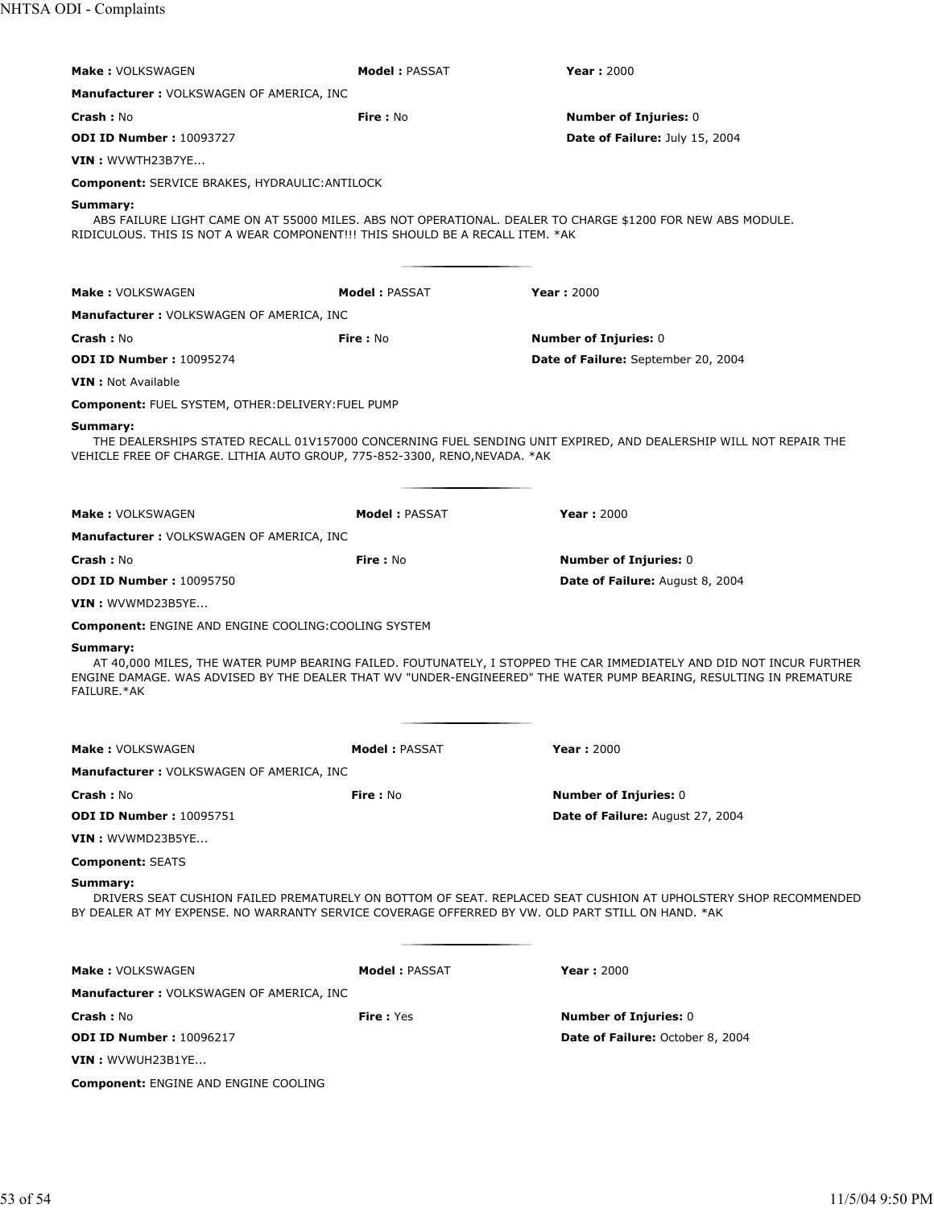**Make :** VOLKSWAGEN **Model :** PASSAT **Year :** 2000

**Manufacturer :** VOLKSWAGEN OF AMERICA, INC

**Crash :** No **Fire :** No **Number of Injuries:** 0

**ODI ID Number :** 10093727 **Date of Failure:** July 15, 2004

**VIN :** WVWTH23B7YE...

**Component:** SERVICE BRAKES, HYDRAULIC:ANTILOCK

**Summary:**

ABS FAILURE LIGHT CAME ON AT 55000 MILES. ABS NOT OPERATIONAL. DEALER TO CHARGE $1200 FOR NEW ABS MODULE. RIDICULOUS. THIS IS NOT A WEAR COMPONENT!!! THIS SHOULD BE A RECALL ITEM. *AK

---

**Make :** VOLKSWAGEN **Model :** PASSAT **Year :** 2000

**Manufacturer :** VOLKSWAGEN OF AMERICA, INC

**Crash :** No **Fire :** No **Number of Injuries:** 0

**ODI ID Number :** 10095274 **Date of Failure:** September 20, 2004

**VIN :** Not Available

**Component:** FUEL SYSTEM, OTHER:DELIVERY:FUEL PUMP

**Summary:**

THE DEALERSHIPS STATED RECALL 01V157000 CONCERNING FUEL SENDING UNIT EXPIRED, AND DEALERSHIP WILL NOT REPAIR THE VEHICLE FREE OF CHARGE. LITHIA AUTO GROUP, 775-852-3300, RENO,NEVADA. *AK

---

**Make :** VOLKSWAGEN **Model :** PASSAT **Year :** 2000

**Manufacturer :** VOLKSWAGEN OF AMERICA, INC

**Crash :** No **Fire :** No **Number of Injuries:** 0

**ODI ID Number :** 10095750 **Date of Failure:** August 8, 2004

**VIN :** WVWMD23B5YE...

**Component:** ENGINE AND ENGINE COOLING:COOLING SYSTEM

**Summary:**

AT 40,000 MILES, THE WATER PUMP BEARING FAILED. FOUTUNATELY, I STOPPED THE CAR IMMEDIATELY AND DID NOT INCUR FURTHER ENGINE DAMAGE. WAS ADVISED BY THE DEALER THAT WV "UNDER-ENGINEERED" THE WATER PUMP BEARING, RESULTING IN PREMATURE FAILURE.*AK

---

**Make :** VOLKSWAGEN **Model :** PASSAT **Year :** 2000

**Manufacturer :** VOLKSWAGEN OF AMERICA, INC

**Crash :** No **Fire :** No **Number of Injuries:** 0

**ODI ID Number :** 10095751 **Date of Failure:** August 27, 2004

**VIN :** WVWMD23B5YE...

**Component:** SEATS

**Summary:**

DRIVERS SEAT CUSHION FAILED PREMATURELY ON BOTTOM OF SEAT. REPLACED SEAT CUSHION AT UPHOLSTERY SHOP RECOMMENDED BY DEALER AT MY EXPENSE. NO WARRANTY SERVICE COVERAGE OFFERRED BY VW. OLD PART STILL ON HAND. *AK

---

**Make :** VOLKSWAGEN **Model :** PASSAT **Year :** 2000

**Manufacturer :** VOLKSWAGEN OF AMERICA, INC

**Crash :** No **Fire :** Yes **Number of Injuries:** 0

**ODI ID Number :** 10096217 **Date of Failure:** October 8, 2004

**VIN :** WVWUH23B1YE...

**Component:** ENGINE AND ENGINE COOLING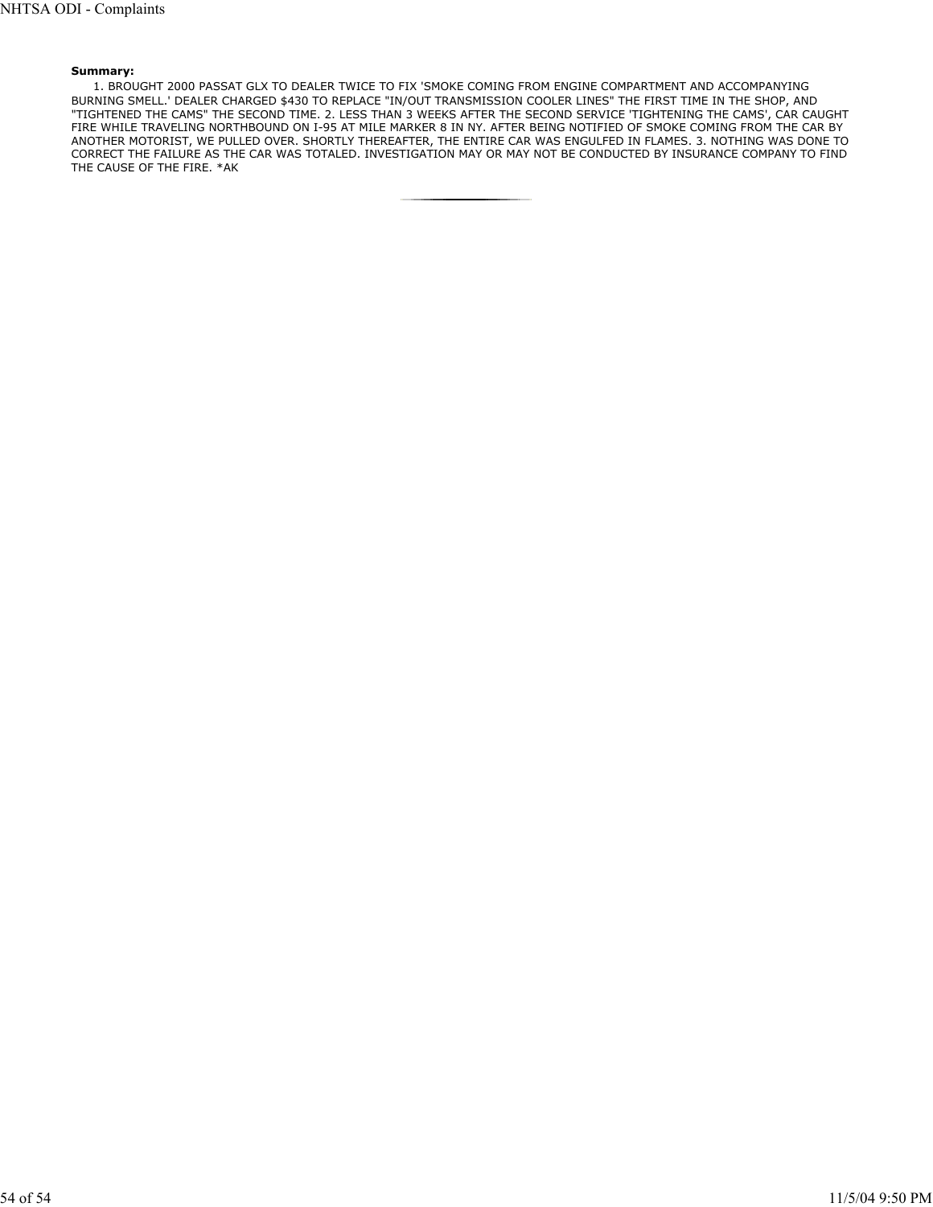**Summary:**

1. BROUGHT 2000 PASSAT GLX TO DEALER TWICE TO FIX 'SMOKE COMING FROM ENGINE COMPARTMENT AND ACCOMPANYING BURNING SMELL.' DEALER CHARGED $430 TO REPLACE "IN/OUT TRANSMISSION COOLER LINES" THE FIRST TIME IN THE SHOP, AND "TIGHTENED THE CAMS" THE SECOND TIME. 2. LESS THAN 3 WEEKS AFTER THE SECOND SERVICE 'TIGHTENING THE CAMS', CAR CAUGHT FIRE WHILE TRAVELING NORTHBOUND ON I-95 AT MILE MARKER 8 IN NY. AFTER BEING NOTIFIED OF SMOKE COMING FROM THE CAR BY ANOTHER MOTORIST, WE PULLED OVER. SHORTLY THEREAFTER, THE ENTIRE CAR WAS ENGULFED IN FLAMES. 3. NOTHING WAS DONE TO CORRECT THE FAILURE AS THE CAR WAS TOTALED. INVESTIGATION MAY OR MAY NOT BE CONDUCTED BY INSURANCE COMPANY TO FIND THE CAUSE OF THE FIRE. *AK